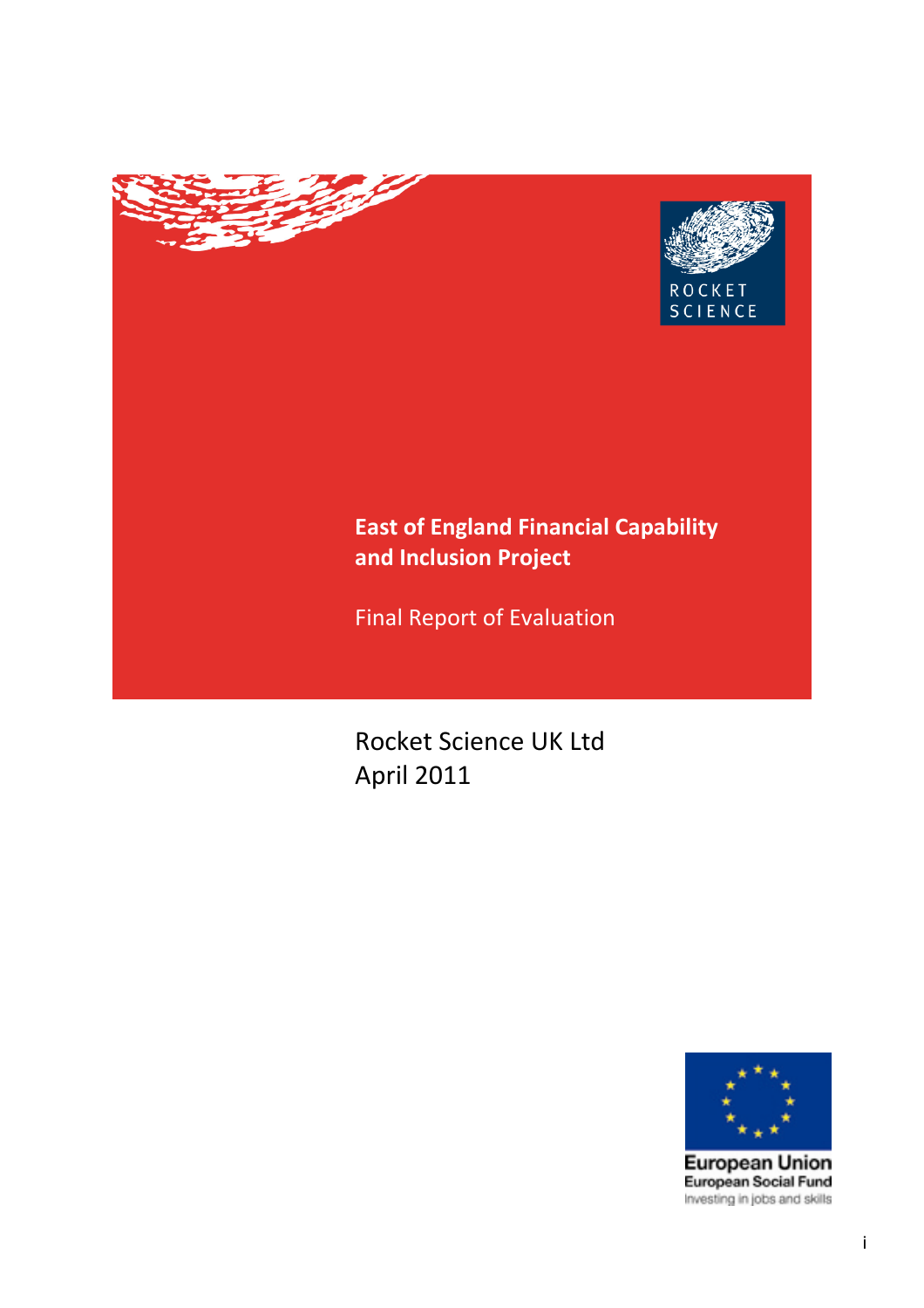ROCKET SCIENCE

# East of England Financial Capability and Inclusion Project

## Final Report of Evaluation

Rocket Science UK Ltd
April 2011

European Union
European Social Fund
Investing in jobs and skills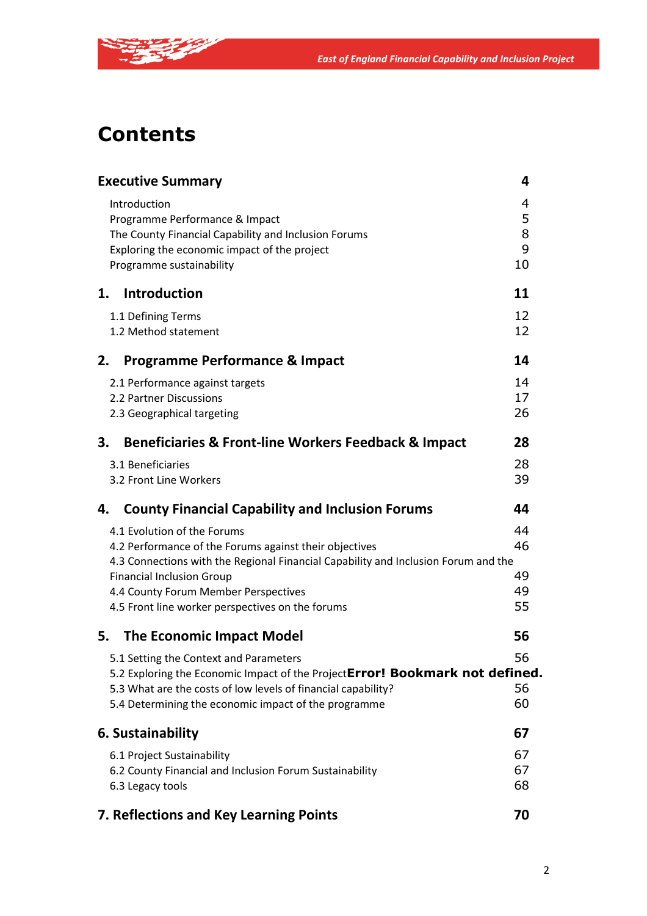# Contents

| | |
|---|---|
| **Executive Summary** | **4** |
| Introduction | 4 |
| Programme Performance & Impact | 5 |
| The County Financial Capability and Inclusion Forums | 8 |
| Exploring the economic impact of the project | 9 |
| Programme sustainability | 10 |
| **1. Introduction** | **11** |
| 1.1 Defining Terms | 12 |
| 1.2 Method statement | 12 |
| **2. Programme Performance & Impact** | **14** |
| 2.1 Performance against targets | 14 |
| 2.2 Partner Discussions | 17 |
| 2.3 Geographical targeting | 26 |
| **3. Beneficiaries & Front-line Workers Feedback & Impact** | **28** |
| 3.1 Beneficiaries | 28 |
| 3.2 Front Line Workers | 39 |
| **4. County Financial Capability and Inclusion Forums** | **44** |
| 4.1 Evolution of the Forums | 44 |
| 4.2 Performance of the Forums against their objectives | 46 |
| 4.3 Connections with the Regional Financial Capability and Inclusion Forum and the Financial Inclusion Group | 49 |
| 4.4 County Forum Member Perspectives | 49 |
| 4.5 Front line worker perspectives on the forums | 55 |
| **5. The Economic Impact Model** | **56** |
| 5.1 Setting the Context and Parameters | 56 |
| 5.2 Exploring the Economic Impact of the Project **Error! Bookmark not defined.** | |
| 5.3 What are the costs of low levels of financial capability? | 56 |
| 5.4 Determining the economic impact of the programme | 60 |
| **6. Sustainability** | **67** |
| 6.1 Project Sustainability | 67 |
| 6.2 County Financial and Inclusion Forum Sustainability | 67 |
| 6.3 Legacy tools | 68 |
| **7. Reflections and Key Learning Points** | **70** |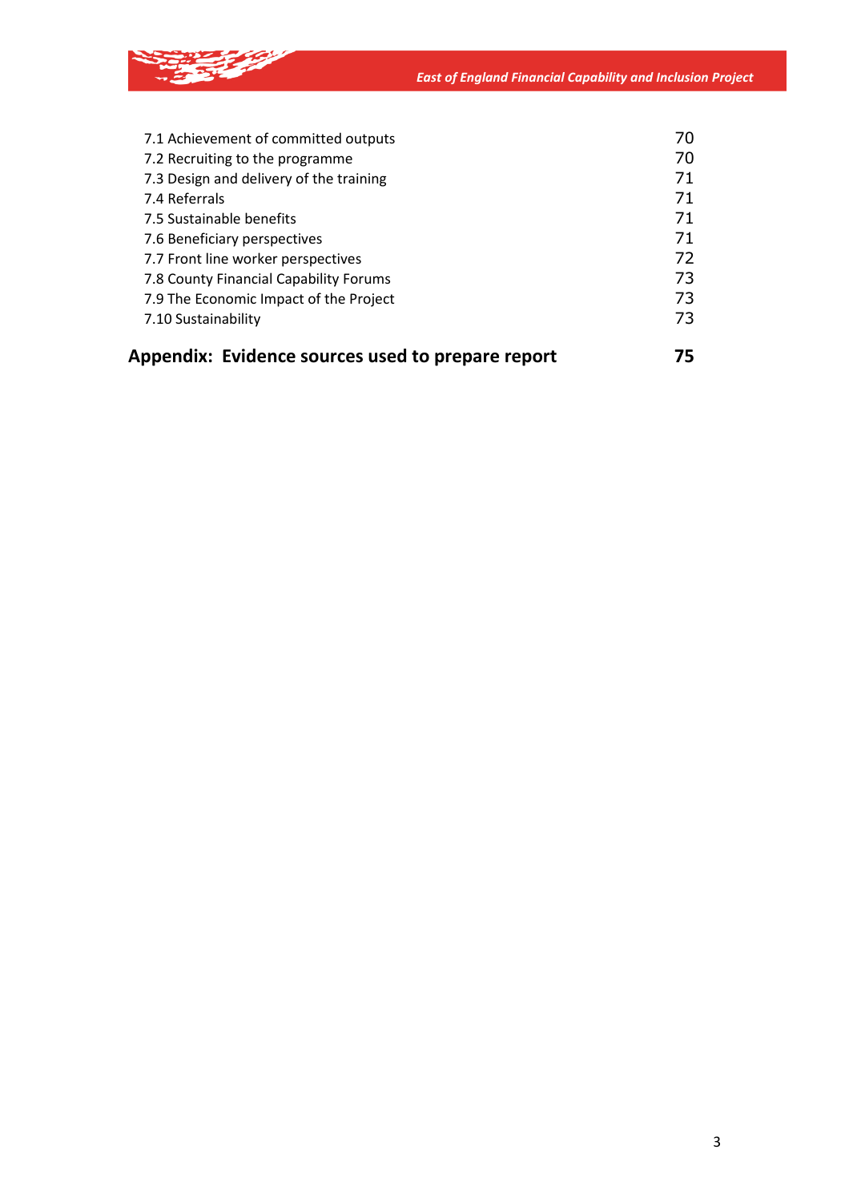| | |
|---|---|
| 7.1 Achievement of committed outputs | 70 |
| 7.2 Recruiting to the programme | 70 |
| 7.3 Design and delivery of the training | 71 |
| 7.4 Referrals | 71 |
| 7.5 Sustainable benefits | 71 |
| 7.6 Beneficiary perspectives | 71 |
| 7.7 Front line worker perspectives | 72 |
| 7.8 County Financial Capability Forums | 73 |
| 7.9 The Economic Impact of the Project | 73 |
| 7.10 Sustainability | 73 |
| **Appendix: Evidence sources used to prepare report** | **75** |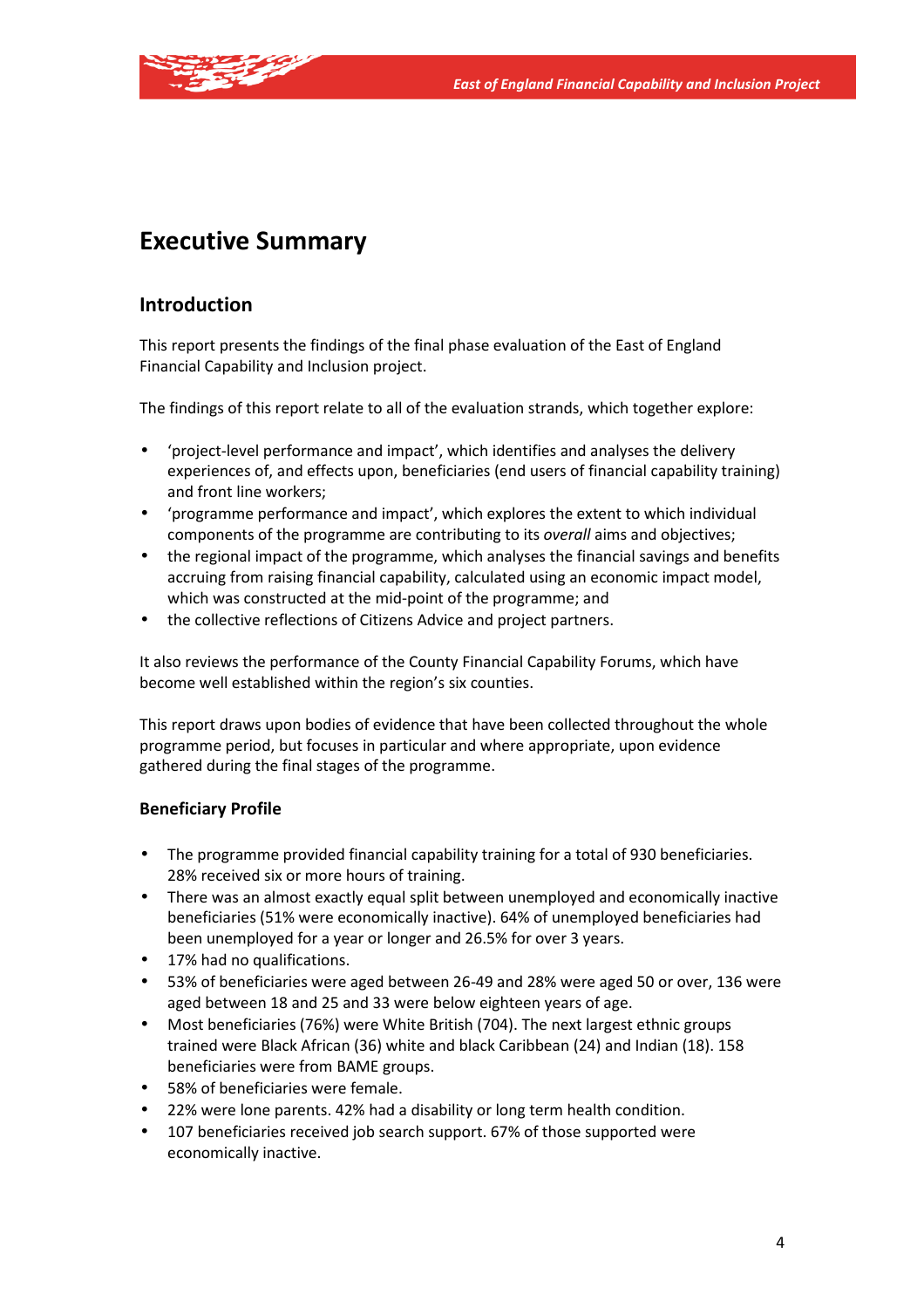# Executive Summary

## Introduction

This report presents the findings of the final phase evaluation of the East of England Financial Capability and Inclusion project.

The findings of this report relate to all of the evaluation strands, which together explore:

- 'project-level performance and impact', which identifies and analyses the delivery experiences of, and effects upon, beneficiaries (end users of financial capability training) and front line workers;
- 'programme performance and impact', which explores the extent to which individual components of the programme are contributing to its *overall* aims and objectives;
- the regional impact of the programme, which analyses the financial savings and benefits accruing from raising financial capability, calculated using an economic impact model, which was constructed at the mid-point of the programme; and
- the collective reflections of Citizens Advice and project partners.

It also reviews the performance of the County Financial Capability Forums, which have become well established within the region's six counties.

This report draws upon bodies of evidence that have been collected throughout the whole programme period, but focuses in particular and where appropriate, upon evidence gathered during the final stages of the programme.

### Beneficiary Profile

- The programme provided financial capability training for a total of 930 beneficiaries. 28% received six or more hours of training.
- There was an almost exactly equal split between unemployed and economically inactive beneficiaries (51% were economically inactive). 64% of unemployed beneficiaries had been unemployed for a year or longer and 26.5% for over 3 years.
- 17% had no qualifications.
- 53% of beneficiaries were aged between 26-49 and 28% were aged 50 or over, 136 were aged between 18 and 25 and 33 were below eighteen years of age.
- Most beneficiaries (76%) were White British (704). The next largest ethnic groups trained were Black African (36) white and black Caribbean (24) and Indian (18). 158 beneficiaries were from BAME groups.
- 58% of beneficiaries were female.
- 22% were lone parents. 42% had a disability or long term health condition.
- 107 beneficiaries received job search support. 67% of those supported were economically inactive.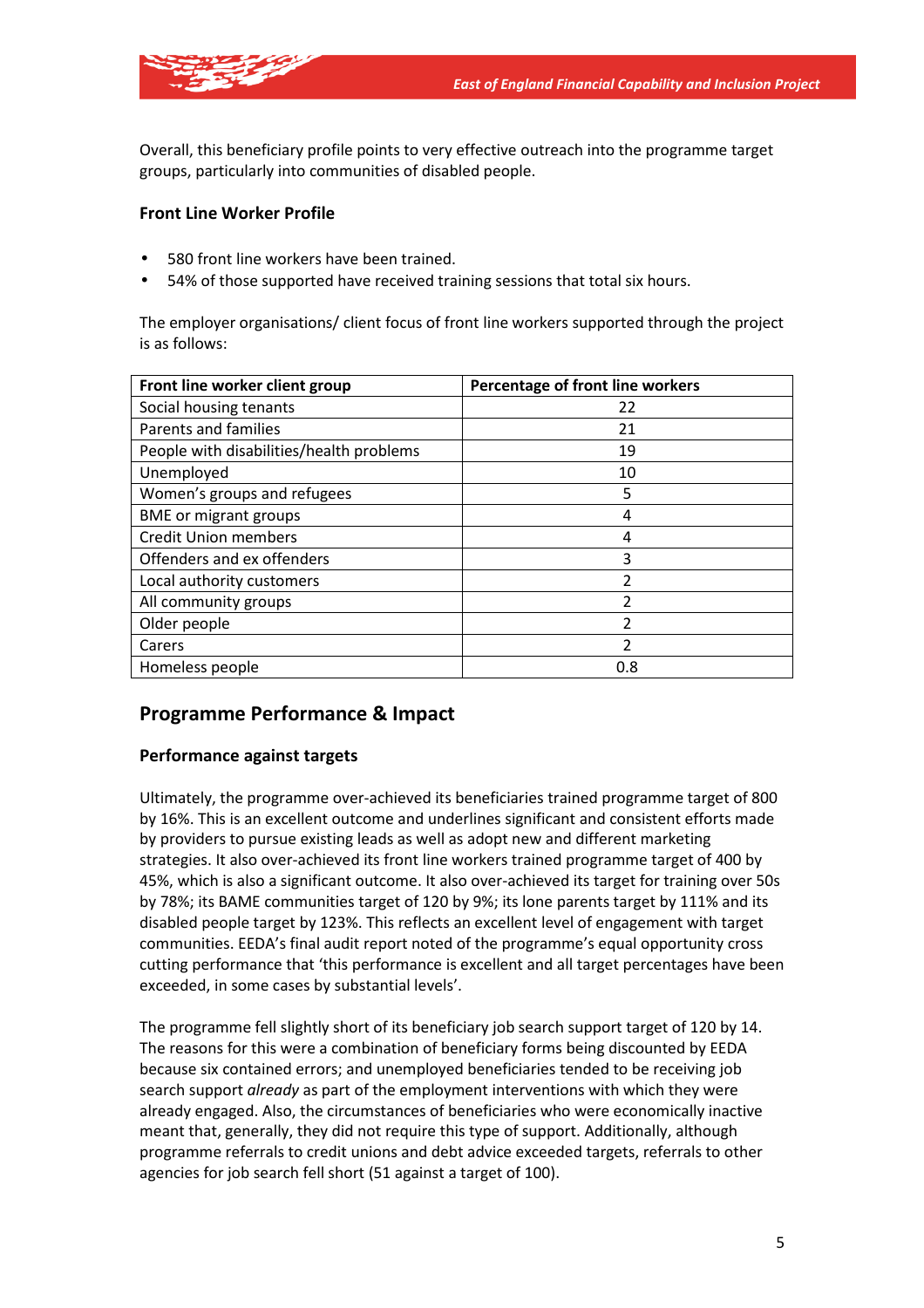Overall, this beneficiary profile points to very effective outreach into the programme target groups, particularly into communities of disabled people.

### Front Line Worker Profile

- 580 front line workers have been trained.
- 54% of those supported have received training sessions that total six hours.

The employer organisations/ client focus of front line workers supported through the project is as follows:

| Front line worker client group | Percentage of front line workers |
| --- | --- |
| Social housing tenants | 22 |
| Parents and families | 21 |
| People with disabilities/health problems | 19 |
| Unemployed | 10 |
| Women's groups and refugees | 5 |
| BME or migrant groups | 4 |
| Credit Union members | 4 |
| Offenders and ex offenders | 3 |
| Local authority customers | 2 |
| All community groups | 2 |
| Older people | 2 |
| Carers | 2 |
| Homeless people | 0.8 |

## Programme Performance & Impact

### Performance against targets

Ultimately, the programme over-achieved its beneficiaries trained programme target of 800 by 16%. This is an excellent outcome and underlines significant and consistent efforts made by providers to pursue existing leads as well as adopt new and different marketing strategies. It also over-achieved its front line workers trained programme target of 400 by 45%, which is also a significant outcome. It also over-achieved its target for training over 50s by 78%; its BAME communities target of 120 by 9%; its lone parents target by 111% and its disabled people target by 123%. This reflects an excellent level of engagement with target communities. EEDA's final audit report noted of the programme's equal opportunity cross cutting performance that 'this performance is excellent and all target percentages have been exceeded, in some cases by substantial levels'.

The programme fell slightly short of its beneficiary job search support target of 120 by 14. The reasons for this were a combination of beneficiary forms being discounted by EEDA because six contained errors; and unemployed beneficiaries tended to be receiving job search support *already* as part of the employment interventions with which they were already engaged. Also, the circumstances of beneficiaries who were economically inactive meant that, generally, they did not require this type of support. Additionally, although programme referrals to credit unions and debt advice exceeded targets, referrals to other agencies for job search fell short (51 against a target of 100).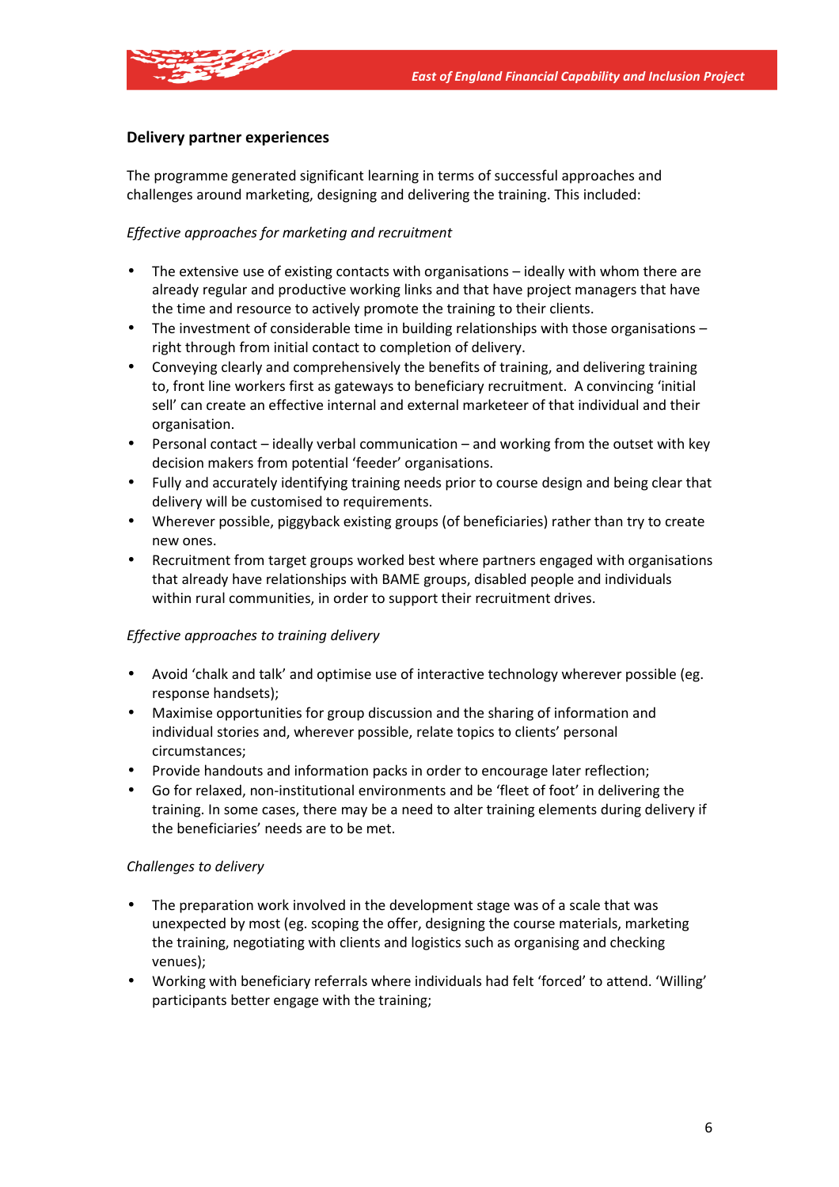## Delivery partner experiences

The programme generated significant learning in terms of successful approaches and challenges around marketing, designing and delivering the training. This included:

*Effective approaches for marketing and recruitment*

- The extensive use of existing contacts with organisations – ideally with whom there are already regular and productive working links and that have project managers that have the time and resource to actively promote the training to their clients.
- The investment of considerable time in building relationships with those organisations – right through from initial contact to completion of delivery.
- Conveying clearly and comprehensively the benefits of training, and delivering training to, front line workers first as gateways to beneficiary recruitment. A convincing 'initial sell' can create an effective internal and external marketeer of that individual and their organisation.
- Personal contact – ideally verbal communication – and working from the outset with key decision makers from potential 'feeder' organisations.
- Fully and accurately identifying training needs prior to course design and being clear that delivery will be customised to requirements.
- Wherever possible, piggyback existing groups (of beneficiaries) rather than try to create new ones.
- Recruitment from target groups worked best where partners engaged with organisations that already have relationships with BAME groups, disabled people and individuals within rural communities, in order to support their recruitment drives.

*Effective approaches to training delivery*

- Avoid 'chalk and talk' and optimise use of interactive technology wherever possible (eg. response handsets);
- Maximise opportunities for group discussion and the sharing of information and individual stories and, wherever possible, relate topics to clients' personal circumstances;
- Provide handouts and information packs in order to encourage later reflection;
- Go for relaxed, non-institutional environments and be 'fleet of foot' in delivering the training. In some cases, there may be a need to alter training elements during delivery if the beneficiaries' needs are to be met.

*Challenges to delivery*

- The preparation work involved in the development stage was of a scale that was unexpected by most (eg. scoping the offer, designing the course materials, marketing the training, negotiating with clients and logistics such as organising and checking venues);
- Working with beneficiary referrals where individuals had felt 'forced' to attend. 'Willing' participants better engage with the training;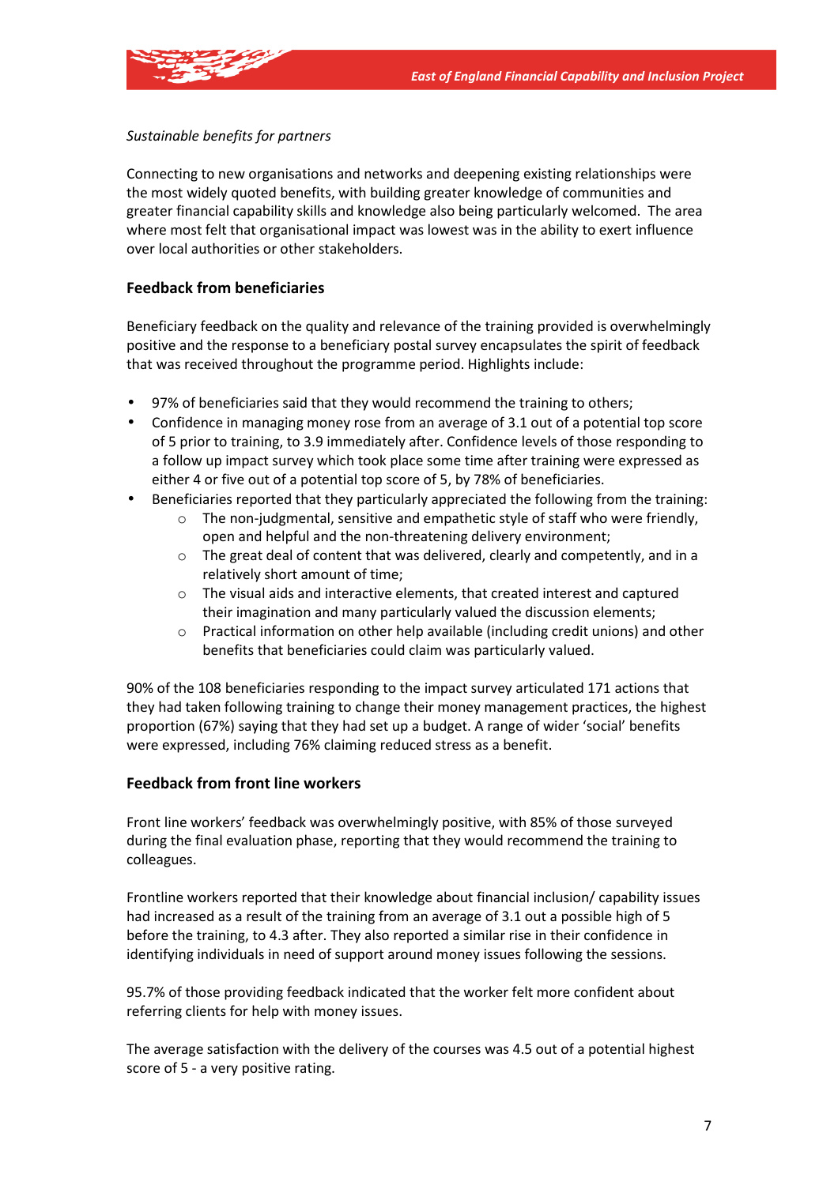*Sustainable benefits for partners*

Connecting to new organisations and networks and deepening existing relationships were the most widely quoted benefits, with building greater knowledge of communities and greater financial capability skills and knowledge also being particularly welcomed. The area where most felt that organisational impact was lowest was in the ability to exert influence over local authorities or other stakeholders.

## Feedback from beneficiaries

Beneficiary feedback on the quality and relevance of the training provided is overwhelmingly positive and the response to a beneficiary postal survey encapsulates the spirit of feedback that was received throughout the programme period. Highlights include:

- 97% of beneficiaries said that they would recommend the training to others;
- Confidence in managing money rose from an average of 3.1 out of a potential top score of 5 prior to training, to 3.9 immediately after. Confidence levels of those responding to a follow up impact survey which took place some time after training were expressed as either 4 or five out of a potential top score of 5, by 78% of beneficiaries.
- Beneficiaries reported that they particularly appreciated the following from the training:
    - The non-judgmental, sensitive and empathetic style of staff who were friendly, open and helpful and the non-threatening delivery environment;
    - The great deal of content that was delivered, clearly and competently, and in a relatively short amount of time;
    - The visual aids and interactive elements, that created interest and captured their imagination and many particularly valued the discussion elements;
    - Practical information on other help available (including credit unions) and other benefits that beneficiaries could claim was particularly valued.

90% of the 108 beneficiaries responding to the impact survey articulated 171 actions that they had taken following training to change their money management practices, the highest proportion (67%) saying that they had set up a budget. A range of wider 'social' benefits were expressed, including 76% claiming reduced stress as a benefit.

## Feedback from front line workers

Front line workers' feedback was overwhelmingly positive, with 85% of those surveyed during the final evaluation phase, reporting that they would recommend the training to colleagues.

Frontline workers reported that their knowledge about financial inclusion/ capability issues had increased as a result of the training from an average of 3.1 out a possible high of 5 before the training, to 4.3 after. They also reported a similar rise in their confidence in identifying individuals in need of support around money issues following the sessions.

95.7% of those providing feedback indicated that the worker felt more confident about referring clients for help with money issues.

The average satisfaction with the delivery of the courses was 4.5 out of a potential highest score of 5 - a very positive rating.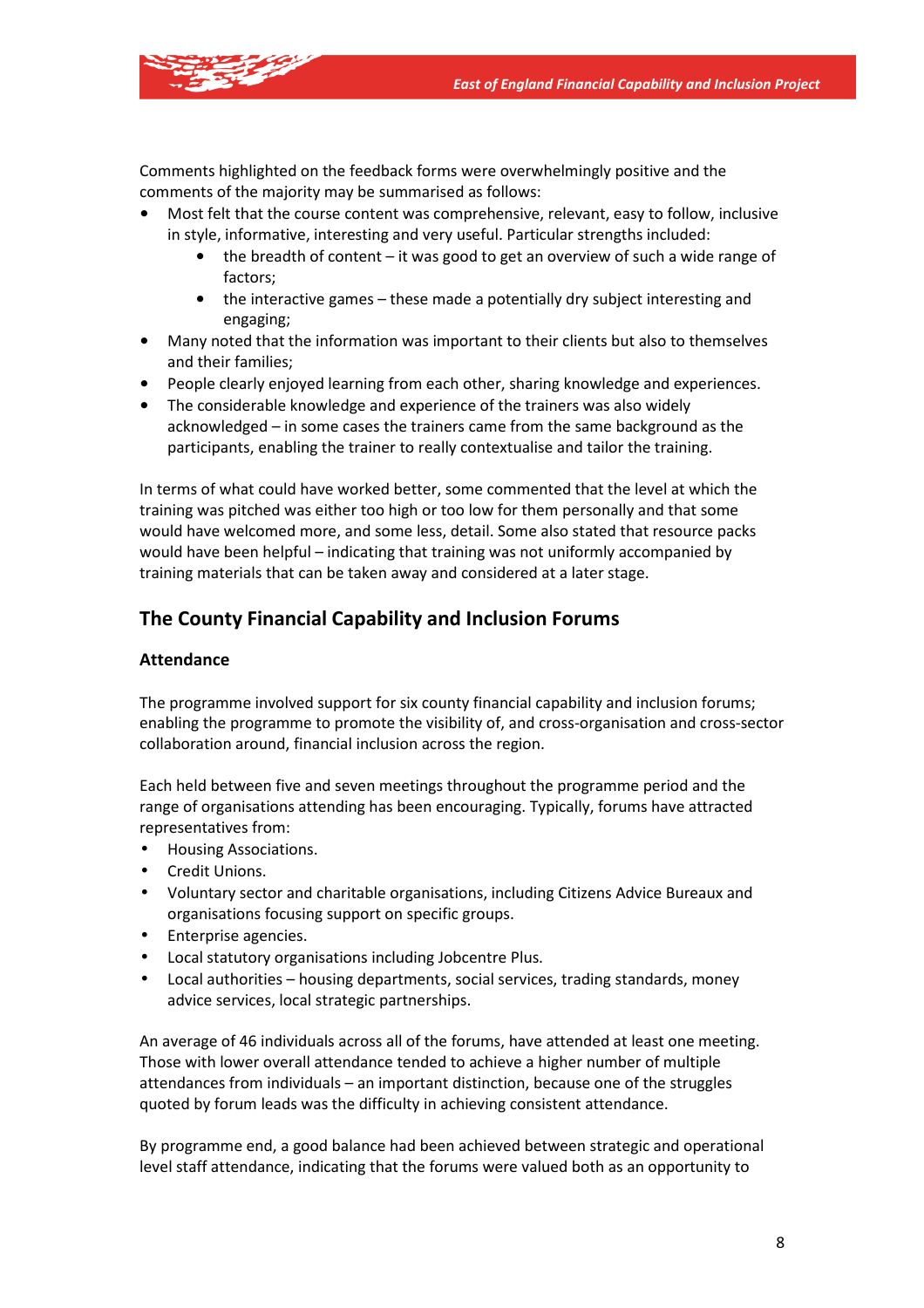Comments highlighted on the feedback forms were overwhelmingly positive and the comments of the majority may be summarised as follows:

- Most felt that the course content was comprehensive, relevant, easy to follow, inclusive in style, informative, interesting and very useful. Particular strengths included:
    - the breadth of content – it was good to get an overview of such a wide range of factors;
    - the interactive games – these made a potentially dry subject interesting and engaging;
- Many noted that the information was important to their clients but also to themselves and their families;
- People clearly enjoyed learning from each other, sharing knowledge and experiences.
- The considerable knowledge and experience of the trainers was also widely acknowledged – in some cases the trainers came from the same background as the participants, enabling the trainer to really contextualise and tailor the training.

In terms of what could have worked better, some commented that the level at which the training was pitched was either too high or too low for them personally and that some would have welcomed more, and some less, detail. Some also stated that resource packs would have been helpful – indicating that training was not uniformly accompanied by training materials that can be taken away and considered at a later stage.

## The County Financial Capability and Inclusion Forums

### Attendance

The programme involved support for six county financial capability and inclusion forums; enabling the programme to promote the visibility of, and cross-organisation and cross-sector collaboration around, financial inclusion across the region.

Each held between five and seven meetings throughout the programme period and the range of organisations attending has been encouraging. Typically, forums have attracted representatives from:

- Housing Associations.
- Credit Unions.
- Voluntary sector and charitable organisations, including Citizens Advice Bureaux and organisations focusing support on specific groups.
- Enterprise agencies.
- Local statutory organisations including Jobcentre Plus.
- Local authorities – housing departments, social services, trading standards, money advice services, local strategic partnerships.

An average of 46 individuals across all of the forums, have attended at least one meeting. Those with lower overall attendance tended to achieve a higher number of multiple attendances from individuals – an important distinction, because one of the struggles quoted by forum leads was the difficulty in achieving consistent attendance.

By programme end, a good balance had been achieved between strategic and operational level staff attendance, indicating that the forums were valued both as an opportunity to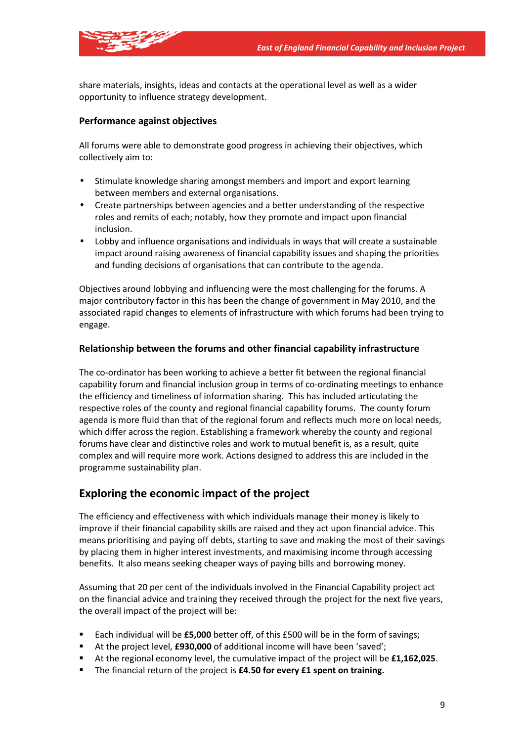share materials, insights, ideas and contacts at the operational level as well as a wider opportunity to influence strategy development.

**Performance against objectives**

All forums were able to demonstrate good progress in achieving their objectives, which collectively aim to:

- Stimulate knowledge sharing amongst members and import and export learning between members and external organisations.
- Create partnerships between agencies and a better understanding of the respective roles and remits of each; notably, how they promote and impact upon financial inclusion.
- Lobby and influence organisations and individuals in ways that will create a sustainable impact around raising awareness of financial capability issues and shaping the priorities and funding decisions of organisations that can contribute to the agenda.

Objectives around lobbying and influencing were the most challenging for the forums. A major contributory factor in this has been the change of government in May 2010, and the associated rapid changes to elements of infrastructure with which forums had been trying to engage.

**Relationship between the forums and other financial capability infrastructure**

The co-ordinator has been working to achieve a better fit between the regional financial capability forum and financial inclusion group in terms of co-ordinating meetings to enhance the efficiency and timeliness of information sharing. This has included articulating the respective roles of the county and regional financial capability forums. The county forum agenda is more fluid than that of the regional forum and reflects much more on local needs, which differ across the region. Establishing a framework whereby the county and regional forums have clear and distinctive roles and work to mutual benefit is, as a result, quite complex and will require more work. Actions designed to address this are included in the programme sustainability plan.

## Exploring the economic impact of the project

The efficiency and effectiveness with which individuals manage their money is likely to improve if their financial capability skills are raised and they act upon financial advice. This means prioritising and paying off debts, starting to save and making the most of their savings by placing them in higher interest investments, and maximising income through accessing benefits. It also means seeking cheaper ways of paying bills and borrowing money.

Assuming that 20 per cent of the individuals involved in the Financial Capability project act on the financial advice and training they received through the project for the next five years, the overall impact of the project will be:

- Each individual will be **£5,000** better off, of this £500 will be in the form of savings;
- At the project level, **£930,000** of additional income will have been 'saved';
- At the regional economy level, the cumulative impact of the project will be **£1,162,025**.
- The financial return of the project is **£4.50 for every £1 spent on training.**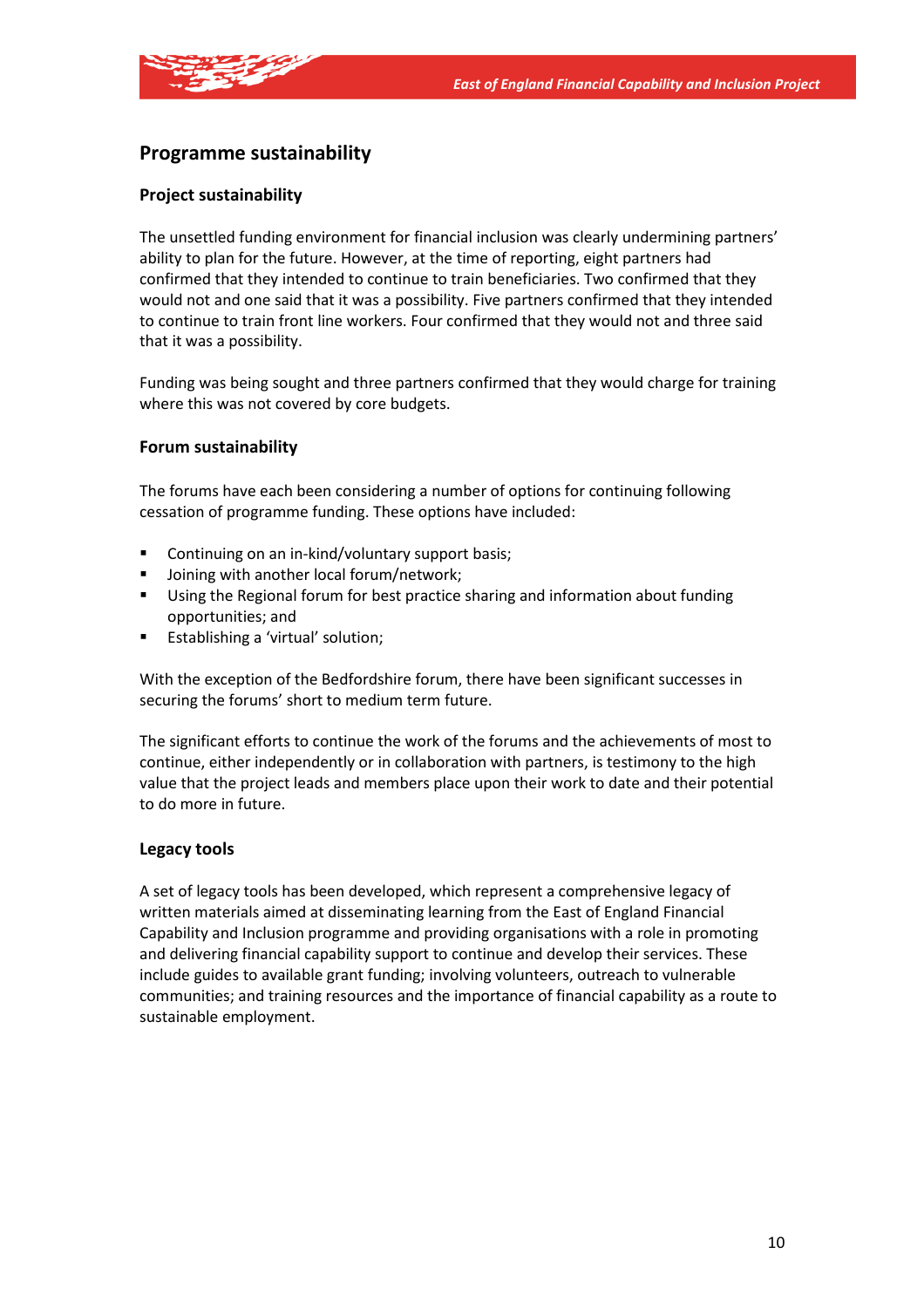## Programme sustainability

### Project sustainability

The unsettled funding environment for financial inclusion was clearly undermining partners' ability to plan for the future. However, at the time of reporting, eight partners had confirmed that they intended to continue to train beneficiaries. Two confirmed that they would not and one said that it was a possibility. Five partners confirmed that they intended to continue to train front line workers. Four confirmed that they would not and three said that it was a possibility.

Funding was being sought and three partners confirmed that they would charge for training where this was not covered by core budgets.

### Forum sustainability

The forums have each been considering a number of options for continuing following cessation of programme funding. These options have included:

- Continuing on an in-kind/voluntary support basis;
- Joining with another local forum/network;
- Using the Regional forum for best practice sharing and information about funding opportunities; and
- Establishing a 'virtual' solution;

With the exception of the Bedfordshire forum, there have been significant successes in securing the forums' short to medium term future.

The significant efforts to continue the work of the forums and the achievements of most to continue, either independently or in collaboration with partners, is testimony to the high value that the project leads and members place upon their work to date and their potential to do more in future.

### Legacy tools

A set of legacy tools has been developed, which represent a comprehensive legacy of written materials aimed at disseminating learning from the East of England Financial Capability and Inclusion programme and providing organisations with a role in promoting and delivering financial capability support to continue and develop their services. These include guides to available grant funding; involving volunteers, outreach to vulnerable communities; and training resources and the importance of financial capability as a route to sustainable employment.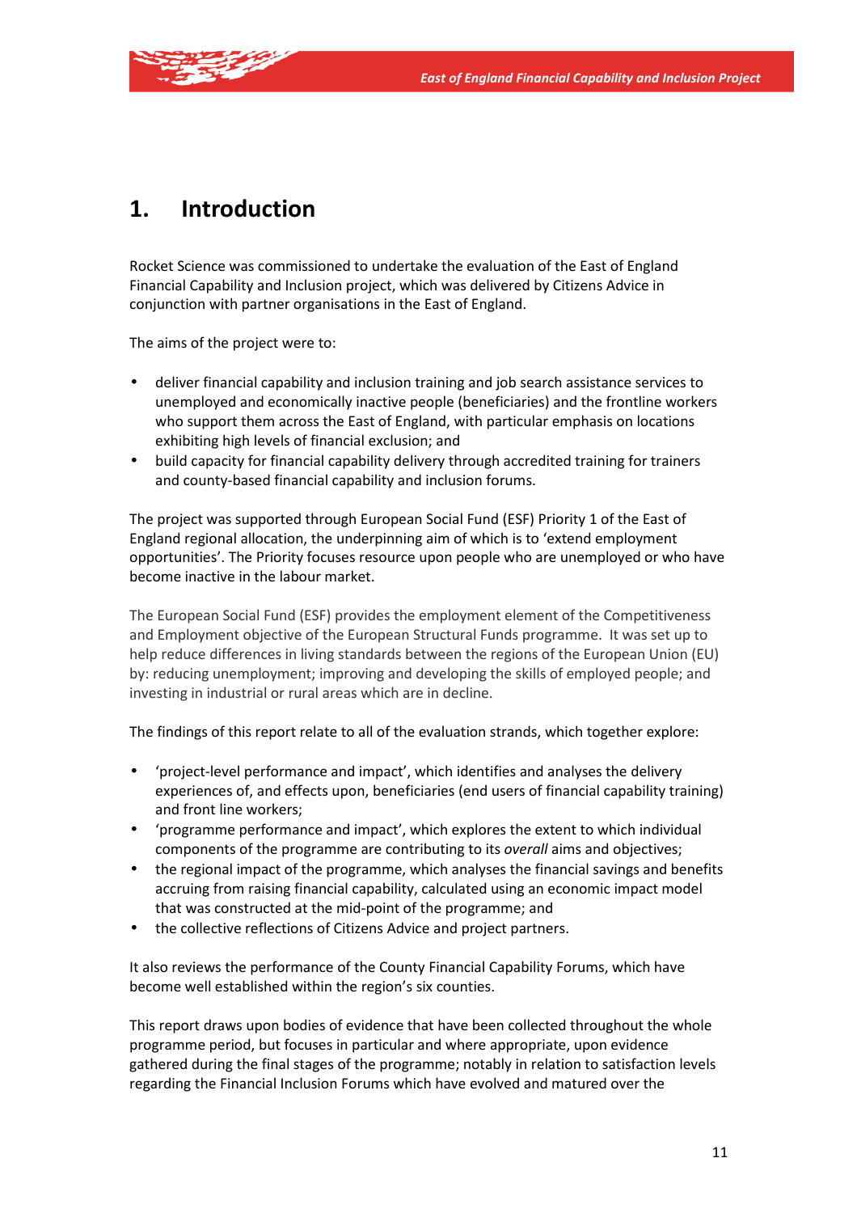# 1. Introduction

Rocket Science was commissioned to undertake the evaluation of the East of England Financial Capability and Inclusion project, which was delivered by Citizens Advice in conjunction with partner organisations in the East of England.

The aims of the project were to:

- deliver financial capability and inclusion training and job search assistance services to unemployed and economically inactive people (beneficiaries) and the frontline workers who support them across the East of England, with particular emphasis on locations exhibiting high levels of financial exclusion; and
- build capacity for financial capability delivery through accredited training for trainers and county-based financial capability and inclusion forums.

The project was supported through European Social Fund (ESF) Priority 1 of the East of England regional allocation, the underpinning aim of which is to 'extend employment opportunities'. The Priority focuses resource upon people who are unemployed or who have become inactive in the labour market.

The European Social Fund (ESF) provides the employment element of the Competitiveness and Employment objective of the European Structural Funds programme. It was set up to help reduce differences in living standards between the regions of the European Union (EU) by: reducing unemployment; improving and developing the skills of employed people; and investing in industrial or rural areas which are in decline.

The findings of this report relate to all of the evaluation strands, which together explore:

- 'project-level performance and impact', which identifies and analyses the delivery experiences of, and effects upon, beneficiaries (end users of financial capability training) and front line workers;
- 'programme performance and impact', which explores the extent to which individual components of the programme are contributing to its *overall* aims and objectives;
- the regional impact of the programme, which analyses the financial savings and benefits accruing from raising financial capability, calculated using an economic impact model that was constructed at the mid-point of the programme; and
- the collective reflections of Citizens Advice and project partners.

It also reviews the performance of the County Financial Capability Forums, which have become well established within the region's six counties.

This report draws upon bodies of evidence that have been collected throughout the whole programme period, but focuses in particular and where appropriate, upon evidence gathered during the final stages of the programme; notably in relation to satisfaction levels regarding the Financial Inclusion Forums which have evolved and matured over the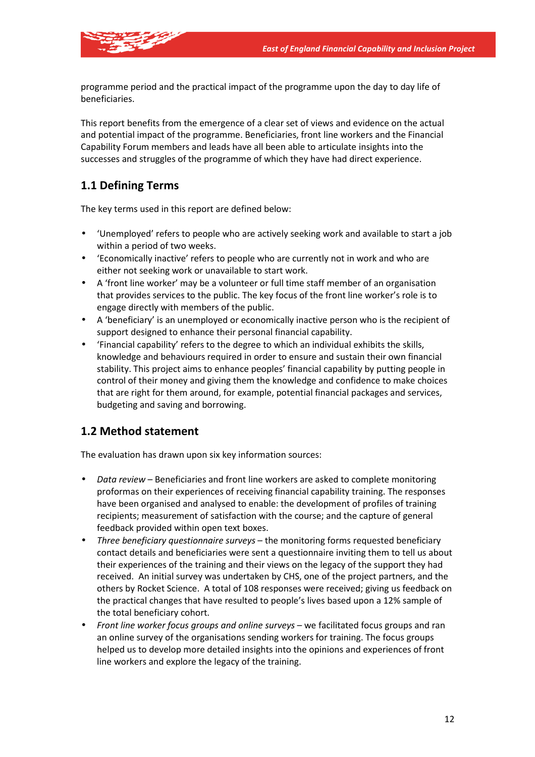programme period and the practical impact of the programme upon the day to day life of beneficiaries.

This report benefits from the emergence of a clear set of views and evidence on the actual and potential impact of the programme. Beneficiaries, front line workers and the Financial Capability Forum members and leads have all been able to articulate insights into the successes and struggles of the programme of which they have had direct experience.

## 1.1 Defining Terms

The key terms used in this report are defined below:

- 'Unemployed' refers to people who are actively seeking work and available to start a job within a period of two weeks.
- 'Economically inactive' refers to people who are currently not in work and who are either not seeking work or unavailable to start work.
- A 'front line worker' may be a volunteer or full time staff member of an organisation that provides services to the public. The key focus of the front line worker's role is to engage directly with members of the public.
- A 'beneficiary' is an unemployed or economically inactive person who is the recipient of support designed to enhance their personal financial capability.
- 'Financial capability' refers to the degree to which an individual exhibits the skills, knowledge and behaviours required in order to ensure and sustain their own financial stability. This project aims to enhance peoples' financial capability by putting people in control of their money and giving them the knowledge and confidence to make choices that are right for them around, for example, potential financial packages and services, budgeting and saving and borrowing.

## 1.2 Method statement

The evaluation has drawn upon six key information sources:

- *Data review* – Beneficiaries and front line workers are asked to complete monitoring proformas on their experiences of receiving financial capability training. The responses have been organised and analysed to enable: the development of profiles of training recipients; measurement of satisfaction with the course; and the capture of general feedback provided within open text boxes.
- *Three beneficiary questionnaire surveys* – the monitoring forms requested beneficiary contact details and beneficiaries were sent a questionnaire inviting them to tell us about their experiences of the training and their views on the legacy of the support they had received. An initial survey was undertaken by CHS, one of the project partners, and the others by Rocket Science. A total of 108 responses were received; giving us feedback on the practical changes that have resulted to people's lives based upon a 12% sample of the total beneficiary cohort.
- *Front line worker focus groups and online surveys* – we facilitated focus groups and ran an online survey of the organisations sending workers for training. The focus groups helped us to develop more detailed insights into the opinions and experiences of front line workers and explore the legacy of the training.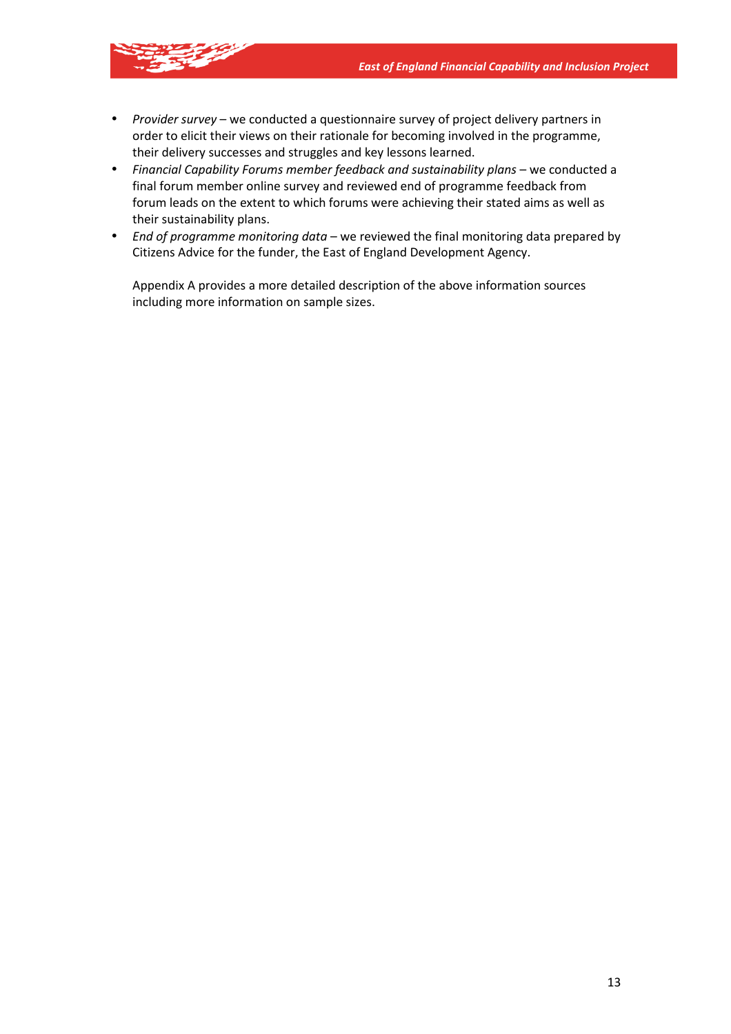- *Provider survey* – we conducted a questionnaire survey of project delivery partners in order to elicit their views on their rationale for becoming involved in the programme, their delivery successes and struggles and key lessons learned.
- *Financial Capability Forums member feedback and sustainability plans* – we conducted a final forum member online survey and reviewed end of programme feedback from forum leads on the extent to which forums were achieving their stated aims as well as their sustainability plans.
- *End of programme monitoring data* – we reviewed the final monitoring data prepared by Citizens Advice for the funder, the East of England Development Agency.

Appendix A provides a more detailed description of the above information sources including more information on sample sizes.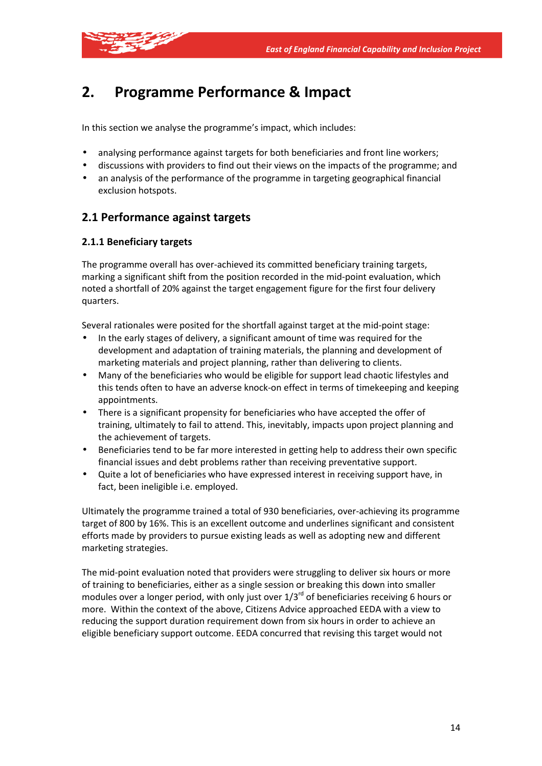## 2. Programme Performance & Impact

In this section we analyse the programme's impact, which includes:

- analysing performance against targets for both beneficiaries and front line workers;
- discussions with providers to find out their views on the impacts of the programme; and
- an analysis of the performance of the programme in targeting geographical financial exclusion hotspots.

### 2.1 Performance against targets

#### 2.1.1 Beneficiary targets

The programme overall has over-achieved its committed beneficiary training targets, marking a significant shift from the position recorded in the mid-point evaluation, which noted a shortfall of 20% against the target engagement figure for the first four delivery quarters.

Several rationales were posited for the shortfall against target at the mid-point stage:

- In the early stages of delivery, a significant amount of time was required for the development and adaptation of training materials, the planning and development of marketing materials and project planning, rather than delivering to clients.
- Many of the beneficiaries who would be eligible for support lead chaotic lifestyles and this tends often to have an adverse knock-on effect in terms of timekeeping and keeping appointments.
- There is a significant propensity for beneficiaries who have accepted the offer of training, ultimately to fail to attend. This, inevitably, impacts upon project planning and the achievement of targets.
- Beneficiaries tend to be far more interested in getting help to address their own specific financial issues and debt problems rather than receiving preventative support.
- Quite a lot of beneficiaries who have expressed interest in receiving support have, in fact, been ineligible i.e. employed.

Ultimately the programme trained a total of 930 beneficiaries, over-achieving its programme target of 800 by 16%. This is an excellent outcome and underlines significant and consistent efforts made by providers to pursue existing leads as well as adopting new and different marketing strategies.

The mid-point evaluation noted that providers were struggling to deliver six hours or more of training to beneficiaries, either as a single session or breaking this down into smaller modules over a longer period, with only just over 1/3rd of beneficiaries receiving 6 hours or more. Within the context of the above, Citizens Advice approached EEDA with a view to reducing the support duration requirement down from six hours in order to achieve an eligible beneficiary support outcome. EEDA concurred that revising this target would not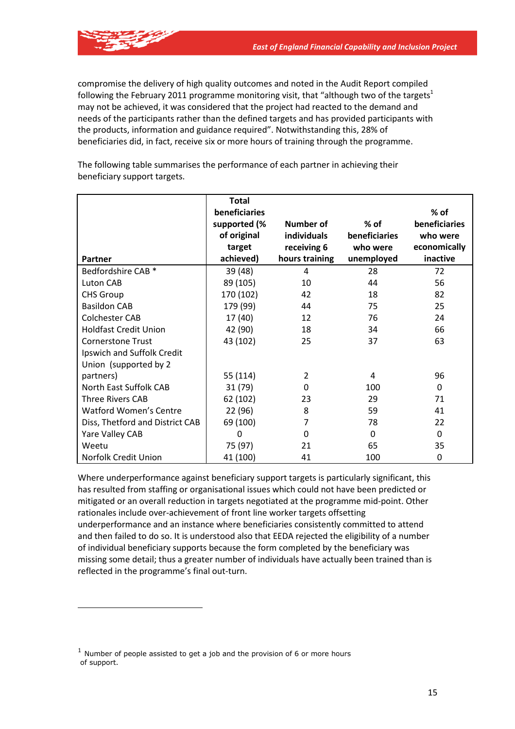compromise the delivery of high quality outcomes and noted in the Audit Report compiled following the February 2011 programme monitoring visit, that "although two of the targets[1] may not be achieved, it was considered that the project had reacted to the demand and needs of the participants rather than the defined targets and has provided participants with the products, information and guidance required". Notwithstanding this, 28% of beneficiaries did, in fact, receive six or more hours of training through the programme.

The following table summarises the performance of each partner in achieving their beneficiary support targets.

| Partner | Total beneficiaries supported (% of original target achieved) | Number of individuals receiving 6 hours training | % of beneficiaries who were unemployed | % of beneficiaries who were economically inactive |
|---|---|---|---|---|
| Bedfordshire CAB * | 39 (48) | 4 | 28 | 72 |
| Luton CAB | 89 (105) | 10 | 44 | 56 |
| CHS Group | 170 (102) | 42 | 18 | 82 |
| Basildon CAB | 179 (99) | 44 | 75 | 25 |
| Colchester CAB | 17 (40) | 12 | 76 | 24 |
| Holdfast Credit Union | 42 (90) | 18 | 34 | 66 |
| Cornerstone Trust | 43 (102) | 25 | 37 | 63 |
| Ipswich and Suffolk Credit Union (supported by 2 partners) | 55 (114) | 2 | 4 | 96 |
| North East Suffolk CAB | 31 (79) | 0 | 100 | 0 |
| Three Rivers CAB | 62 (102) | 23 | 29 | 71 |
| Watford Women's Centre | 22 (96) | 8 | 59 | 41 |
| Diss, Thetford and District CAB | 69 (100) | 7 | 78 | 22 |
| Yare Valley CAB | 0 | 0 | 0 | 0 |
| Weetu | 75 (97) | 21 | 65 | 35 |
| Norfolk Credit Union | 41 (100) | 41 | 100 | 0 |

Where underperformance against beneficiary support targets is particularly significant, this has resulted from staffing or organisational issues which could not have been predicted or mitigated or an overall reduction in targets negotiated at the programme mid-point. Other rationales include over-achievement of front line worker targets offsetting underperformance and an instance where beneficiaries consistently committed to attend and then failed to do so. It is understood also that EEDA rejected the eligibility of a number of individual beneficiary supports because the form completed by the beneficiary was missing some detail; thus a greater number of individuals have actually been trained than is reflected in the programme's final out-turn.

[1] Number of people assisted to get a job and the provision of 6 or more hours of support.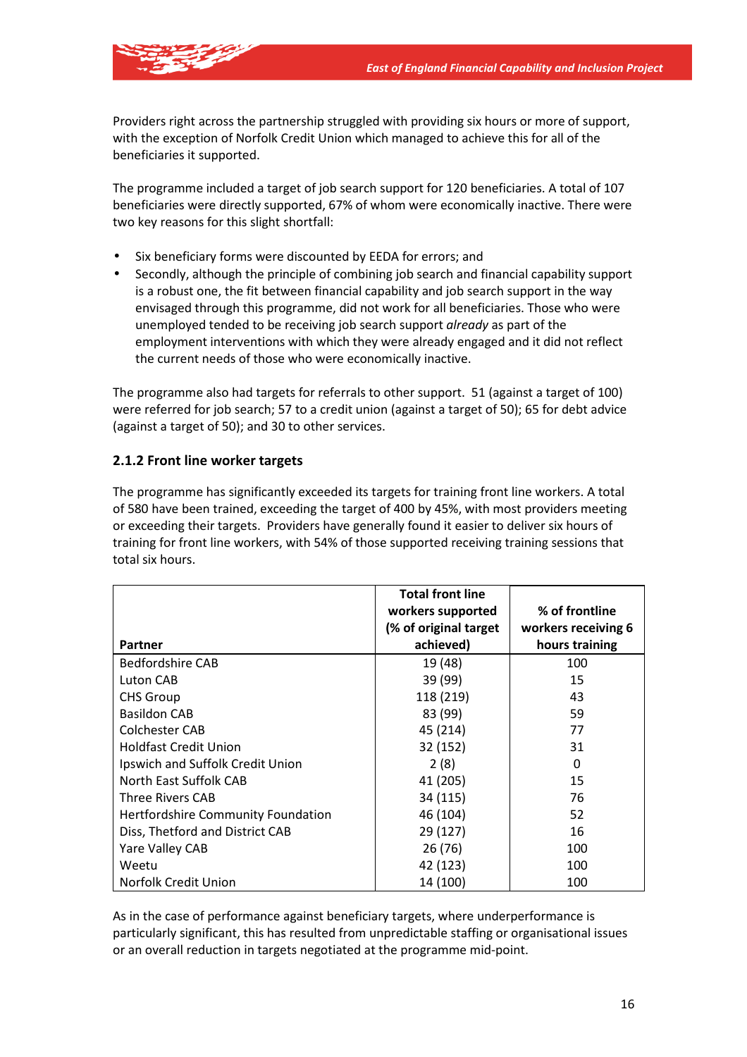Providers right across the partnership struggled with providing six hours or more of support, with the exception of Norfolk Credit Union which managed to achieve this for all of the beneficiaries it supported.

The programme included a target of job search support for 120 beneficiaries. A total of 107 beneficiaries were directly supported, 67% of whom were economically inactive. There were two key reasons for this slight shortfall:

- Six beneficiary forms were discounted by EEDA for errors; and
- Secondly, although the principle of combining job search and financial capability support is a robust one, the fit between financial capability and job search support in the way envisaged through this programme, did not work for all beneficiaries. Those who were unemployed tended to be receiving job search support *already* as part of the employment interventions with which they were already engaged and it did not reflect the current needs of those who were economically inactive.

The programme also had targets for referrals to other support. 51 (against a target of 100) were referred for job search; 57 to a credit union (against a target of 50); 65 for debt advice (against a target of 50); and 30 to other services.

### 2.1.2 Front line worker targets

The programme has significantly exceeded its targets for training front line workers. A total of 580 have been trained, exceeding the target of 400 by 45%, with most providers meeting or exceeding their targets. Providers have generally found it easier to deliver six hours of training for front line workers, with 54% of those supported receiving training sessions that total six hours.

| Partner | Total front line workers supported (% of original target achieved) | % of frontline workers receiving 6 hours training |
|---|---|---|
| Bedfordshire CAB | 19 (48) | 100 |
| Luton CAB | 39 (99) | 15 |
| CHS Group | 118 (219) | 43 |
| Basildon CAB | 83 (99) | 59 |
| Colchester CAB | 45 (214) | 77 |
| Holdfast Credit Union | 32 (152) | 31 |
| Ipswich and Suffolk Credit Union | 2 (8) | 0 |
| North East Suffolk CAB | 41 (205) | 15 |
| Three Rivers CAB | 34 (115) | 76 |
| Hertfordshire Community Foundation | 46 (104) | 52 |
| Diss, Thetford and District CAB | 29 (127) | 16 |
| Yare Valley CAB | 26 (76) | 100 |
| Weetu | 42 (123) | 100 |
| Norfolk Credit Union | 14 (100) | 100 |

As in the case of performance against beneficiary targets, where underperformance is particularly significant, this has resulted from unpredictable staffing or organisational issues or an overall reduction in targets negotiated at the programme mid-point.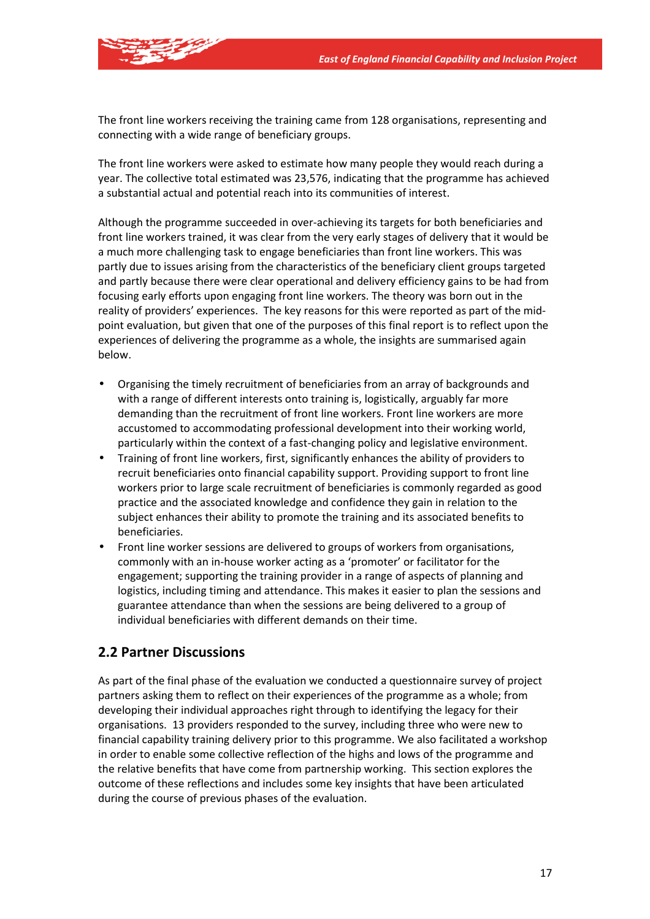The front line workers receiving the training came from 128 organisations, representing and connecting with a wide range of beneficiary groups.

The front line workers were asked to estimate how many people they would reach during a year. The collective total estimated was 23,576, indicating that the programme has achieved a substantial actual and potential reach into its communities of interest.

Although the programme succeeded in over-achieving its targets for both beneficiaries and front line workers trained, it was clear from the very early stages of delivery that it would be a much more challenging task to engage beneficiaries than front line workers. This was partly due to issues arising from the characteristics of the beneficiary client groups targeted and partly because there were clear operational and delivery efficiency gains to be had from focusing early efforts upon engaging front line workers. The theory was born out in the reality of providers' experiences. The key reasons for this were reported as part of the mid-point evaluation, but given that one of the purposes of this final report is to reflect upon the experiences of delivering the programme as a whole, the insights are summarised again below.

- Organising the timely recruitment of beneficiaries from an array of backgrounds and with a range of different interests onto training is, logistically, arguably far more demanding than the recruitment of front line workers. Front line workers are more accustomed to accommodating professional development into their working world, particularly within the context of a fast-changing policy and legislative environment.
- Training of front line workers, first, significantly enhances the ability of providers to recruit beneficiaries onto financial capability support. Providing support to front line workers prior to large scale recruitment of beneficiaries is commonly regarded as good practice and the associated knowledge and confidence they gain in relation to the subject enhances their ability to promote the training and its associated benefits to beneficiaries.
- Front line worker sessions are delivered to groups of workers from organisations, commonly with an in-house worker acting as a 'promoter' or facilitator for the engagement; supporting the training provider in a range of aspects of planning and logistics, including timing and attendance. This makes it easier to plan the sessions and guarantee attendance than when the sessions are being delivered to a group of individual beneficiaries with different demands on their time.

## 2.2 Partner Discussions

As part of the final phase of the evaluation we conducted a questionnaire survey of project partners asking them to reflect on their experiences of the programme as a whole; from developing their individual approaches right through to identifying the legacy for their organisations. 13 providers responded to the survey, including three who were new to financial capability training delivery prior to this programme. We also facilitated a workshop in order to enable some collective reflection of the highs and lows of the programme and the relative benefits that have come from partnership working. This section explores the outcome of these reflections and includes some key insights that have been articulated during the course of previous phases of the evaluation.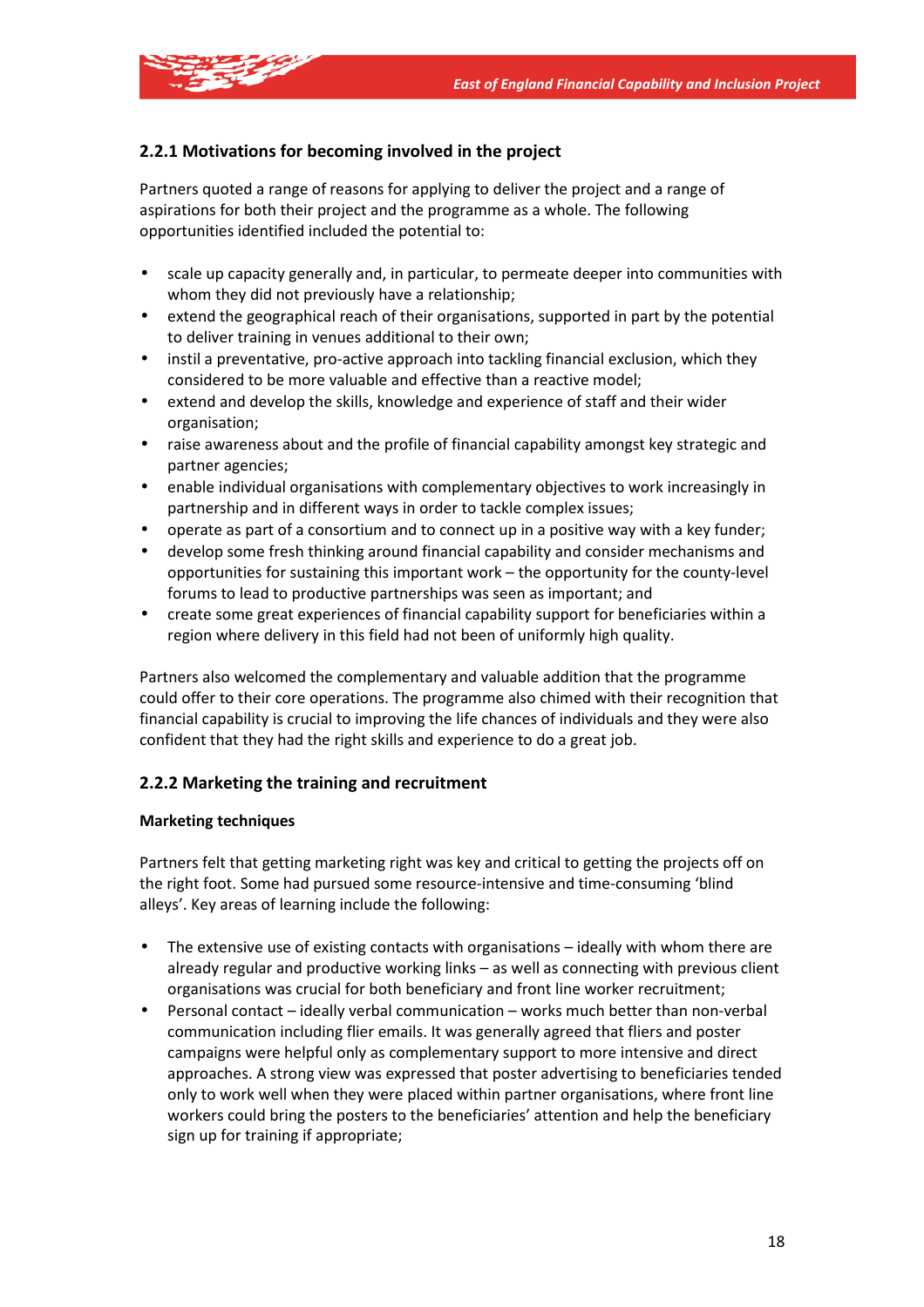### 2.2.1 Motivations for becoming involved in the project

Partners quoted a range of reasons for applying to deliver the project and a range of aspirations for both their project and the programme as a whole. The following opportunities identified included the potential to:

- scale up capacity generally and, in particular, to permeate deeper into communities with whom they did not previously have a relationship;
- extend the geographical reach of their organisations, supported in part by the potential to deliver training in venues additional to their own;
- instil a preventative, pro-active approach into tackling financial exclusion, which they considered to be more valuable and effective than a reactive model;
- extend and develop the skills, knowledge and experience of staff and their wider organisation;
- raise awareness about and the profile of financial capability amongst key strategic and partner agencies;
- enable individual organisations with complementary objectives to work increasingly in partnership and in different ways in order to tackle complex issues;
- operate as part of a consortium and to connect up in a positive way with a key funder;
- develop some fresh thinking around financial capability and consider mechanisms and opportunities for sustaining this important work – the opportunity for the county-level forums to lead to productive partnerships was seen as important; and
- create some great experiences of financial capability support for beneficiaries within a region where delivery in this field had not been of uniformly high quality.

Partners also welcomed the complementary and valuable addition that the programme could offer to their core operations. The programme also chimed with their recognition that financial capability is crucial to improving the life chances of individuals and they were also confident that they had the right skills and experience to do a great job.

### 2.2.2 Marketing the training and recruitment

**Marketing techniques**

Partners felt that getting marketing right was key and critical to getting the projects off on the right foot. Some had pursued some resource-intensive and time-consuming 'blind alleys'. Key areas of learning include the following:

- The extensive use of existing contacts with organisations – ideally with whom there are already regular and productive working links – as well as connecting with previous client organisations was crucial for both beneficiary and front line worker recruitment;
- Personal contact – ideally verbal communication – works much better than non-verbal communication including flier emails. It was generally agreed that fliers and poster campaigns were helpful only as complementary support to more intensive and direct approaches. A strong view was expressed that poster advertising to beneficiaries tended only to work well when they were placed within partner organisations, where front line workers could bring the posters to the beneficiaries' attention and help the beneficiary sign up for training if appropriate;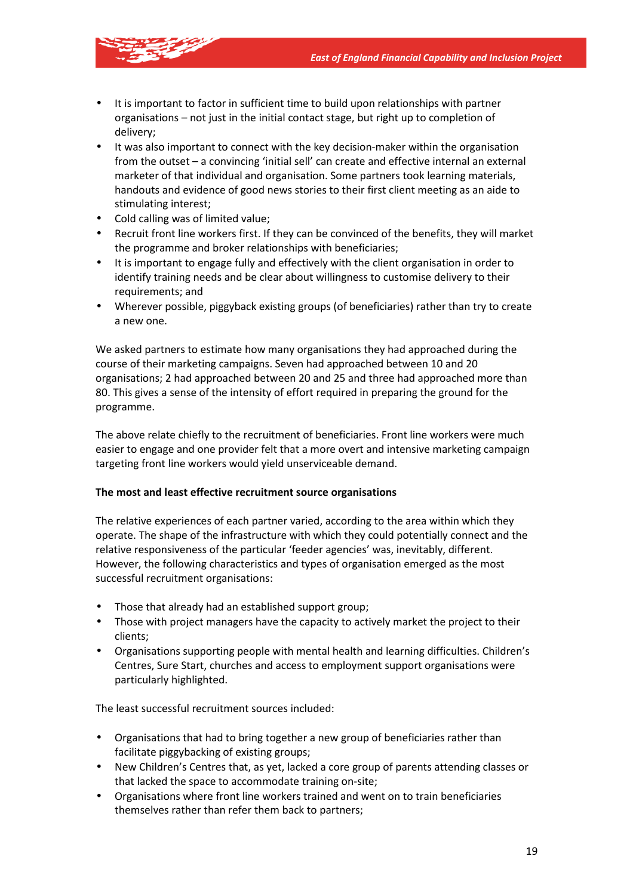- It is important to factor in sufficient time to build upon relationships with partner organisations – not just in the initial contact stage, but right up to completion of delivery;
- It was also important to connect with the key decision-maker within the organisation from the outset – a convincing 'initial sell' can create and effective internal an external marketer of that individual and organisation. Some partners took learning materials, handouts and evidence of good news stories to their first client meeting as an aide to stimulating interest;
- Cold calling was of limited value;
- Recruit front line workers first. If they can be convinced of the benefits, they will market the programme and broker relationships with beneficiaries;
- It is important to engage fully and effectively with the client organisation in order to identify training needs and be clear about willingness to customise delivery to their requirements; and
- Wherever possible, piggyback existing groups (of beneficiaries) rather than try to create a new one.

We asked partners to estimate how many organisations they had approached during the course of their marketing campaigns. Seven had approached between 10 and 20 organisations; 2 had approached between 20 and 25 and three had approached more than 80. This gives a sense of the intensity of effort required in preparing the ground for the programme.

The above relate chiefly to the recruitment of beneficiaries. Front line workers were much easier to engage and one provider felt that a more overt and intensive marketing campaign targeting front line workers would yield unserviceable demand.

**The most and least effective recruitment source organisations**

The relative experiences of each partner varied, according to the area within which they operate. The shape of the infrastructure with which they could potentially connect and the relative responsiveness of the particular 'feeder agencies' was, inevitably, different. However, the following characteristics and types of organisation emerged as the most successful recruitment organisations:

- Those that already had an established support group;
- Those with project managers have the capacity to actively market the project to their clients;
- Organisations supporting people with mental health and learning difficulties. Children's Centres, Sure Start, churches and access to employment support organisations were particularly highlighted.

The least successful recruitment sources included:

- Organisations that had to bring together a new group of beneficiaries rather than facilitate piggybacking of existing groups;
- New Children's Centres that, as yet, lacked a core group of parents attending classes or that lacked the space to accommodate training on-site;
- Organisations where front line workers trained and went on to train beneficiaries themselves rather than refer them back to partners;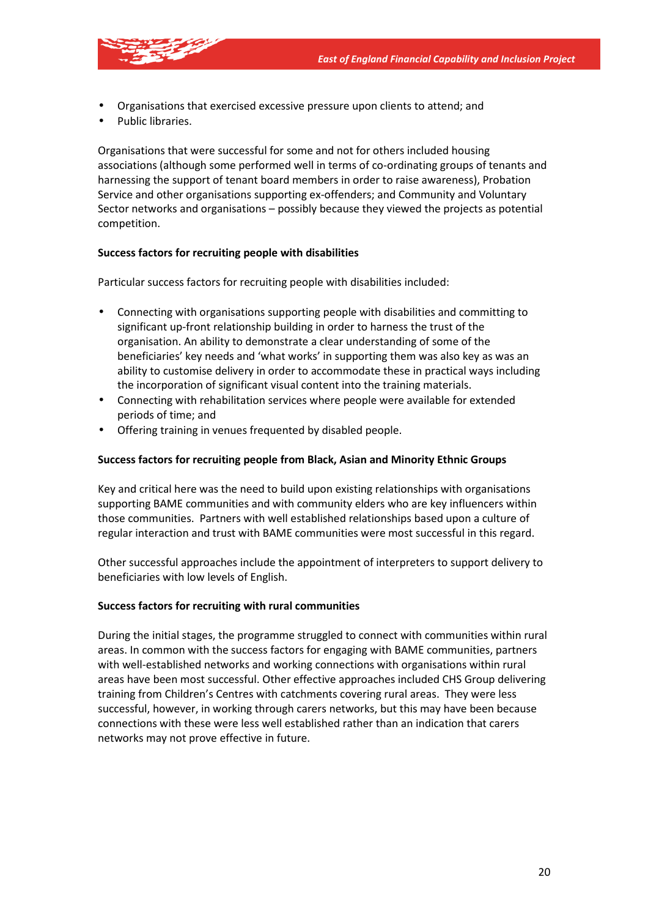- Organisations that exercised excessive pressure upon clients to attend; and
- Public libraries.

Organisations that were successful for some and not for others included housing associations (although some performed well in terms of co-ordinating groups of tenants and harnessing the support of tenant board members in order to raise awareness), Probation Service and other organisations supporting ex-offenders; and Community and Voluntary Sector networks and organisations – possibly because they viewed the projects as potential competition.

**Success factors for recruiting people with disabilities**

Particular success factors for recruiting people with disabilities included:

- Connecting with organisations supporting people with disabilities and committing to significant up-front relationship building in order to harness the trust of the organisation. An ability to demonstrate a clear understanding of some of the beneficiaries' key needs and 'what works' in supporting them was also key as was an ability to customise delivery in order to accommodate these in practical ways including the incorporation of significant visual content into the training materials.
- Connecting with rehabilitation services where people were available for extended periods of time; and
- Offering training in venues frequented by disabled people.

**Success factors for recruiting people from Black, Asian and Minority Ethnic Groups**

Key and critical here was the need to build upon existing relationships with organisations supporting BAME communities and with community elders who are key influencers within those communities. Partners with well established relationships based upon a culture of regular interaction and trust with BAME communities were most successful in this regard.

Other successful approaches include the appointment of interpreters to support delivery to beneficiaries with low levels of English.

**Success factors for recruiting with rural communities**

During the initial stages, the programme struggled to connect with communities within rural areas. In common with the success factors for engaging with BAME communities, partners with well-established networks and working connections with organisations within rural areas have been most successful. Other effective approaches included CHS Group delivering training from Children's Centres with catchments covering rural areas. They were less successful, however, in working through carers networks, but this may have been because connections with these were less well established rather than an indication that carers networks may not prove effective in future.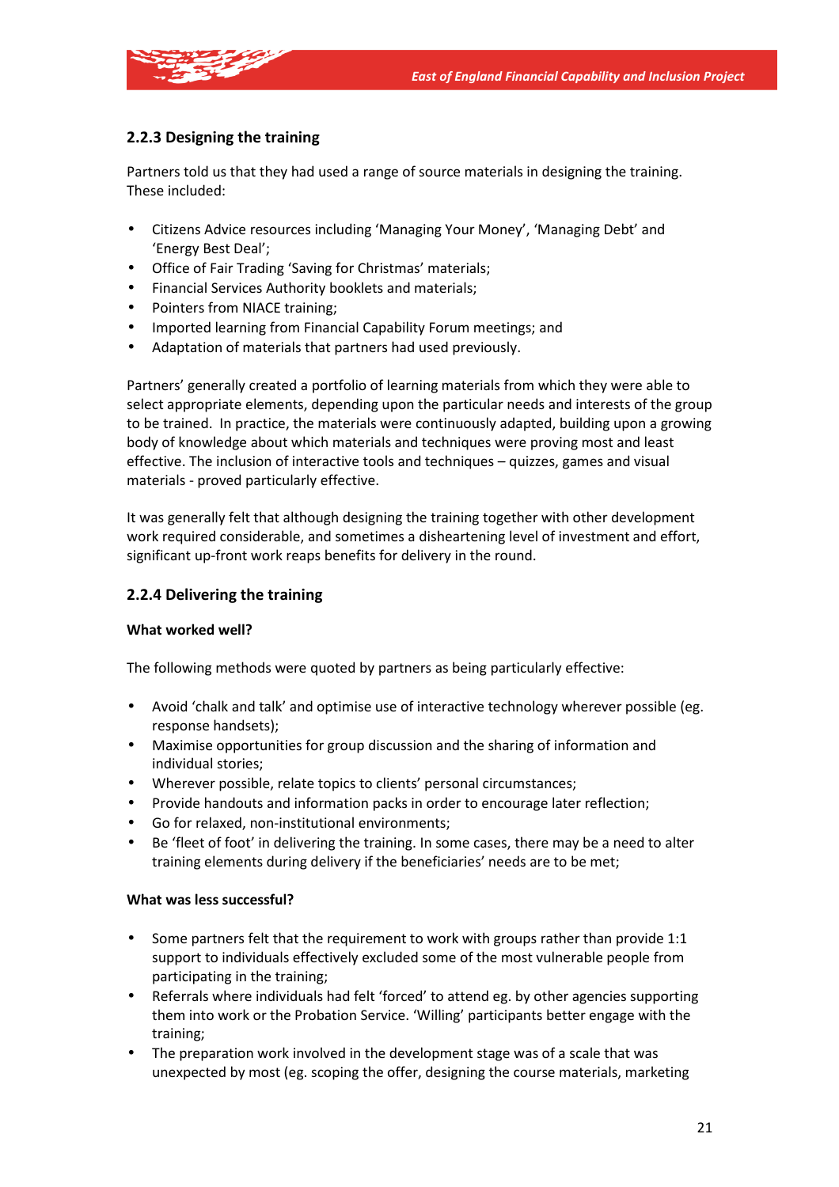### 2.2.3 Designing the training

Partners told us that they had used a range of source materials in designing the training. These included:

- Citizens Advice resources including 'Managing Your Money', 'Managing Debt' and 'Energy Best Deal';
- Office of Fair Trading 'Saving for Christmas' materials;
- Financial Services Authority booklets and materials;
- Pointers from NIACE training;
- Imported learning from Financial Capability Forum meetings; and
- Adaptation of materials that partners had used previously.

Partners' generally created a portfolio of learning materials from which they were able to select appropriate elements, depending upon the particular needs and interests of the group to be trained. In practice, the materials were continuously adapted, building upon a growing body of knowledge about which materials and techniques were proving most and least effective. The inclusion of interactive tools and techniques – quizzes, games and visual materials - proved particularly effective.

It was generally felt that although designing the training together with other development work required considerable, and sometimes a disheartening level of investment and effort, significant up-front work reaps benefits for delivery in the round.

### 2.2.4 Delivering the training

**What worked well?**

The following methods were quoted by partners as being particularly effective:

- Avoid 'chalk and talk' and optimise use of interactive technology wherever possible (eg. response handsets);
- Maximise opportunities for group discussion and the sharing of information and individual stories;
- Wherever possible, relate topics to clients' personal circumstances;
- Provide handouts and information packs in order to encourage later reflection;
- Go for relaxed, non-institutional environments;
- Be 'fleet of foot' in delivering the training. In some cases, there may be a need to alter training elements during delivery if the beneficiaries' needs are to be met;

**What was less successful?**

- Some partners felt that the requirement to work with groups rather than provide 1:1 support to individuals effectively excluded some of the most vulnerable people from participating in the training;
- Referrals where individuals had felt 'forced' to attend eg. by other agencies supporting them into work or the Probation Service. 'Willing' participants better engage with the training;
- The preparation work involved in the development stage was of a scale that was unexpected by most (eg. scoping the offer, designing the course materials, marketing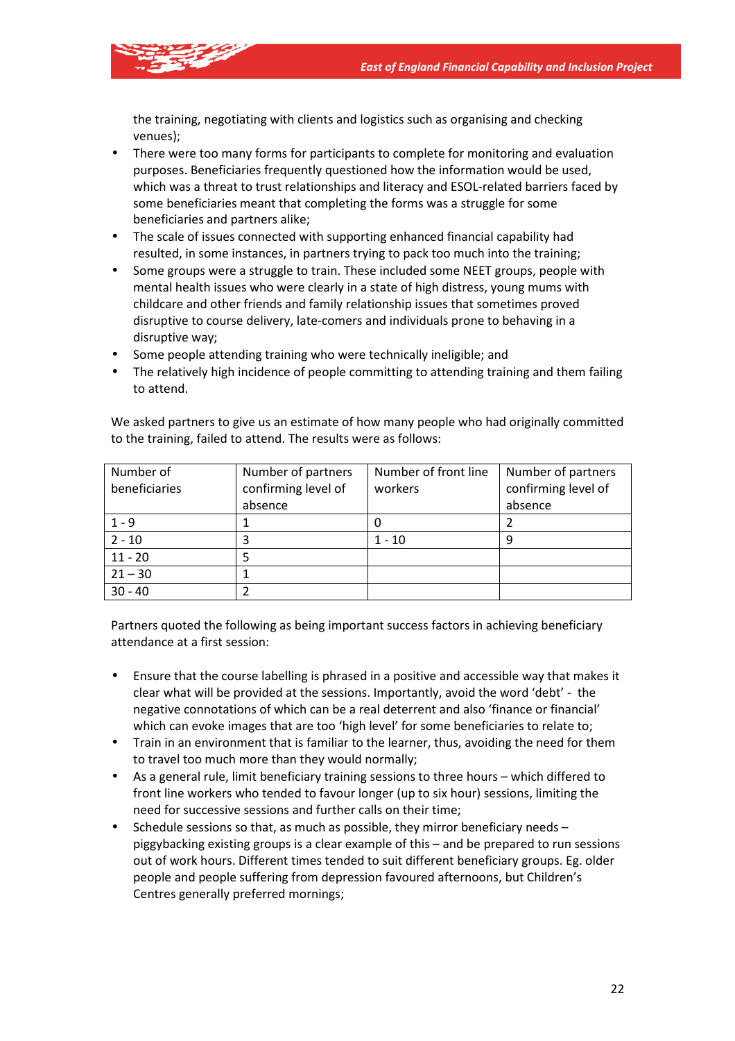the training, negotiating with clients and logistics such as organising and checking venues);

- There were too many forms for participants to complete for monitoring and evaluation purposes. Beneficiaries frequently questioned how the information would be used, which was a threat to trust relationships and literacy and ESOL-related barriers faced by some beneficiaries meant that completing the forms was a struggle for some beneficiaries and partners alike;
- The scale of issues connected with supporting enhanced financial capability had resulted, in some instances, in partners trying to pack too much into the training;
- Some groups were a struggle to train. These included some NEET groups, people with mental health issues who were clearly in a state of high distress, young mums with childcare and other friends and family relationship issues that sometimes proved disruptive to course delivery, late-comers and individuals prone to behaving in a disruptive way;
- Some people attending training who were technically ineligible; and
- The relatively high incidence of people committing to attending training and them failing to attend.

We asked partners to give us an estimate of how many people who had originally committed to the training, failed to attend. The results were as follows:

| Number of beneficiaries | Number of partners confirming level of absence | Number of front line workers | Number of partners confirming level of absence |
|---|---|---|---|
| 1 - 9 | 1 | 0 | 2 |
| 2 - 10 | 3 | 1 - 10 | 9 |
| 11 - 20 | 5 | | |
| 21 – 30 | 1 | | |
| 30 - 40 | 2 | | |

Partners quoted the following as being important success factors in achieving beneficiary attendance at a first session:

- Ensure that the course labelling is phrased in a positive and accessible way that makes it clear what will be provided at the sessions. Importantly, avoid the word 'debt' - the negative connotations of which can be a real deterrent and also 'finance or financial' which can evoke images that are too 'high level' for some beneficiaries to relate to;
- Train in an environment that is familiar to the learner, thus, avoiding the need for them to travel too much more than they would normally;
- As a general rule, limit beneficiary training sessions to three hours – which differed to front line workers who tended to favour longer (up to six hour) sessions, limiting the need for successive sessions and further calls on their time;
- Schedule sessions so that, as much as possible, they mirror beneficiary needs – piggybacking existing groups is a clear example of this – and be prepared to run sessions out of work hours. Different times tended to suit different beneficiary groups. Eg. older people and people suffering from depression favoured afternoons, but Children's Centres generally preferred mornings;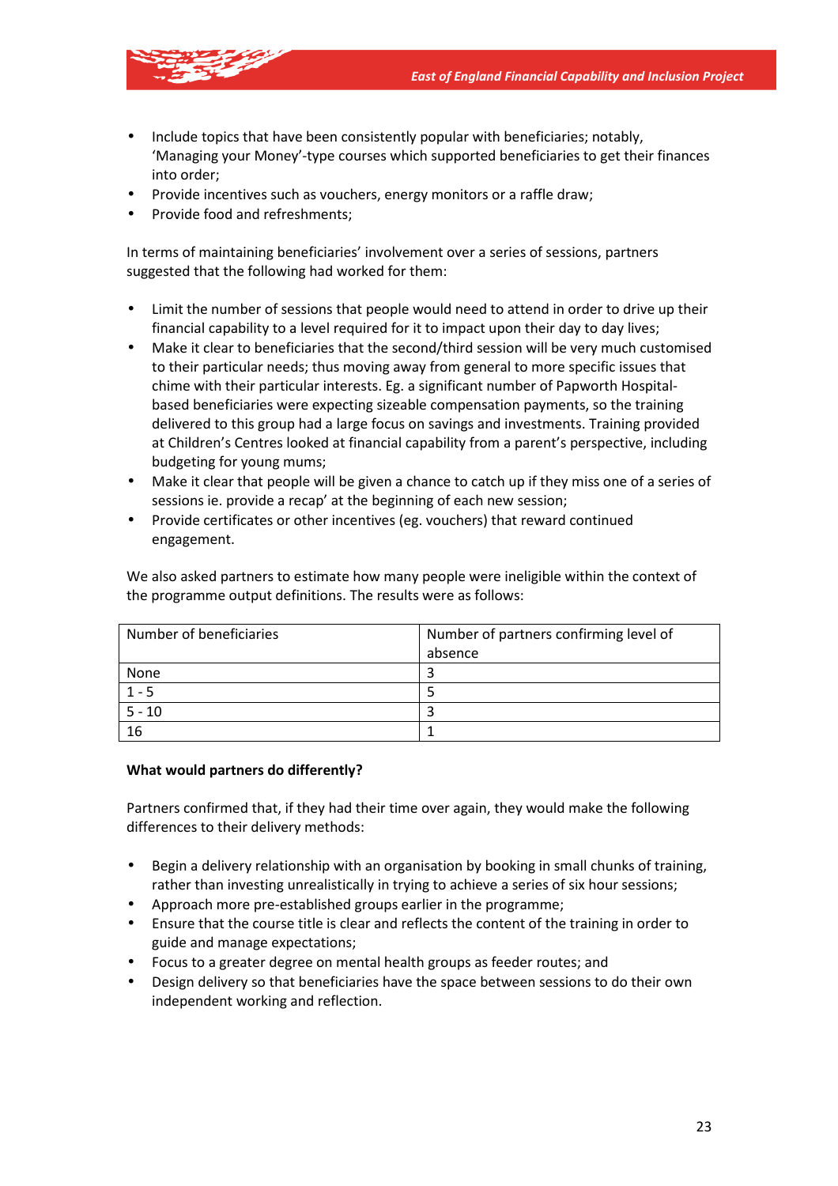- Include topics that have been consistently popular with beneficiaries; notably, 'Managing your Money'-type courses which supported beneficiaries to get their finances into order;
- Provide incentives such as vouchers, energy monitors or a raffle draw;
- Provide food and refreshments;

In terms of maintaining beneficiaries' involvement over a series of sessions, partners suggested that the following had worked for them:

- Limit the number of sessions that people would need to attend in order to drive up their financial capability to a level required for it to impact upon their day to day lives;
- Make it clear to beneficiaries that the second/third session will be very much customised to their particular needs; thus moving away from general to more specific issues that chime with their particular interests. Eg. a significant number of Papworth Hospital-based beneficiaries were expecting sizeable compensation payments, so the training delivered to this group had a large focus on savings and investments. Training provided at Children's Centres looked at financial capability from a parent's perspective, including budgeting for young mums;
- Make it clear that people will be given a chance to catch up if they miss one of a series of sessions ie. provide a recap' at the beginning of each new session;
- Provide certificates or other incentives (eg. vouchers) that reward continued engagement.

We also asked partners to estimate how many people were ineligible within the context of the programme output definitions. The results were as follows:

| Number of beneficiaries | Number of partners confirming level of absence |
|---|---|
| None | 3 |
| 1 - 5 | 5 |
| 5 - 10 | 3 |
| 16 | 1 |

**What would partners do differently?**

Partners confirmed that, if they had their time over again, they would make the following differences to their delivery methods:

- Begin a delivery relationship with an organisation by booking in small chunks of training, rather than investing unrealistically in trying to achieve a series of six hour sessions;
- Approach more pre-established groups earlier in the programme;
- Ensure that the course title is clear and reflects the content of the training in order to guide and manage expectations;
- Focus to a greater degree on mental health groups as feeder routes; and
- Design delivery so that beneficiaries have the space between sessions to do their own independent working and reflection.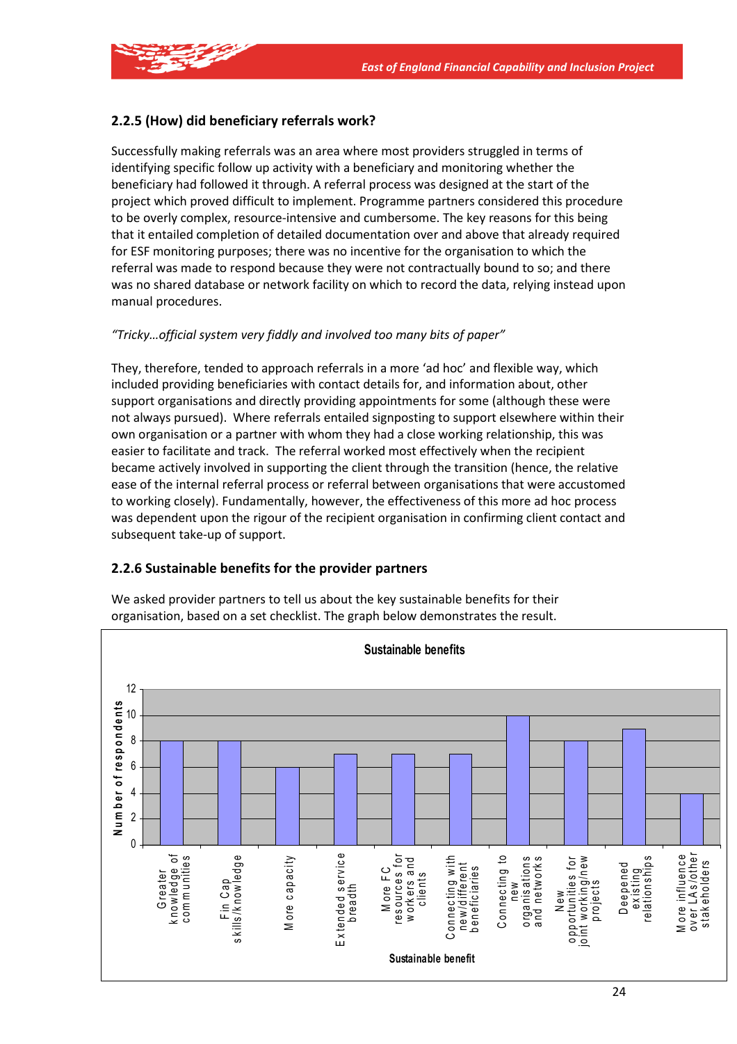### 2.2.5 (How) did beneficiary referrals work?

Successfully making referrals was an area where most providers struggled in terms of identifying specific follow up activity with a beneficiary and monitoring whether the beneficiary had followed it through. A referral process was designed at the start of the project which proved difficult to implement. Programme partners considered this procedure to be overly complex, resource-intensive and cumbersome. The key reasons for this being that it entailed completion of detailed documentation over and above that already required for ESF monitoring purposes; there was no incentive for the organisation to which the referral was made to respond because they were not contractually bound to so; and there was no shared database or network facility on which to record the data, relying instead upon manual procedures.

*"Tricky…official system very fiddly and involved too many bits of paper"*

They, therefore, tended to approach referrals in a more 'ad hoc' and flexible way, which included providing beneficiaries with contact details for, and information about, other support organisations and directly providing appointments for some (although these were not always pursued). Where referrals entailed signposting to support elsewhere within their own organisation or a partner with whom they had a close working relationship, this was easier to facilitate and track. The referral worked most effectively when the recipient became actively involved in supporting the client through the transition (hence, the relative ease of the internal referral process or referral between organisations that were accustomed to working closely). Fundamentally, however, the effectiveness of this more ad hoc process was dependent upon the rigour of the recipient organisation in confirming client contact and subsequent take-up of support.

### 2.2.6 Sustainable benefits for the provider partners

We asked provider partners to tell us about the key sustainable benefits for their organisation, based on a set checklist. The graph below demonstrates the result.

**Sustainable benefits**

| Sustainable benefit | Number of respondents |
|---|---|
| Greater knowledge of communities | 8 |
| Fin Cap skills/knowledge | 8 |
| More capacity | 6 |
| Extended service breadth | 7 |
| More FC resources for workers and clients | 7 |
| Connecting with new/different beneficiaries | 7 |
| Connecting to new organisations and networks | 10 |
| New opportunities for joint working/new projects | 8 |
| Deepened existing relationships | 9 |
| More influence over LAs/other stakeholders | 4 |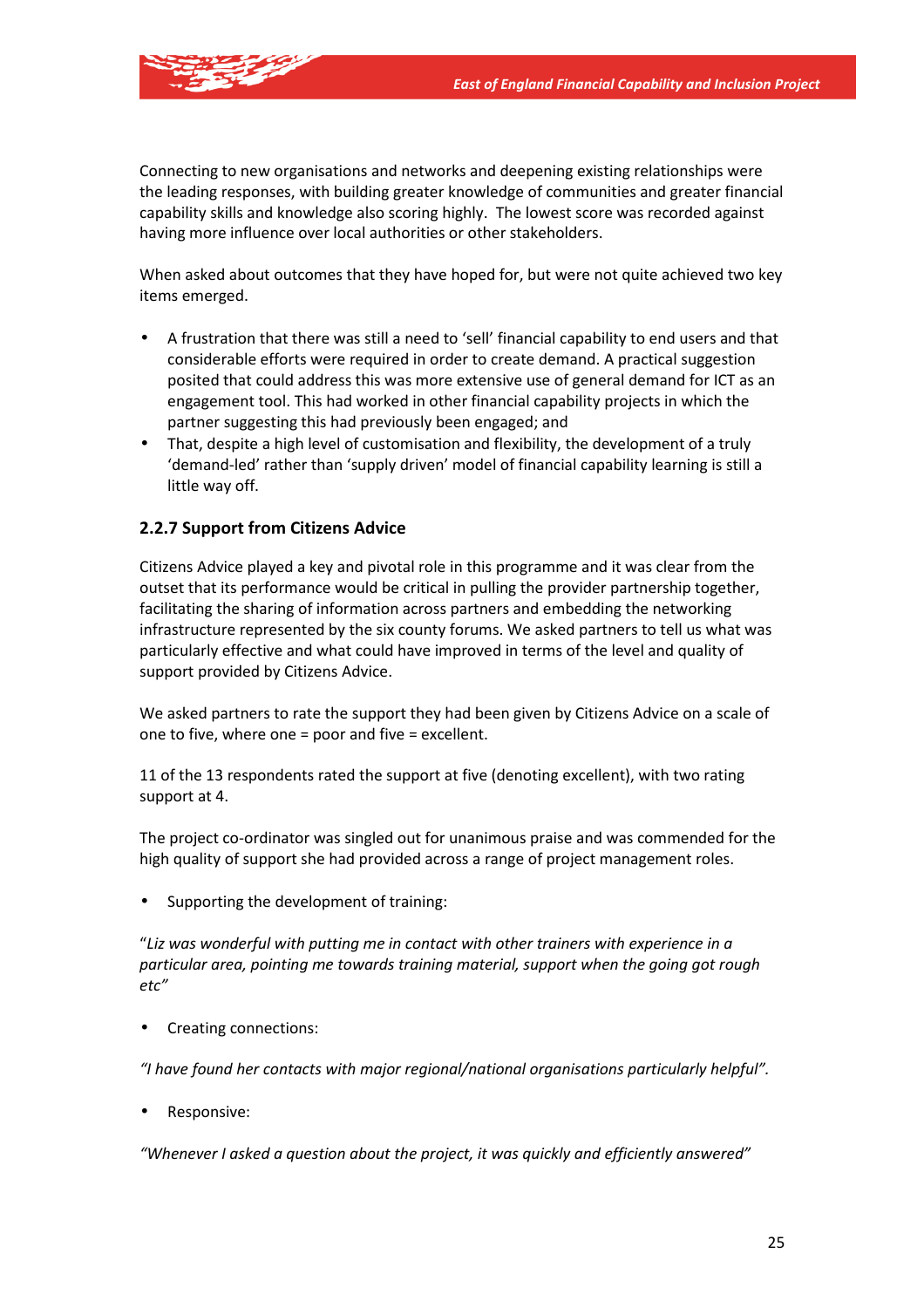Connecting to new organisations and networks and deepening existing relationships were the leading responses, with building greater knowledge of communities and greater financial capability skills and knowledge also scoring highly. The lowest score was recorded against having more influence over local authorities or other stakeholders.

When asked about outcomes that they have hoped for, but were not quite achieved two key items emerged.

- A frustration that there was still a need to 'sell' financial capability to end users and that considerable efforts were required in order to create demand. A practical suggestion posited that could address this was more extensive use of general demand for ICT as an engagement tool. This had worked in other financial capability projects in which the partner suggesting this had previously been engaged; and
- That, despite a high level of customisation and flexibility, the development of a truly 'demand-led' rather than 'supply driven' model of financial capability learning is still a little way off.

### 2.2.7 Support from Citizens Advice

Citizens Advice played a key and pivotal role in this programme and it was clear from the outset that its performance would be critical in pulling the provider partnership together, facilitating the sharing of information across partners and embedding the networking infrastructure represented by the six county forums. We asked partners to tell us what was particularly effective and what could have improved in terms of the level and quality of support provided by Citizens Advice.

We asked partners to rate the support they had been given by Citizens Advice on a scale of one to five, where one = poor and five = excellent.

11 of the 13 respondents rated the support at five (denoting excellent), with two rating support at 4.

The project co-ordinator was singled out for unanimous praise and was commended for the high quality of support she had provided across a range of project management roles.

- Supporting the development of training:

*"Liz was wonderful with putting me in contact with other trainers with experience in a particular area, pointing me towards training material, support when the going got rough etc"*

- Creating connections:

*"I have found her contacts with major regional/national organisations particularly helpful".*

- Responsive:

*"Whenever I asked a question about the project, it was quickly and efficiently answered"*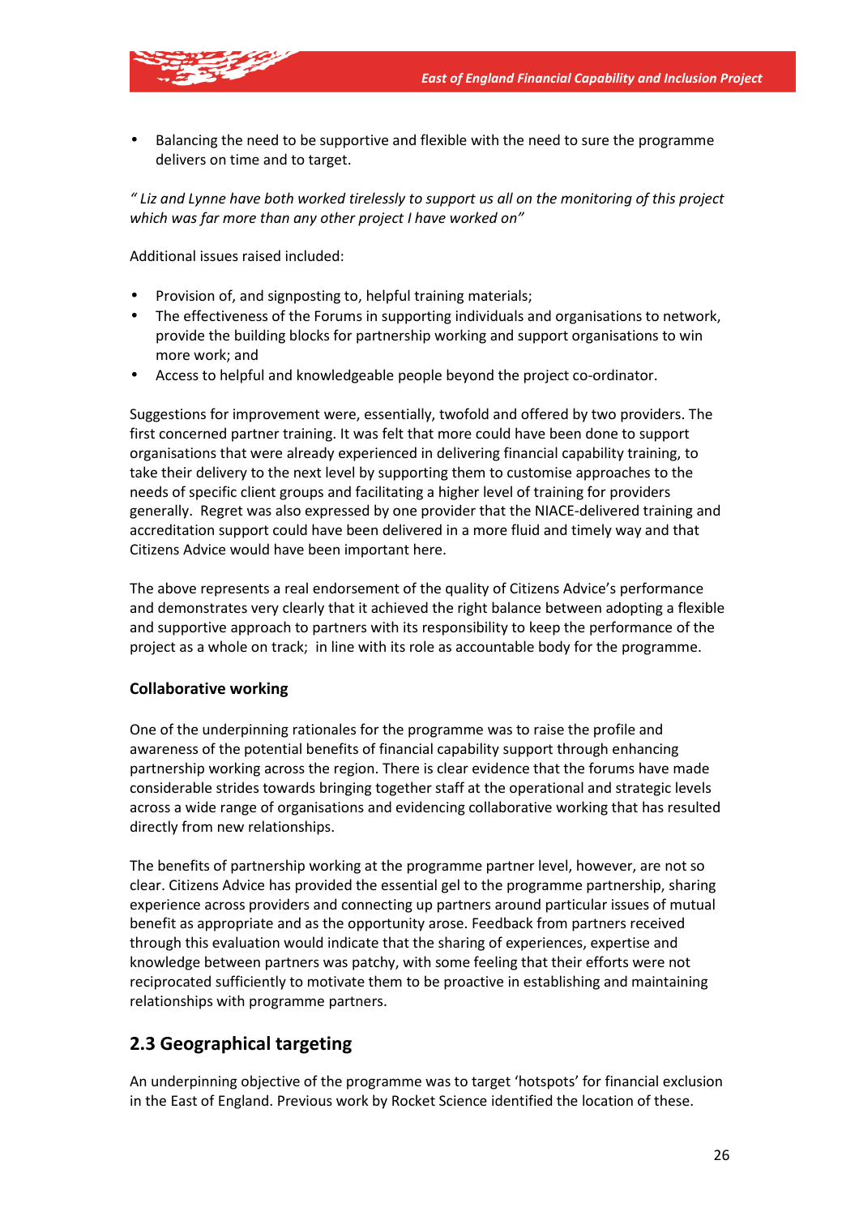- Balancing the need to be supportive and flexible with the need to sure the programme delivers on time and to target.

*" Liz and Lynne have both worked tirelessly to support us all on the monitoring of this project which was far more than any other project I have worked on"*

Additional issues raised included:

- Provision of, and signposting to, helpful training materials;
- The effectiveness of the Forums in supporting individuals and organisations to network, provide the building blocks for partnership working and support organisations to win more work; and
- Access to helpful and knowledgeable people beyond the project co-ordinator.

Suggestions for improvement were, essentially, twofold and offered by two providers. The first concerned partner training. It was felt that more could have been done to support organisations that were already experienced in delivering financial capability training, to take their delivery to the next level by supporting them to customise approaches to the needs of specific client groups and facilitating a higher level of training for providers generally. Regret was also expressed by one provider that the NIACE-delivered training and accreditation support could have been delivered in a more fluid and timely way and that Citizens Advice would have been important here.

The above represents a real endorsement of the quality of Citizens Advice's performance and demonstrates very clearly that it achieved the right balance between adopting a flexible and supportive approach to partners with its responsibility to keep the performance of the project as a whole on track; in line with its role as accountable body for the programme.

**Collaborative working**

One of the underpinning rationales for the programme was to raise the profile and awareness of the potential benefits of financial capability support through enhancing partnership working across the region. There is clear evidence that the forums have made considerable strides towards bringing together staff at the operational and strategic levels across a wide range of organisations and evidencing collaborative working that has resulted directly from new relationships.

The benefits of partnership working at the programme partner level, however, are not so clear. Citizens Advice has provided the essential gel to the programme partnership, sharing experience across providers and connecting up partners around particular issues of mutual benefit as appropriate and as the opportunity arose. Feedback from partners received through this evaluation would indicate that the sharing of experiences, expertise and knowledge between partners was patchy, with some feeling that their efforts were not reciprocated sufficiently to motivate them to be proactive in establishing and maintaining relationships with programme partners.

## 2.3 Geographical targeting

An underpinning objective of the programme was to target 'hotspots' for financial exclusion in the East of England. Previous work by Rocket Science identified the location of these.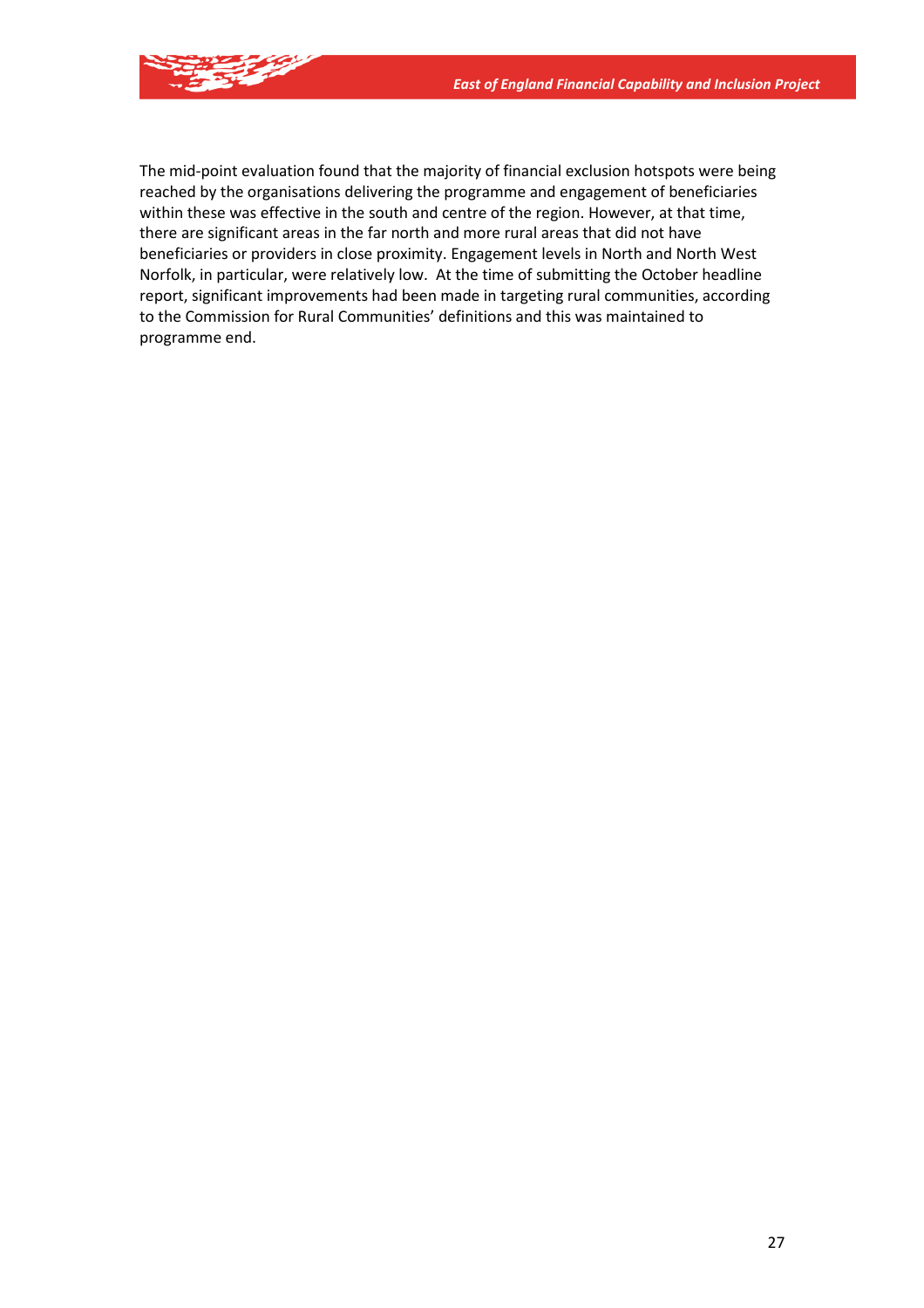The mid-point evaluation found that the majority of financial exclusion hotspots were being reached by the organisations delivering the programme and engagement of beneficiaries within these was effective in the south and centre of the region. However, at that time, there are significant areas in the far north and more rural areas that did not have beneficiaries or providers in close proximity. Engagement levels in North and North West Norfolk, in particular, were relatively low. At the time of submitting the October headline report, significant improvements had been made in targeting rural communities, according to the Commission for Rural Communities' definitions and this was maintained to programme end.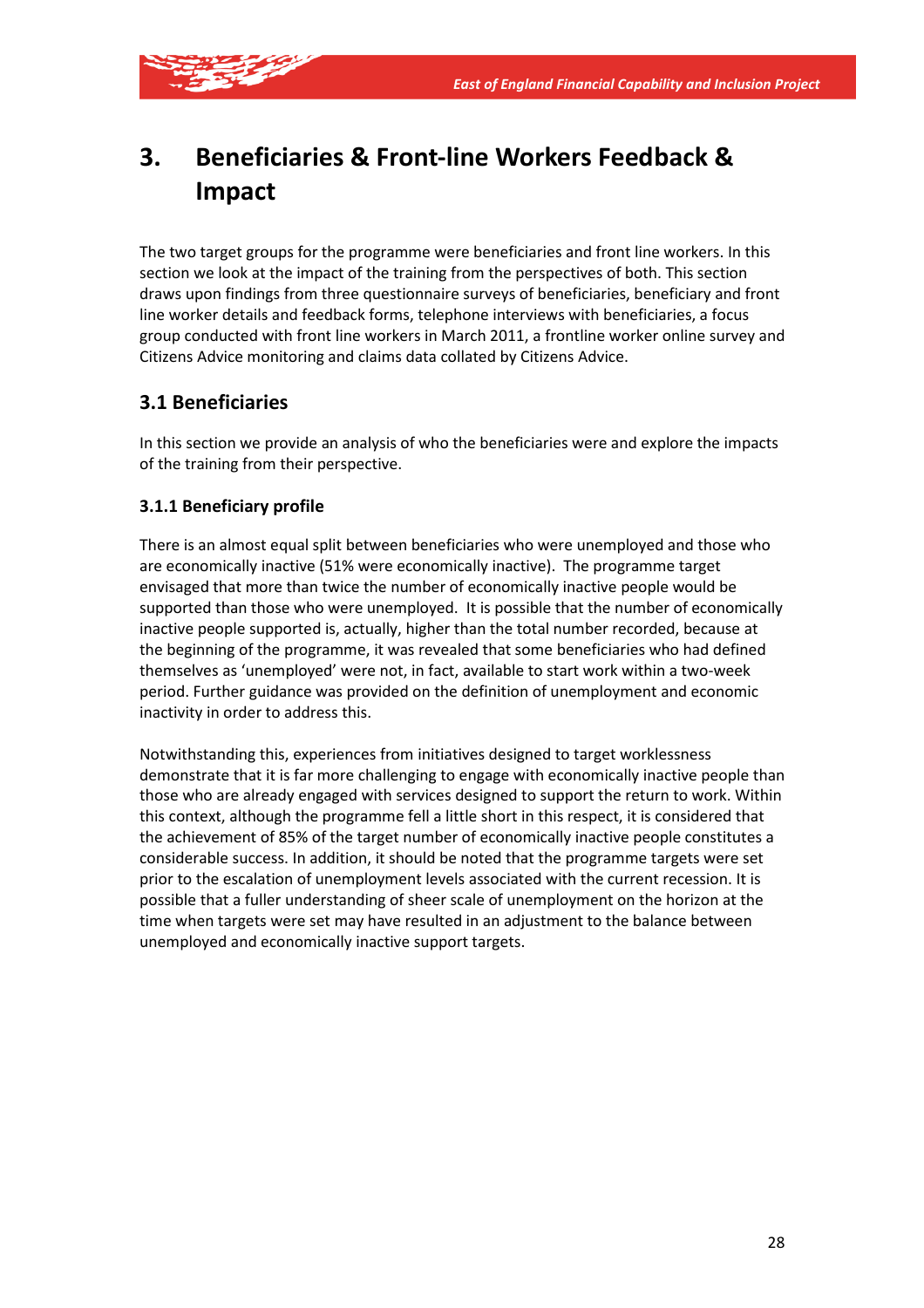# 3. Beneficiaries & Front-line Workers Feedback & Impact

The two target groups for the programme were beneficiaries and front line workers. In this section we look at the impact of the training from the perspectives of both. This section draws upon findings from three questionnaire surveys of beneficiaries, beneficiary and front line worker details and feedback forms, telephone interviews with beneficiaries, a focus group conducted with front line workers in March 2011, a frontline worker online survey and Citizens Advice monitoring and claims data collated by Citizens Advice.

## 3.1 Beneficiaries

In this section we provide an analysis of who the beneficiaries were and explore the impacts of the training from their perspective.

### 3.1.1 Beneficiary profile

There is an almost equal split between beneficiaries who were unemployed and those who are economically inactive (51% were economically inactive). The programme target envisaged that more than twice the number of economically inactive people would be supported than those who were unemployed. It is possible that the number of economically inactive people supported is, actually, higher than the total number recorded, because at the beginning of the programme, it was revealed that some beneficiaries who had defined themselves as 'unemployed' were not, in fact, available to start work within a two-week period. Further guidance was provided on the definition of unemployment and economic inactivity in order to address this.

Notwithstanding this, experiences from initiatives designed to target worklessness demonstrate that it is far more challenging to engage with economically inactive people than those who are already engaged with services designed to support the return to work. Within this context, although the programme fell a little short in this respect, it is considered that the achievement of 85% of the target number of economically inactive people constitutes a considerable success. In addition, it should be noted that the programme targets were set prior to the escalation of unemployment levels associated with the current recession. It is possible that a fuller understanding of sheer scale of unemployment on the horizon at the time when targets were set may have resulted in an adjustment to the balance between unemployed and economically inactive support targets.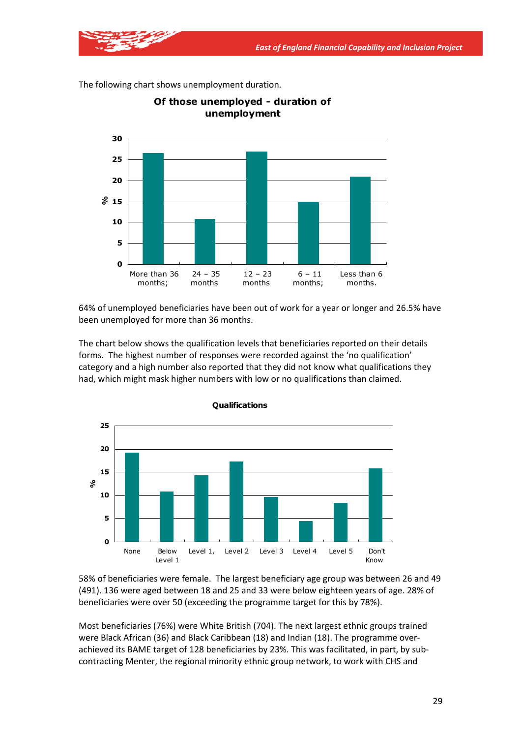The following chart shows unemployment duration.

**Of those unemployed - duration of unemployment**

| Duration | % |
|---|---|
| More than 36 months; | 26.5 |
| 24 – 35 months | 11 |
| 12 – 23 months | 27 |
| 6 – 11 months; | 15 |
| Less than 6 months. | 21 |

64% of unemployed beneficiaries have been out of work for a year or longer and 26.5% have been unemployed for more than 36 months.

The chart below shows the qualification levels that beneficiaries reported on their details forms. The highest number of responses were recorded against the 'no qualification' category and a high number also reported that they did not know what qualifications they had, which might mask higher numbers with low or no qualifications than claimed.

**Qualifications**

| Qualification | % |
|---|---|
| None | 19 |
| Below Level 1 | 11 |
| Level 1, | 14 |
| Level 2 | 17 |
| Level 3 | 10 |
| Level 4 | 4 |
| Level 5 | 8 |
| Don't Know | 16 |

58% of beneficiaries were female. The largest beneficiary age group was between 26 and 49 (491). 136 were aged between 18 and 25 and 33 were below eighteen years of age. 28% of beneficiaries were over 50 (exceeding the programme target for this by 78%).

Most beneficiaries (76%) were White British (704). The next largest ethnic groups trained were Black African (36) and Black Caribbean (18) and Indian (18). The programme over-achieved its BAME target of 128 beneficiaries by 23%. This was facilitated, in part, by sub-contracting Menter, the regional minority ethnic group network, to work with CHS and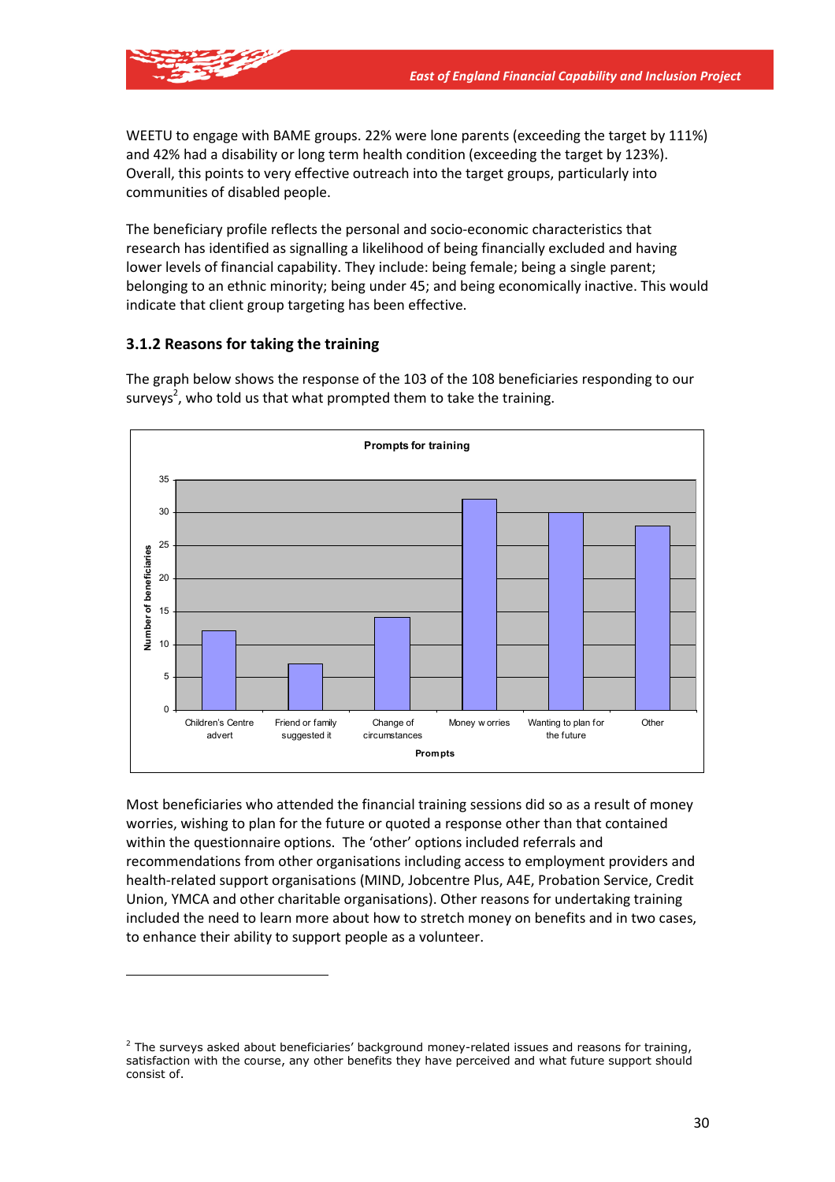WEETU to engage with BAME groups. 22% were lone parents (exceeding the target by 111%) and 42% had a disability or long term health condition (exceeding the target by 123%). Overall, this points to very effective outreach into the target groups, particularly into communities of disabled people.

The beneficiary profile reflects the personal and socio-economic characteristics that research has identified as signalling a likelihood of being financially excluded and having lower levels of financial capability. They include: being female; being a single parent; belonging to an ethnic minority; being under 45; and being economically inactive. This would indicate that client group targeting has been effective.

### 3.1.2 Reasons for taking the training

The graph below shows the response of the 103 of the 108 beneficiaries responding to our surveys[2], who told us that what prompted them to take the training.

**Prompts for training**

| Prompts | Number of beneficiaries |
| --- | --- |
| Children's Centre advert | 12 |
| Friend or family suggested it | 7 |
| Change of circumstances | 14 |
| Money worries | 32 |
| Wanting to plan for the future | 30 |
| Other | 28 |

Most beneficiaries who attended the financial training sessions did so as a result of money worries, wishing to plan for the future or quoted a response other than that contained within the questionnaire options. The 'other' options included referrals and recommendations from other organisations including access to employment providers and health-related support organisations (MIND, Jobcentre Plus, A4E, Probation Service, Credit Union, YMCA and other charitable organisations). Other reasons for undertaking training included the need to learn more about how to stretch money on benefits and in two cases, to enhance their ability to support people as a volunteer.

---

[2] The surveys asked about beneficiaries' background money-related issues and reasons for training, satisfaction with the course, any other benefits they have perceived and what future support should consist of.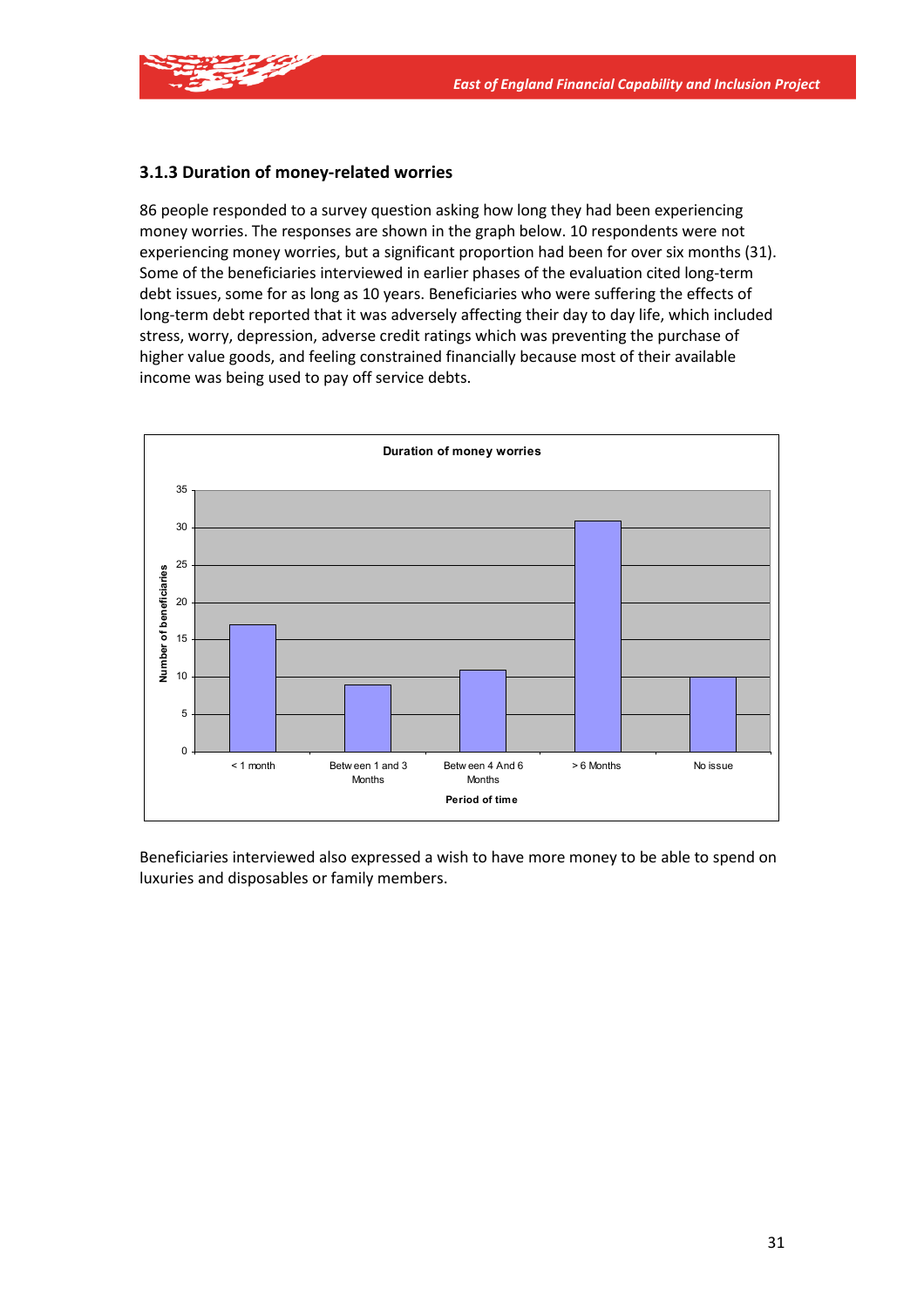### 3.1.3 Duration of money-related worries

86 people responded to a survey question asking how long they had been experiencing money worries. The responses are shown in the graph below. 10 respondents were not experiencing money worries, but a significant proportion had been for over six months (31). Some of the beneficiaries interviewed in earlier phases of the evaluation cited long-term debt issues, some for as long as 10 years. Beneficiaries who were suffering the effects of long-term debt reported that it was adversely affecting their day to day life, which included stress, worry, depression, adverse credit ratings which was preventing the purchase of higher value goods, and feeling constrained financially because most of their available income was being used to pay off service debts.

**Duration of money worries**

| Period of time | Number of beneficiaries |
|---|---|
| < 1 month | 17 |
| Between 1 and 3 Months | 9 |
| Between 4 And 6 Months | 11 |
| > 6 Months | 31 |
| No issue | 10 |

Beneficiaries interviewed also expressed a wish to have more money to be able to spend on luxuries and disposables or family members.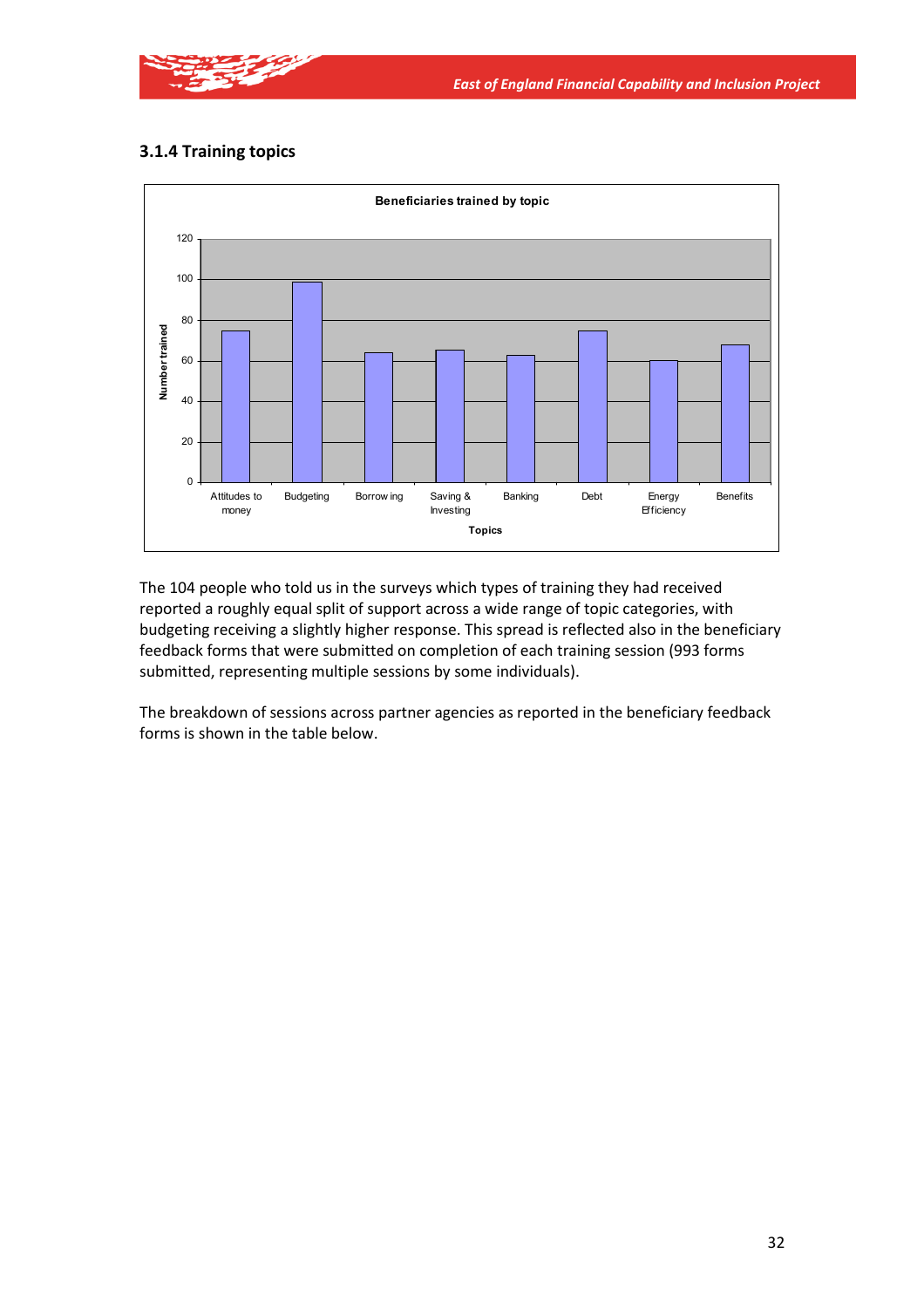### 3.1.4 Training topics

The 104 people who told us in the surveys which types of training they had received reported a roughly equal split of support across a wide range of topic categories, with budgeting receiving a slightly higher response. This spread is reflected also in the beneficiary feedback forms that were submitted on completion of each training session (993 forms submitted, representing multiple sessions by some individuals).

The breakdown of sessions across partner agencies as reported in the beneficiary feedback forms is shown in the table below.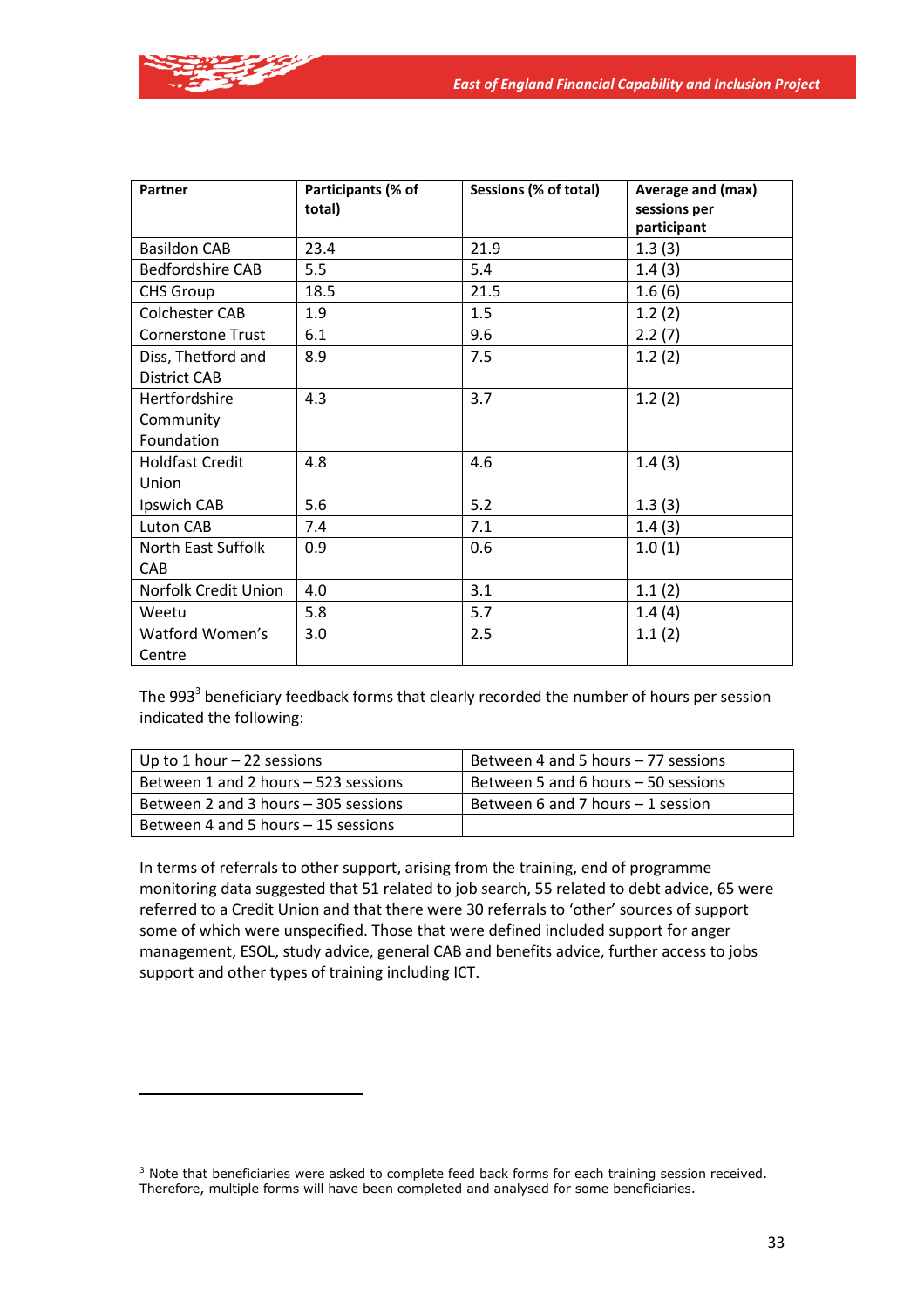| Partner | Participants (% of total) | Sessions (% of total) | Average and (max) sessions per participant |
|---|---|---|---|
| Basildon CAB | 23.4 | 21.9 | 1.3 (3) |
| Bedfordshire CAB | 5.5 | 5.4 | 1.4 (3) |
| CHS Group | 18.5 | 21.5 | 1.6 (6) |
| Colchester CAB | 1.9 | 1.5 | 1.2 (2) |
| Cornerstone Trust | 6.1 | 9.6 | 2.2 (7) |
| Diss, Thetford and District CAB | 8.9 | 7.5 | 1.2 (2) |
| Hertfordshire Community Foundation | 4.3 | 3.7 | 1.2 (2) |
| Holdfast Credit Union | 4.8 | 4.6 | 1.4 (3) |
| Ipswich CAB | 5.6 | 5.2 | 1.3 (3) |
| Luton CAB | 7.4 | 7.1 | 1.4 (3) |
| North East Suffolk CAB | 0.9 | 0.6 | 1.0 (1) |
| Norfolk Credit Union | 4.0 | 3.1 | 1.1 (2) |
| Weetu | 5.8 | 5.7 | 1.4 (4) |
| Watford Women's Centre | 3.0 | 2.5 | 1.1 (2) |

The 993[3] beneficiary feedback forms that clearly recorded the number of hours per session indicated the following:

| | |
|---|---|
| Up to 1 hour – 22 sessions | Between 4 and 5 hours – 77 sessions |
| Between 1 and 2 hours – 523 sessions | Between 5 and 6 hours – 50 sessions |
| Between 2 and 3 hours – 305 sessions | Between 6 and 7 hours – 1 session |
| Between 4 and 5 hours – 15 sessions | |

In terms of referrals to other support, arising from the training, end of programme monitoring data suggested that 51 related to job search, 55 related to debt advice, 65 were referred to a Credit Union and that there were 30 referrals to 'other' sources of support some of which were unspecified. Those that were defined included support for anger management, ESOL, study advice, general CAB and benefits advice, further access to jobs support and other types of training including ICT.

[3] Note that beneficiaries were asked to complete feed back forms for each training session received. Therefore, multiple forms will have been completed and analysed for some beneficiaries.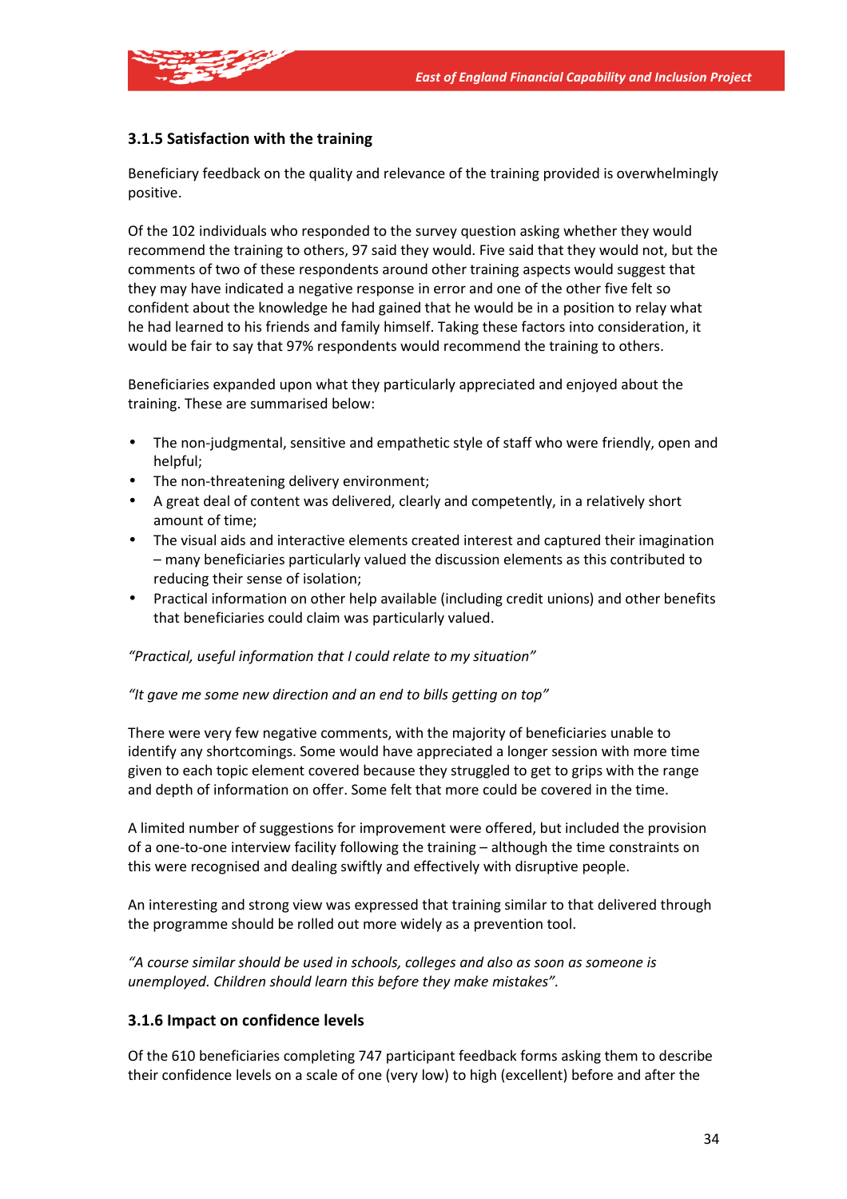### 3.1.5 Satisfaction with the training

Beneficiary feedback on the quality and relevance of the training provided is overwhelmingly positive.

Of the 102 individuals who responded to the survey question asking whether they would recommend the training to others, 97 said they would. Five said that they would not, but the comments of two of these respondents around other training aspects would suggest that they may have indicated a negative response in error and one of the other five felt so confident about the knowledge he had gained that he would be in a position to relay what he had learned to his friends and family himself. Taking these factors into consideration, it would be fair to say that 97% respondents would recommend the training to others.

Beneficiaries expanded upon what they particularly appreciated and enjoyed about the training. These are summarised below:

- The non-judgmental, sensitive and empathetic style of staff who were friendly, open and helpful;
- The non-threatening delivery environment;
- A great deal of content was delivered, clearly and competently, in a relatively short amount of time;
- The visual aids and interactive elements created interest and captured their imagination – many beneficiaries particularly valued the discussion elements as this contributed to reducing their sense of isolation;
- Practical information on other help available (including credit unions) and other benefits that beneficiaries could claim was particularly valued.

*"Practical, useful information that I could relate to my situation"*

*"It gave me some new direction and an end to bills getting on top"*

There were very few negative comments, with the majority of beneficiaries unable to identify any shortcomings. Some would have appreciated a longer session with more time given to each topic element covered because they struggled to get to grips with the range and depth of information on offer. Some felt that more could be covered in the time.

A limited number of suggestions for improvement were offered, but included the provision of a one-to-one interview facility following the training – although the time constraints on this were recognised and dealing swiftly and effectively with disruptive people.

An interesting and strong view was expressed that training similar to that delivered through the programme should be rolled out more widely as a prevention tool.

*"A course similar should be used in schools, colleges and also as soon as someone is unemployed. Children should learn this before they make mistakes".*

### 3.1.6 Impact on confidence levels

Of the 610 beneficiaries completing 747 participant feedback forms asking them to describe their confidence levels on a scale of one (very low) to high (excellent) before and after the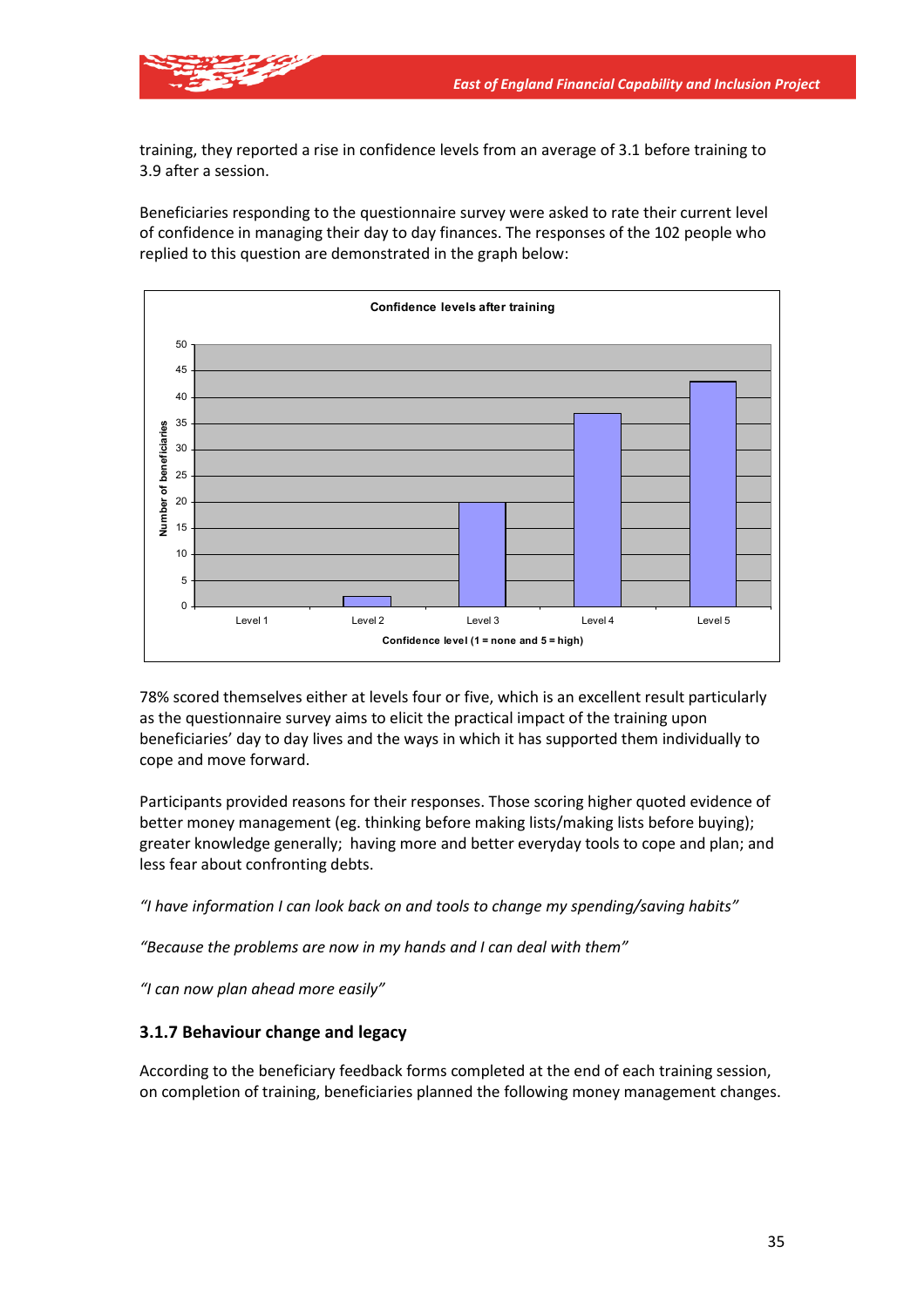training, they reported a rise in confidence levels from an average of 3.1 before training to 3.9 after a session.

Beneficiaries responding to the questionnaire survey were asked to rate their current level of confidence in managing their day to day finances. The responses of the 102 people who replied to this question are demonstrated in the graph below:

**Confidence levels after training**

| Confidence level (1 = none and 5 = high) | Number of beneficiaries |
|---|---|
| Level 1 | 0 |
| Level 2 | 2 |
| Level 3 | 20 |
| Level 4 | 37 |
| Level 5 | 43 |

78% scored themselves either at levels four or five, which is an excellent result particularly as the questionnaire survey aims to elicit the practical impact of the training upon beneficiaries' day to day lives and the ways in which it has supported them individually to cope and move forward.

Participants provided reasons for their responses. Those scoring higher quoted evidence of better money management (eg. thinking before making lists/making lists before buying); greater knowledge generally; having more and better everyday tools to cope and plan; and less fear about confronting debts.

*"I have information I can look back on and tools to change my spending/saving habits"*

*"Because the problems are now in my hands and I can deal with them"*

*"I can now plan ahead more easily"*

### 3.1.7 Behaviour change and legacy

According to the beneficiary feedback forms completed at the end of each training session, on completion of training, beneficiaries planned the following money management changes.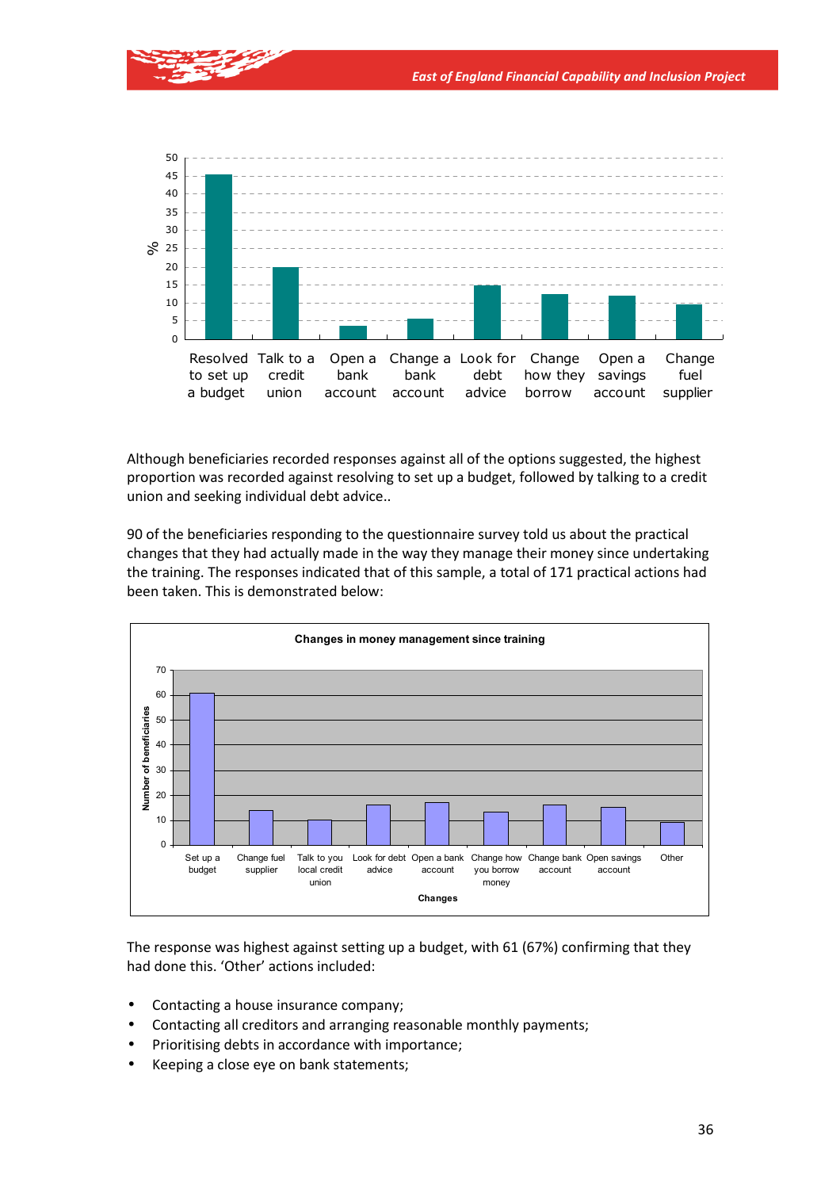| | % |
|---|---|
| Resolved to set up a budget | 45 |
| Talk to a credit union | 20 |
| Open a bank account | 4 |
| Change a bank account | 6 |
| Look for debt advice | 15 |
| Change how they borrow | 12.5 |
| Open a savings account | 12 |
| Change fuel supplier | 9.5 |

Although beneficiaries recorded responses against all of the options suggested, the highest proportion was recorded against resolving to set up a budget, followed by talking to a credit union and seeking individual debt advice..

90 of the beneficiaries responding to the questionnaire survey told us about the practical changes that they had actually made in the way they manage their money since undertaking the training. The responses indicated that of this sample, a total of 171 practical actions had been taken. This is demonstrated below:

**Changes in money management since training**

| Changes | Number of beneficiaries |
|---|---|
| Set up a budget | 61 |
| Change fuel supplier | 14 |
| Talk to you local credit union | 10 |
| Look for debt advice | 16 |
| Open a bank account | 17 |
| Change how you borrow money | 13 |
| Change bank account | 16 |
| Open savings account | 15 |
| Other | 9 |

The response was highest against setting up a budget, with 61 (67%) confirming that they had done this. 'Other' actions included:

- Contacting a house insurance company;
- Contacting all creditors and arranging reasonable monthly payments;
- Prioritising debts in accordance with importance;
- Keeping a close eye on bank statements;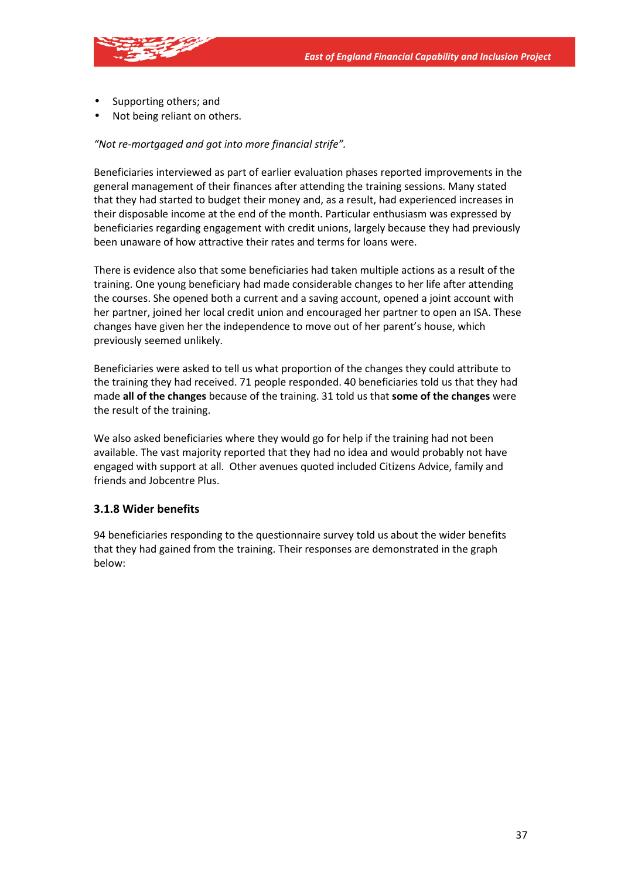- Supporting others; and
- Not being reliant on others.

*"Not re-mortgaged and got into more financial strife".*

Beneficiaries interviewed as part of earlier evaluation phases reported improvements in the general management of their finances after attending the training sessions. Many stated that they had started to budget their money and, as a result, had experienced increases in their disposable income at the end of the month. Particular enthusiasm was expressed by beneficiaries regarding engagement with credit unions, largely because they had previously been unaware of how attractive their rates and terms for loans were.

There is evidence also that some beneficiaries had taken multiple actions as a result of the training. One young beneficiary had made considerable changes to her life after attending the courses. She opened both a current and a saving account, opened a joint account with her partner, joined her local credit union and encouraged her partner to open an ISA. These changes have given her the independence to move out of her parent's house, which previously seemed unlikely.

Beneficiaries were asked to tell us what proportion of the changes they could attribute to the training they had received. 71 people responded. 40 beneficiaries told us that they had made **all of the changes** because of the training. 31 told us that **some of the changes** were the result of the training.

We also asked beneficiaries where they would go for help if the training had not been available. The vast majority reported that they had no idea and would probably not have engaged with support at all. Other avenues quoted included Citizens Advice, family and friends and Jobcentre Plus.

### 3.1.8 Wider benefits

94 beneficiaries responding to the questionnaire survey told us about the wider benefits that they had gained from the training. Their responses are demonstrated in the graph below: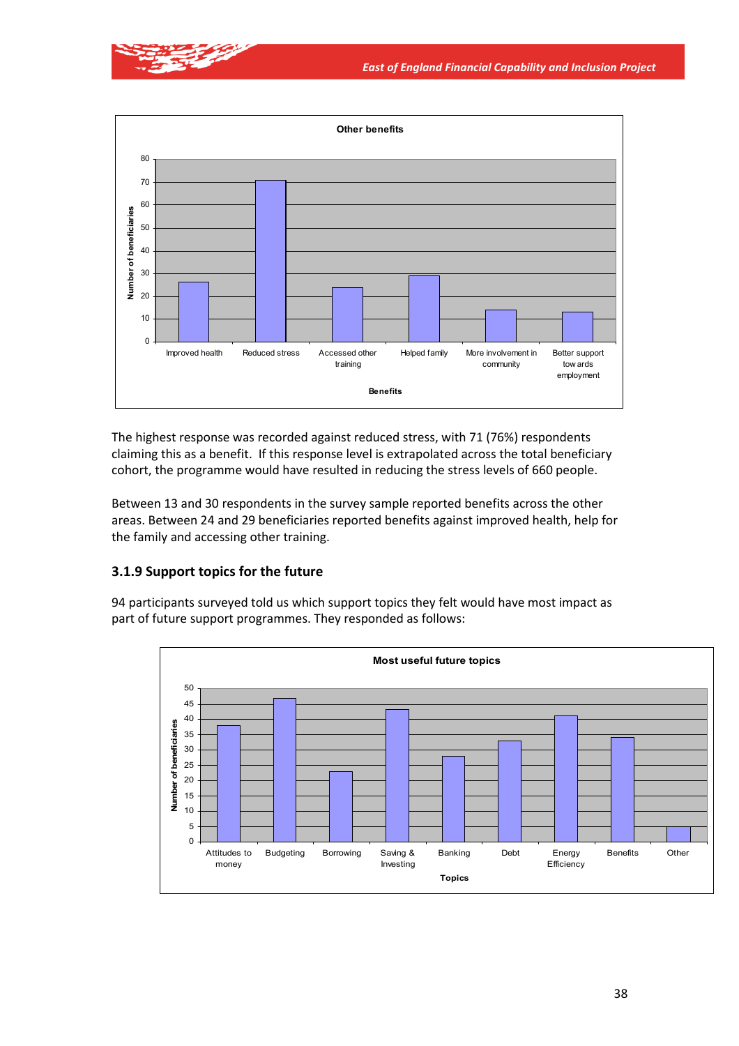The highest response was recorded against reduced stress, with 71 (76%) respondents claiming this as a benefit. If this response level is extrapolated across the total beneficiary cohort, the programme would have resulted in reducing the stress levels of 660 people.

Between 13 and 30 respondents in the survey sample reported benefits across the other areas. Between 24 and 29 beneficiaries reported benefits against improved health, help for the family and accessing other training.

### 3.1.9 Support topics for the future

94 participants surveyed told us which support topics they felt would have most impact as part of future support programmes. They responded as follows: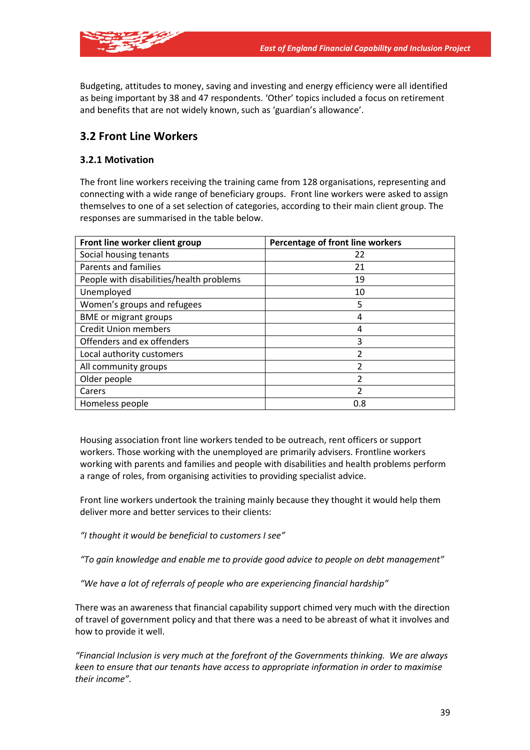Budgeting, attitudes to money, saving and investing and energy efficiency were all identified as being important by 38 and 47 respondents. 'Other' topics included a focus on retirement and benefits that are not widely known, such as 'guardian's allowance'.

## 3.2 Front Line Workers

### 3.2.1 Motivation

The front line workers receiving the training came from 128 organisations, representing and connecting with a wide range of beneficiary groups. Front line workers were asked to assign themselves to one of a set selection of categories, according to their main client group. The responses are summarised in the table below.

| Front line worker client group | Percentage of front line workers |
|---|---|
| Social housing tenants | 22 |
| Parents and families | 21 |
| People with disabilities/health problems | 19 |
| Unemployed | 10 |
| Women's groups and refugees | 5 |
| BME or migrant groups | 4 |
| Credit Union members | 4 |
| Offenders and ex offenders | 3 |
| Local authority customers | 2 |
| All community groups | 2 |
| Older people | 2 |
| Carers | 2 |
| Homeless people | 0.8 |

Housing association front line workers tended to be outreach, rent officers or support workers. Those working with the unemployed are primarily advisers. Frontline workers working with parents and families and people with disabilities and health problems perform a range of roles, from organising activities to providing specialist advice.

Front line workers undertook the training mainly because they thought it would help them deliver more and better services to their clients:

*"I thought it would be beneficial to customers I see"*

*"To gain knowledge and enable me to provide good advice to people on debt management"*

*"We have a lot of referrals of people who are experiencing financial hardship"*

There was an awareness that financial capability support chimed very much with the direction of travel of government policy and that there was a need to be abreast of what it involves and how to provide it well.

*"Financial Inclusion is very much at the forefront of the Governments thinking. We are always keen to ensure that our tenants have access to appropriate information in order to maximise their income".*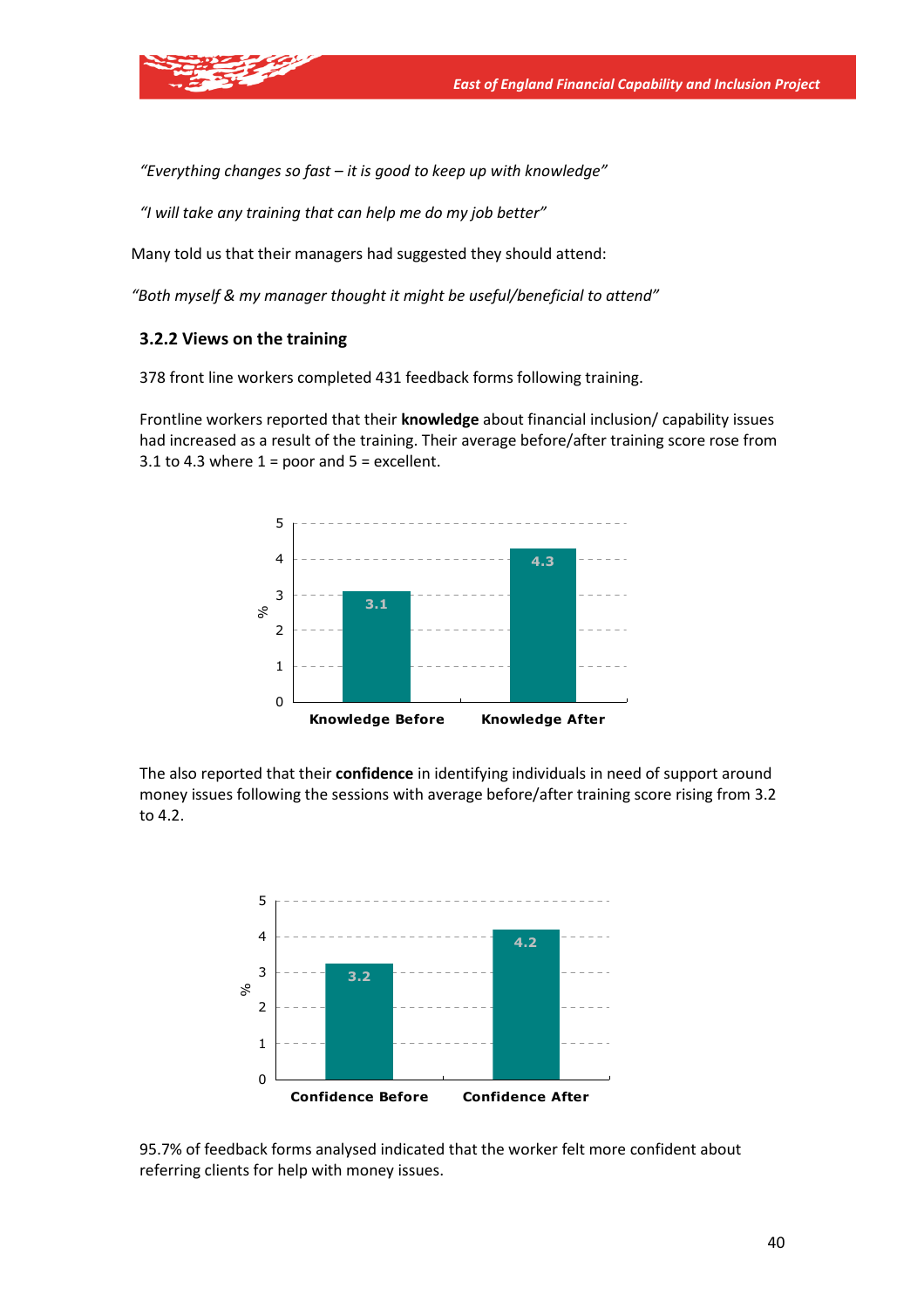*"Everything changes so fast – it is good to keep up with knowledge"*

*"I will take any training that can help me do my job better"*

Many told us that their managers had suggested they should attend:

*"Both myself & my manager thought it might be useful/beneficial to attend"*

### 3.2.2 Views on the training

378 front line workers completed 431 feedback forms following training.

Frontline workers reported that their **knowledge** about financial inclusion/ capability issues had increased as a result of the training. Their average before/after training score rose from 3.1 to 4.3 where 1 = poor and 5 = excellent.

| | % |
|---|---|
| Knowledge Before | 3.1 |
| Knowledge After | 4.3 |

The also reported that their **confidence** in identifying individuals in need of support around money issues following the sessions with average before/after training score rising from 3.2 to 4.2.

| | % |
|---|---|
| Confidence Before | 3.2 |
| Confidence After | 4.2 |

95.7% of feedback forms analysed indicated that the worker felt more confident about referring clients for help with money issues.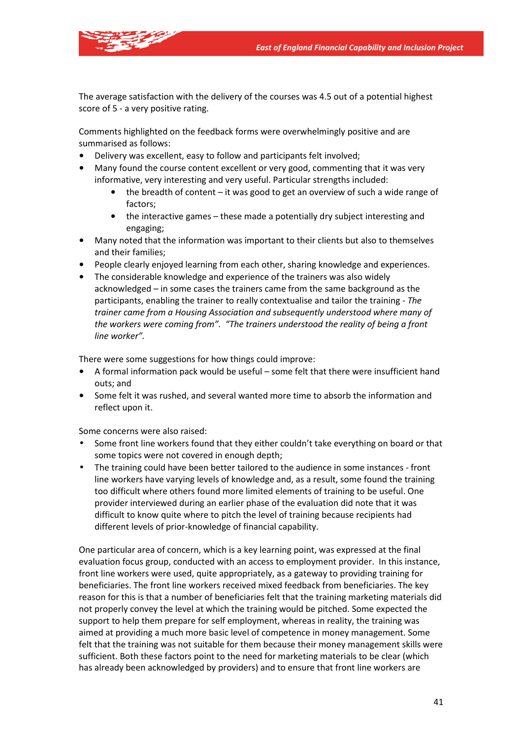The average satisfaction with the delivery of the courses was 4.5 out of a potential highest score of 5 - a very positive rating.

Comments highlighted on the feedback forms were overwhelmingly positive and are summarised as follows:

- Delivery was excellent, easy to follow and participants felt involved;
- Many found the course content excellent or very good, commenting that it was very informative, very interesting and very useful. Particular strengths included:
    - the breadth of content – it was good to get an overview of such a wide range of factors;
    - the interactive games – these made a potentially dry subject interesting and engaging;
- Many noted that the information was important to their clients but also to themselves and their families;
- People clearly enjoyed learning from each other, sharing knowledge and experiences.
- The considerable knowledge and experience of the trainers was also widely acknowledged – in some cases the trainers came from the same background as the participants, enabling the trainer to really contextualise and tailor the training - *The trainer came from a Housing Association and subsequently understood where many of the workers were coming from". "The trainers understood the reality of being a front line worker".*

There were some suggestions for how things could improve:

- A formal information pack would be useful – some felt that there were insufficient hand outs; and
- Some felt it was rushed, and several wanted more time to absorb the information and reflect upon it.

Some concerns were also raised:

- Some front line workers found that they either couldn't take everything on board or that some topics were not covered in enough depth;
- The training could have been better tailored to the audience in some instances - front line workers have varying levels of knowledge and, as a result, some found the training too difficult where others found more limited elements of training to be useful. One provider interviewed during an earlier phase of the evaluation did note that it was difficult to know quite where to pitch the level of training because recipients had different levels of prior-knowledge of financial capability.

One particular area of concern, which is a key learning point, was expressed at the final evaluation focus group, conducted with an access to employment provider. In this instance, front line workers were used, quite appropriately, as a gateway to providing training for beneficiaries. The front line workers received mixed feedback from beneficiaries. The key reason for this is that a number of beneficiaries felt that the training marketing materials did not properly convey the level at which the training would be pitched. Some expected the support to help them prepare for self employment, whereas in reality, the training was aimed at providing a much more basic level of competence in money management. Some felt that the training was not suitable for them because their money management skills were sufficient. Both these factors point to the need for marketing materials to be clear (which has already been acknowledged by providers) and to ensure that front line workers are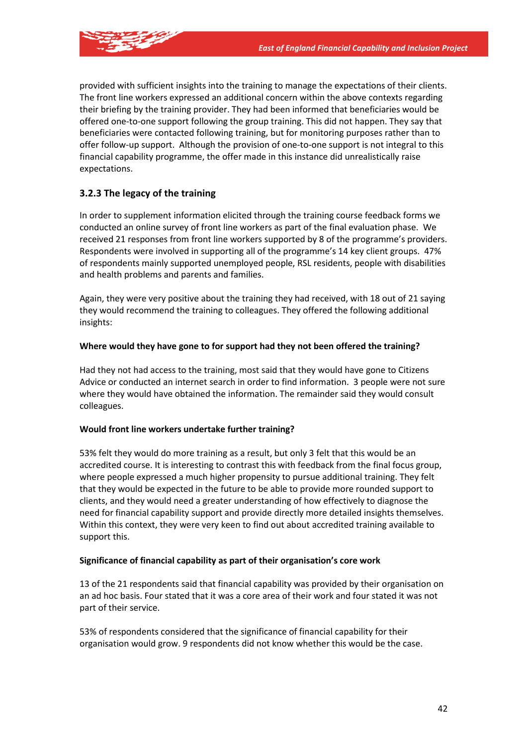provided with sufficient insights into the training to manage the expectations of their clients. The front line workers expressed an additional concern within the above contexts regarding their briefing by the training provider. They had been informed that beneficiaries would be offered one-to-one support following the group training. This did not happen. They say that beneficiaries were contacted following training, but for monitoring purposes rather than to offer follow-up support. Although the provision of one-to-one support is not integral to this financial capability programme, the offer made in this instance did unrealistically raise expectations.

### 3.2.3 The legacy of the training

In order to supplement information elicited through the training course feedback forms we conducted an online survey of front line workers as part of the final evaluation phase. We received 21 responses from front line workers supported by 8 of the programme's providers. Respondents were involved in supporting all of the programme's 14 key client groups. 47% of respondents mainly supported unemployed people, RSL residents, people with disabilities and health problems and parents and families.

Again, they were very positive about the training they had received, with 18 out of 21 saying they would recommend the training to colleagues. They offered the following additional insights:

**Where would they have gone to for support had they not been offered the training?**

Had they not had access to the training, most said that they would have gone to Citizens Advice or conducted an internet search in order to find information. 3 people were not sure where they would have obtained the information. The remainder said they would consult colleagues.

**Would front line workers undertake further training?**

53% felt they would do more training as a result, but only 3 felt that this would be an accredited course. It is interesting to contrast this with feedback from the final focus group, where people expressed a much higher propensity to pursue additional training. They felt that they would be expected in the future to be able to provide more rounded support to clients, and they would need a greater understanding of how effectively to diagnose the need for financial capability support and provide directly more detailed insights themselves. Within this context, they were very keen to find out about accredited training available to support this.

**Significance of financial capability as part of their organisation's core work**

13 of the 21 respondents said that financial capability was provided by their organisation on an ad hoc basis. Four stated that it was a core area of their work and four stated it was not part of their service.

53% of respondents considered that the significance of financial capability for their organisation would grow. 9 respondents did not know whether this would be the case.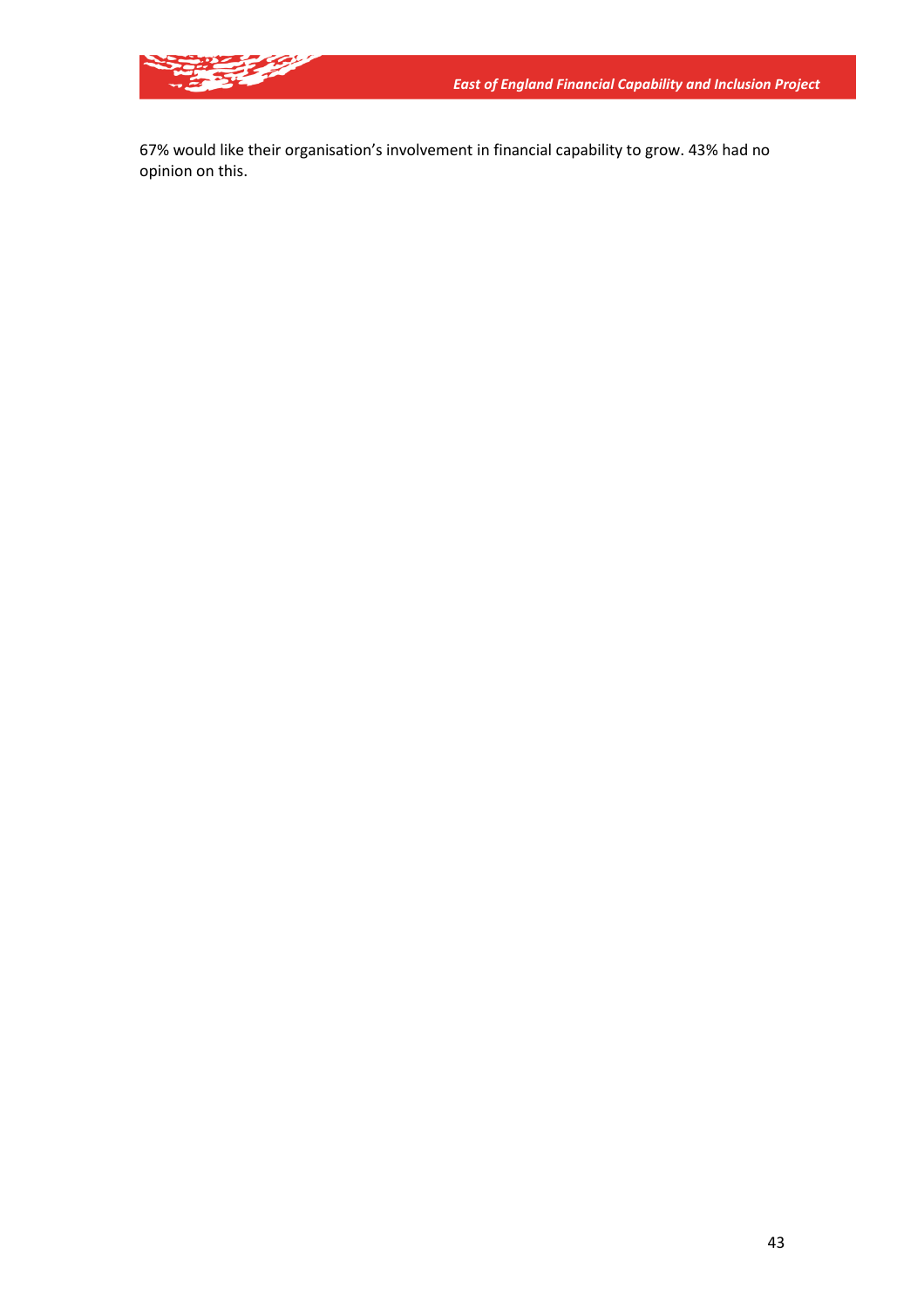67% would like their organisation's involvement in financial capability to grow. 43% had no opinion on this.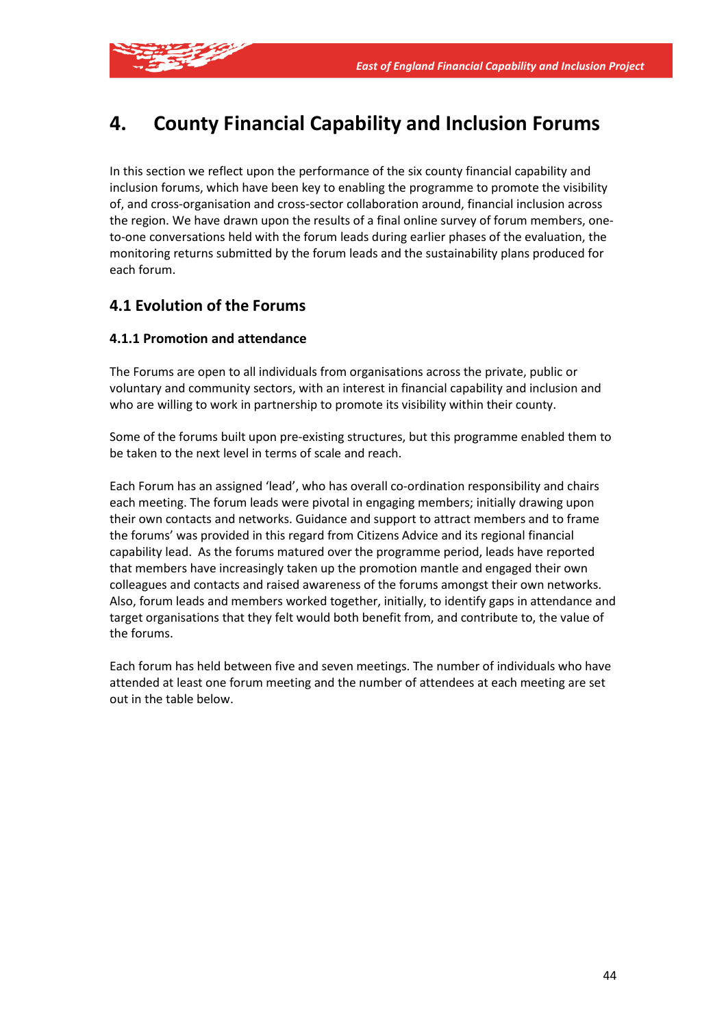# 4. County Financial Capability and Inclusion Forums

In this section we reflect upon the performance of the six county financial capability and inclusion forums, which have been key to enabling the programme to promote the visibility of, and cross-organisation and cross-sector collaboration around, financial inclusion across the region. We have drawn upon the results of a final online survey of forum members, one-to-one conversations held with the forum leads during earlier phases of the evaluation, the monitoring returns submitted by the forum leads and the sustainability plans produced for each forum.

## 4.1 Evolution of the Forums

### 4.1.1 Promotion and attendance

The Forums are open to all individuals from organisations across the private, public or voluntary and community sectors, with an interest in financial capability and inclusion and who are willing to work in partnership to promote its visibility within their county.

Some of the forums built upon pre-existing structures, but this programme enabled them to be taken to the next level in terms of scale and reach.

Each Forum has an assigned 'lead', who has overall co-ordination responsibility and chairs each meeting. The forum leads were pivotal in engaging members; initially drawing upon their own contacts and networks. Guidance and support to attract members and to frame the forums' was provided in this regard from Citizens Advice and its regional financial capability lead. As the forums matured over the programme period, leads have reported that members have increasingly taken up the promotion mantle and engaged their own colleagues and contacts and raised awareness of the forums amongst their own networks. Also, forum leads and members worked together, initially, to identify gaps in attendance and target organisations that they felt would both benefit from, and contribute to, the value of the forums.

Each forum has held between five and seven meetings. The number of individuals who have attended at least one forum meeting and the number of attendees at each meeting are set out in the table below.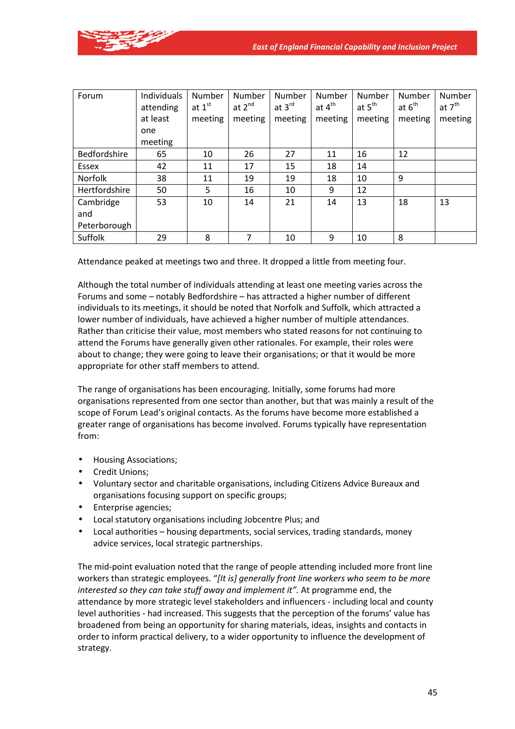| Forum | Individuals attending at least one meeting | Number at 1st meeting | Number at 2nd meeting | Number at 3rd meeting | Number at 4th meeting | Number at 5th meeting | Number at 6th meeting | Number at 7th meeting |
|---|---|---|---|---|---|---|---|---|
| Bedfordshire | 65 | 10 | 26 | 27 | 11 | 16 | 12 | |
| Essex | 42 | 11 | 17 | 15 | 18 | 14 | | |
| Norfolk | 38 | 11 | 19 | 19 | 18 | 10 | 9 | |
| Hertfordshire | 50 | 5 | 16 | 10 | 9 | 12 | | |
| Cambridge and Peterborough | 53 | 10 | 14 | 21 | 14 | 13 | 18 | 13 |
| Suffolk | 29 | 8 | 7 | 10 | 9 | 10 | 8 | |

Attendance peaked at meetings two and three. It dropped a little from meeting four.

Although the total number of individuals attending at least one meeting varies across the Forums and some – notably Bedfordshire – has attracted a higher number of different individuals to its meetings, it should be noted that Norfolk and Suffolk, which attracted a lower number of individuals, have achieved a higher number of multiple attendances. Rather than criticise their value, most members who stated reasons for not continuing to attend the Forums have generally given other rationales. For example, their roles were about to change; they were going to leave their organisations; or that it would be more appropriate for other staff members to attend.

The range of organisations has been encouraging. Initially, some forums had more organisations represented from one sector than another, but that was mainly a result of the scope of Forum Lead's original contacts. As the forums have become more established a greater range of organisations has become involved. Forums typically have representation from:

- Housing Associations;
- Credit Unions;
- Voluntary sector and charitable organisations, including Citizens Advice Bureaux and organisations focusing support on specific groups;
- Enterprise agencies;
- Local statutory organisations including Jobcentre Plus; and
- Local authorities – housing departments, social services, trading standards, money advice services, local strategic partnerships.

The mid-point evaluation noted that the range of people attending included more front line workers than strategic employees. *"[It is] generally front line workers who seem to be more interested so they can take stuff away and implement it".* At programme end, the attendance by more strategic level stakeholders and influencers - including local and county level authorities - had increased. This suggests that the perception of the forums' value has broadened from being an opportunity for sharing materials, ideas, insights and contacts in order to inform practical delivery, to a wider opportunity to influence the development of strategy.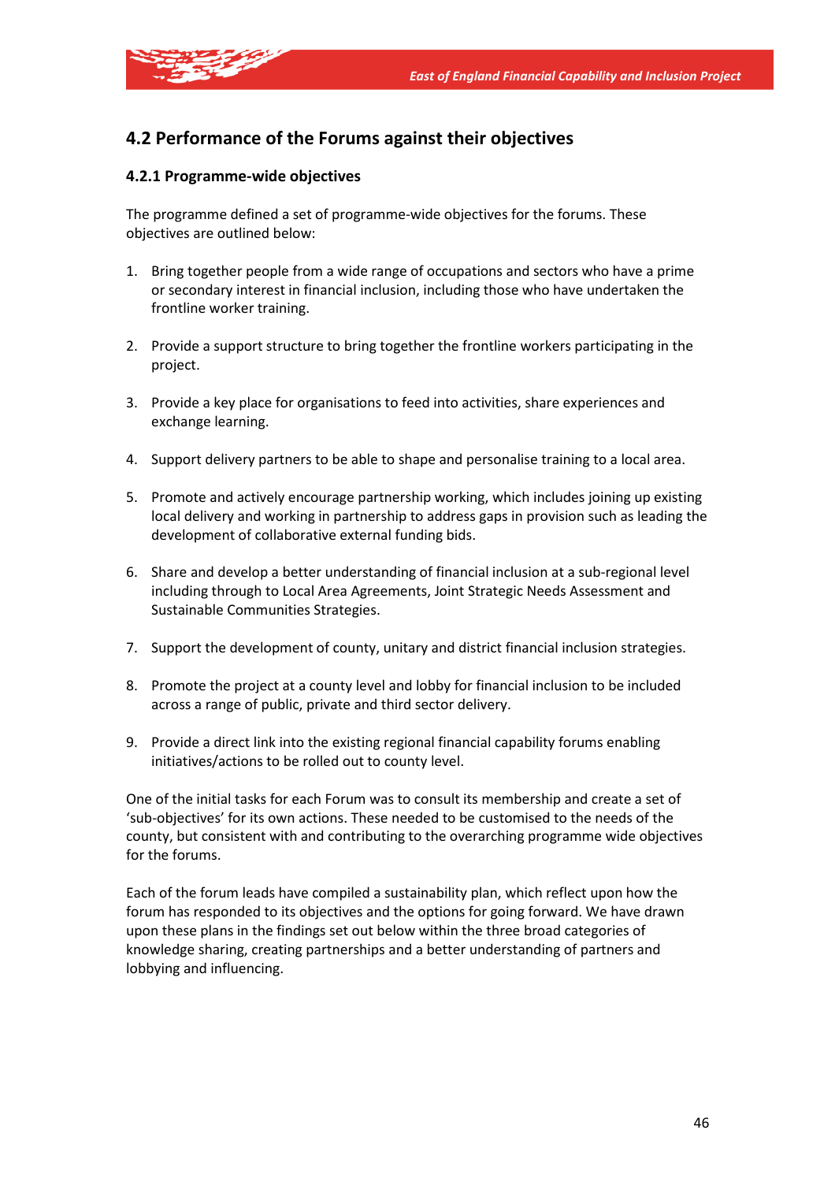## 4.2 Performance of the Forums against their objectives

### 4.2.1 Programme-wide objectives

The programme defined a set of programme-wide objectives for the forums. These objectives are outlined below:

1. Bring together people from a wide range of occupations and sectors who have a prime or secondary interest in financial inclusion, including those who have undertaken the frontline worker training.

2. Provide a support structure to bring together the frontline workers participating in the project.

3. Provide a key place for organisations to feed into activities, share experiences and exchange learning.

4. Support delivery partners to be able to shape and personalise training to a local area.

5. Promote and actively encourage partnership working, which includes joining up existing local delivery and working in partnership to address gaps in provision such as leading the development of collaborative external funding bids.

6. Share and develop a better understanding of financial inclusion at a sub-regional level including through to Local Area Agreements, Joint Strategic Needs Assessment and Sustainable Communities Strategies.

7. Support the development of county, unitary and district financial inclusion strategies.

8. Promote the project at a county level and lobby for financial inclusion to be included across a range of public, private and third sector delivery.

9. Provide a direct link into the existing regional financial capability forums enabling initiatives/actions to be rolled out to county level.

One of the initial tasks for each Forum was to consult its membership and create a set of 'sub-objectives' for its own actions. These needed to be customised to the needs of the county, but consistent with and contributing to the overarching programme wide objectives for the forums.

Each of the forum leads have compiled a sustainability plan, which reflect upon how the forum has responded to its objectives and the options for going forward. We have drawn upon these plans in the findings set out below within the three broad categories of knowledge sharing, creating partnerships and a better understanding of partners and lobbying and influencing.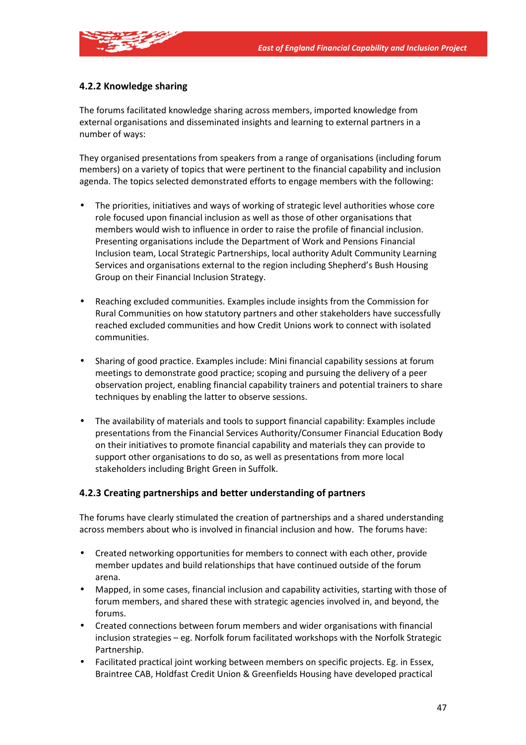### 4.2.2 Knowledge sharing

The forums facilitated knowledge sharing across members, imported knowledge from external organisations and disseminated insights and learning to external partners in a number of ways:

They organised presentations from speakers from a range of organisations (including forum members) on a variety of topics that were pertinent to the financial capability and inclusion agenda. The topics selected demonstrated efforts to engage members with the following:

- The priorities, initiatives and ways of working of strategic level authorities whose core role focused upon financial inclusion as well as those of other organisations that members would wish to influence in order to raise the profile of financial inclusion. Presenting organisations include the Department of Work and Pensions Financial Inclusion team, Local Strategic Partnerships, local authority Adult Community Learning Services and organisations external to the region including Shepherd's Bush Housing Group on their Financial Inclusion Strategy.

- Reaching excluded communities. Examples include insights from the Commission for Rural Communities on how statutory partners and other stakeholders have successfully reached excluded communities and how Credit Unions work to connect with isolated communities.

- Sharing of good practice. Examples include: Mini financial capability sessions at forum meetings to demonstrate good practice; scoping and pursuing the delivery of a peer observation project, enabling financial capability trainers and potential trainers to share techniques by enabling the latter to observe sessions.

- The availability of materials and tools to support financial capability: Examples include presentations from the Financial Services Authority/Consumer Financial Education Body on their initiatives to promote financial capability and materials they can provide to support other organisations to do so, as well as presentations from more local stakeholders including Bright Green in Suffolk.

### 4.2.3 Creating partnerships and better understanding of partners

The forums have clearly stimulated the creation of partnerships and a shared understanding across members about who is involved in financial inclusion and how. The forums have:

- Created networking opportunities for members to connect with each other, provide member updates and build relationships that have continued outside of the forum arena.
- Mapped, in some cases, financial inclusion and capability activities, starting with those of forum members, and shared these with strategic agencies involved in, and beyond, the forums.
- Created connections between forum members and wider organisations with financial inclusion strategies – eg. Norfolk forum facilitated workshops with the Norfolk Strategic Partnership.
- Facilitated practical joint working between members on specific projects. Eg. in Essex, Braintree CAB, Holdfast Credit Union & Greenfields Housing have developed practical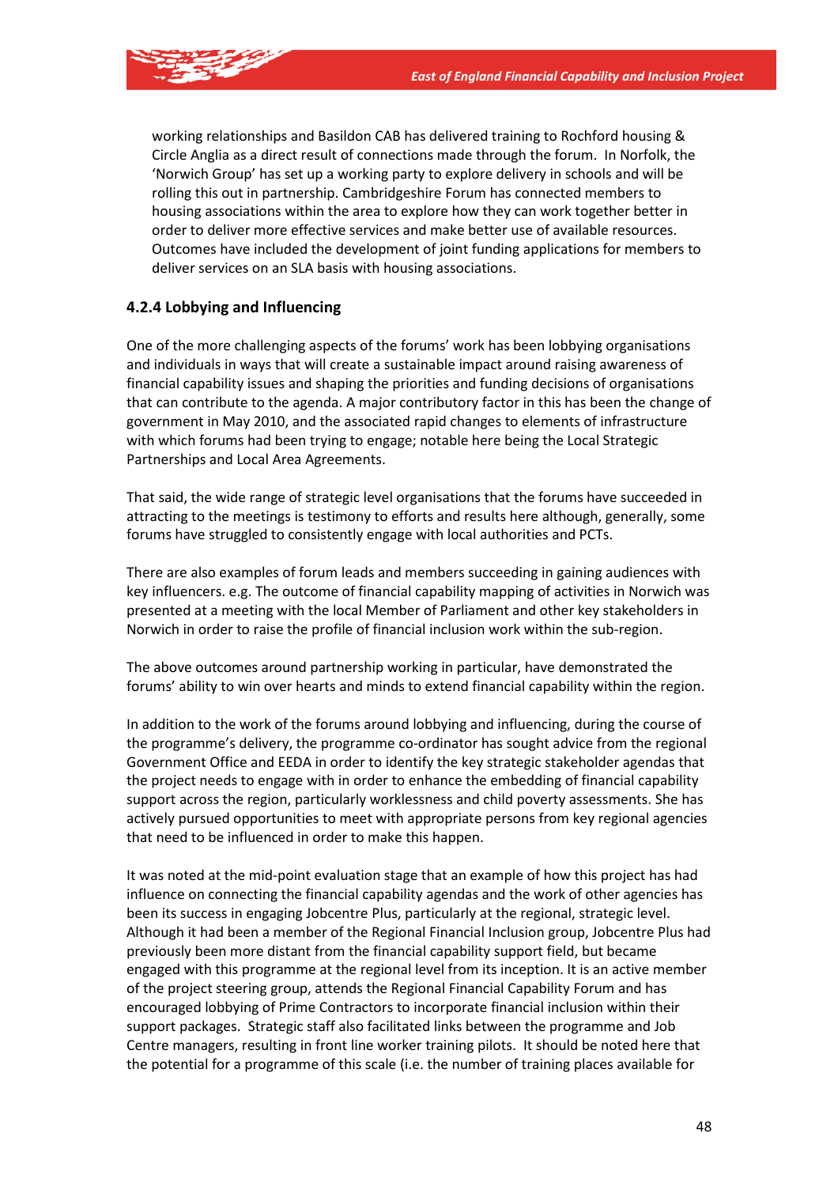working relationships and Basildon CAB has delivered training to Rochford housing & Circle Anglia as a direct result of connections made through the forum. In Norfolk, the 'Norwich Group' has set up a working party to explore delivery in schools and will be rolling this out in partnership. Cambridgeshire Forum has connected members to housing associations within the area to explore how they can work together better in order to deliver more effective services and make better use of available resources. Outcomes have included the development of joint funding applications for members to deliver services on an SLA basis with housing associations.

### 4.2.4 Lobbying and Influencing

One of the more challenging aspects of the forums' work has been lobbying organisations and individuals in ways that will create a sustainable impact around raising awareness of financial capability issues and shaping the priorities and funding decisions of organisations that can contribute to the agenda. A major contributory factor in this has been the change of government in May 2010, and the associated rapid changes to elements of infrastructure with which forums had been trying to engage; notable here being the Local Strategic Partnerships and Local Area Agreements.

That said, the wide range of strategic level organisations that the forums have succeeded in attracting to the meetings is testimony to efforts and results here although, generally, some forums have struggled to consistently engage with local authorities and PCTs.

There are also examples of forum leads and members succeeding in gaining audiences with key influencers. e.g. The outcome of financial capability mapping of activities in Norwich was presented at a meeting with the local Member of Parliament and other key stakeholders in Norwich in order to raise the profile of financial inclusion work within the sub-region.

The above outcomes around partnership working in particular, have demonstrated the forums' ability to win over hearts and minds to extend financial capability within the region.

In addition to the work of the forums around lobbying and influencing, during the course of the programme's delivery, the programme co-ordinator has sought advice from the regional Government Office and EEDA in order to identify the key strategic stakeholder agendas that the project needs to engage with in order to enhance the embedding of financial capability support across the region, particularly worklessness and child poverty assessments. She has actively pursued opportunities to meet with appropriate persons from key regional agencies that need to be influenced in order to make this happen.

It was noted at the mid-point evaluation stage that an example of how this project has had influence on connecting the financial capability agendas and the work of other agencies has been its success in engaging Jobcentre Plus, particularly at the regional, strategic level. Although it had been a member of the Regional Financial Inclusion group, Jobcentre Plus had previously been more distant from the financial capability support field, but became engaged with this programme at the regional level from its inception. It is an active member of the project steering group, attends the Regional Financial Capability Forum and has encouraged lobbying of Prime Contractors to incorporate financial inclusion within their support packages. Strategic staff also facilitated links between the programme and Job Centre managers, resulting in front line worker training pilots. It should be noted here that the potential for a programme of this scale (i.e. the number of training places available for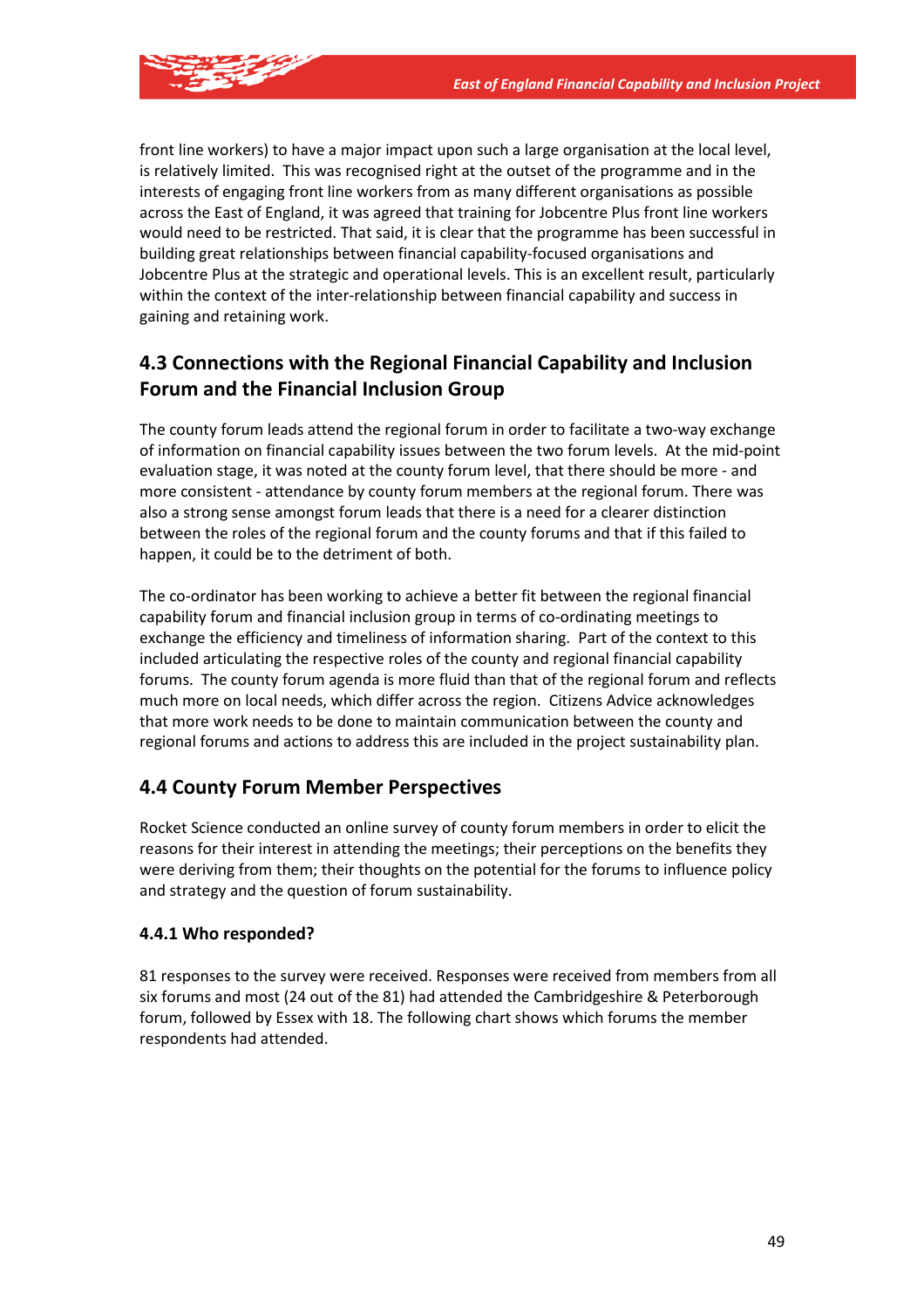front line workers) to have a major impact upon such a large organisation at the local level, is relatively limited. This was recognised right at the outset of the programme and in the interests of engaging front line workers from as many different organisations as possible across the East of England, it was agreed that training for Jobcentre Plus front line workers would need to be restricted. That said, it is clear that the programme has been successful in building great relationships between financial capability-focused organisations and Jobcentre Plus at the strategic and operational levels. This is an excellent result, particularly within the context of the inter-relationship between financial capability and success in gaining and retaining work.

## 4.3 Connections with the Regional Financial Capability and Inclusion Forum and the Financial Inclusion Group

The county forum leads attend the regional forum in order to facilitate a two-way exchange of information on financial capability issues between the two forum levels. At the mid-point evaluation stage, it was noted at the county forum level, that there should be more - and more consistent - attendance by county forum members at the regional forum. There was also a strong sense amongst forum leads that there is a need for a clearer distinction between the roles of the regional forum and the county forums and that if this failed to happen, it could be to the detriment of both.

The co-ordinator has been working to achieve a better fit between the regional financial capability forum and financial inclusion group in terms of co-ordinating meetings to exchange the efficiency and timeliness of information sharing. Part of the context to this included articulating the respective roles of the county and regional financial capability forums. The county forum agenda is more fluid than that of the regional forum and reflects much more on local needs, which differ across the region. Citizens Advice acknowledges that more work needs to be done to maintain communication between the county and regional forums and actions to address this are included in the project sustainability plan.

## 4.4 County Forum Member Perspectives

Rocket Science conducted an online survey of county forum members in order to elicit the reasons for their interest in attending the meetings; their perceptions on the benefits they were deriving from them; their thoughts on the potential for the forums to influence policy and strategy and the question of forum sustainability.

### 4.4.1 Who responded?

81 responses to the survey were received. Responses were received from members from all six forums and most (24 out of the 81) had attended the Cambridgeshire & Peterborough forum, followed by Essex with 18. The following chart shows which forums the member respondents had attended.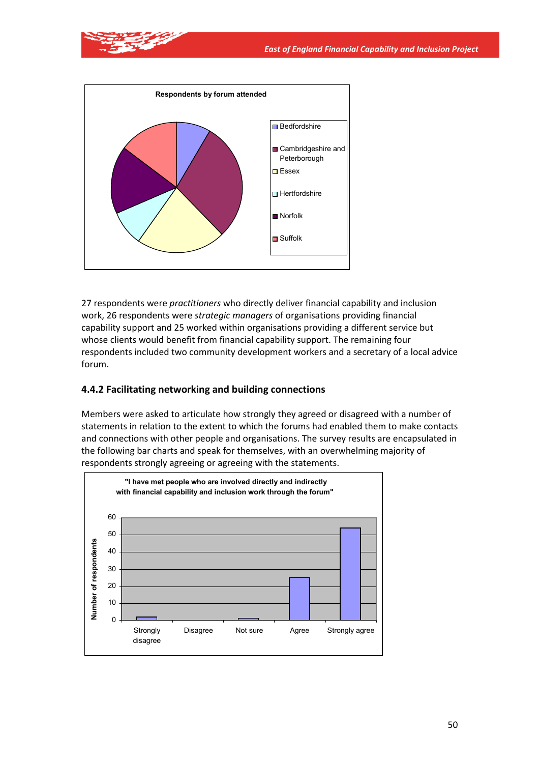Respondents by forum attended

- Bedfordshire
- Cambridgeshire and Peterborough
- Essex
- Hertfordshire
- Norfolk
- Suffolk

27 respondents were *practitioners* who directly deliver financial capability and inclusion work, 26 respondents were *strategic managers* of organisations providing financial capability support and 25 worked within organisations providing a different service but whose clients would benefit from financial capability support. The remaining four respondents included two community development workers and a secretary of a local advice forum.

### 4.4.2 Facilitating networking and building connections

Members were asked to articulate how strongly they agreed or disagreed with a number of statements in relation to the extent to which the forums had enabled them to make contacts and connections with other people and organisations. The survey results are encapsulated in the following bar charts and speak for themselves, with an overwhelming majority of respondents strongly agreeing or agreeing with the statements.

"I have met people who are involved directly and indirectly with financial capability and inclusion work through the forum"

Number of respondents (0–60): Strongly disagree, Disagree, Not sure, Agree, Strongly agree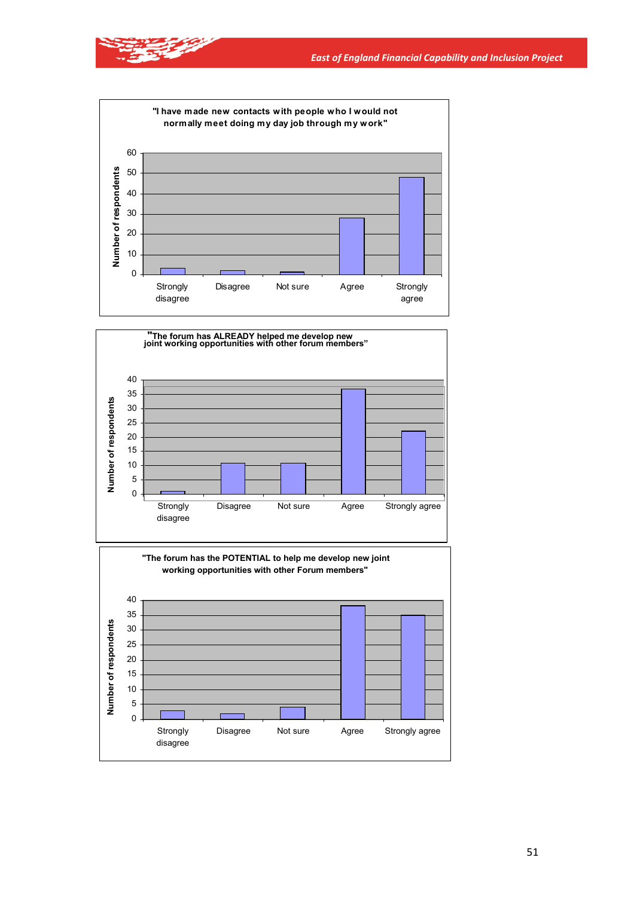"I have made new contacts with people who I would not normally meet doing my day job through my work"

| Response | Number of respondents |
|---|---|
| Strongly disagree | 3 |
| Disagree | 2 |
| Not sure | 1 |
| Agree | 28 |
| Strongly agree | 48 |

"The forum has ALREADY helped me develop new joint working opportunities with other forum members"

| Response | Number of respondents |
|---|---|
| Strongly disagree | 1 |
| Disagree | 11 |
| Not sure | 11 |
| Agree | 37 |
| Strongly agree | 22 |

"The forum has the POTENTIAL to help me develop new joint working opportunities with other Forum members"

| Response | Number of respondents |
|---|---|
| Strongly disagree | 3 |
| Disagree | 2 |
| Not sure | 4 |
| Agree | 38 |
| Strongly agree | 35 |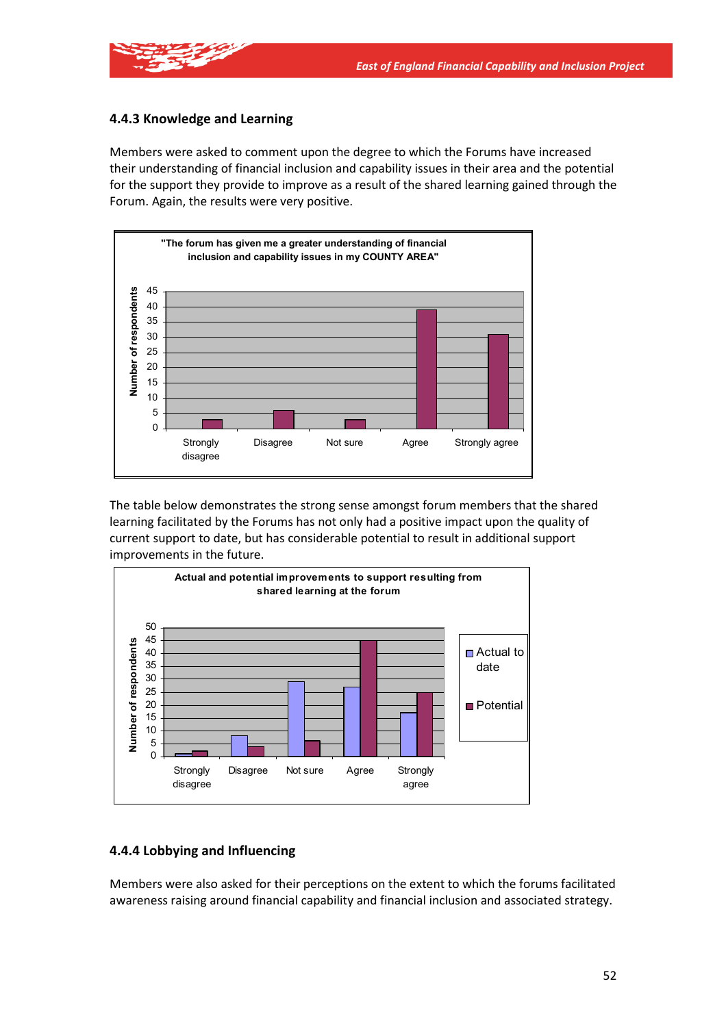### 4.4.3 Knowledge and Learning

Members were asked to comment upon the degree to which the Forums have increased their understanding of financial inclusion and capability issues in their area and the potential for the support they provide to improve as a result of the shared learning gained through the Forum. Again, the results were very positive.

The table below demonstrates the strong sense amongst forum members that the shared learning facilitated by the Forums has not only had a positive impact upon the quality of current support to date, but has considerable potential to result in additional support improvements in the future.

### 4.4.4 Lobbying and Influencing

Members were also asked for their perceptions on the extent to which the forums facilitated awareness raising around financial capability and financial inclusion and associated strategy.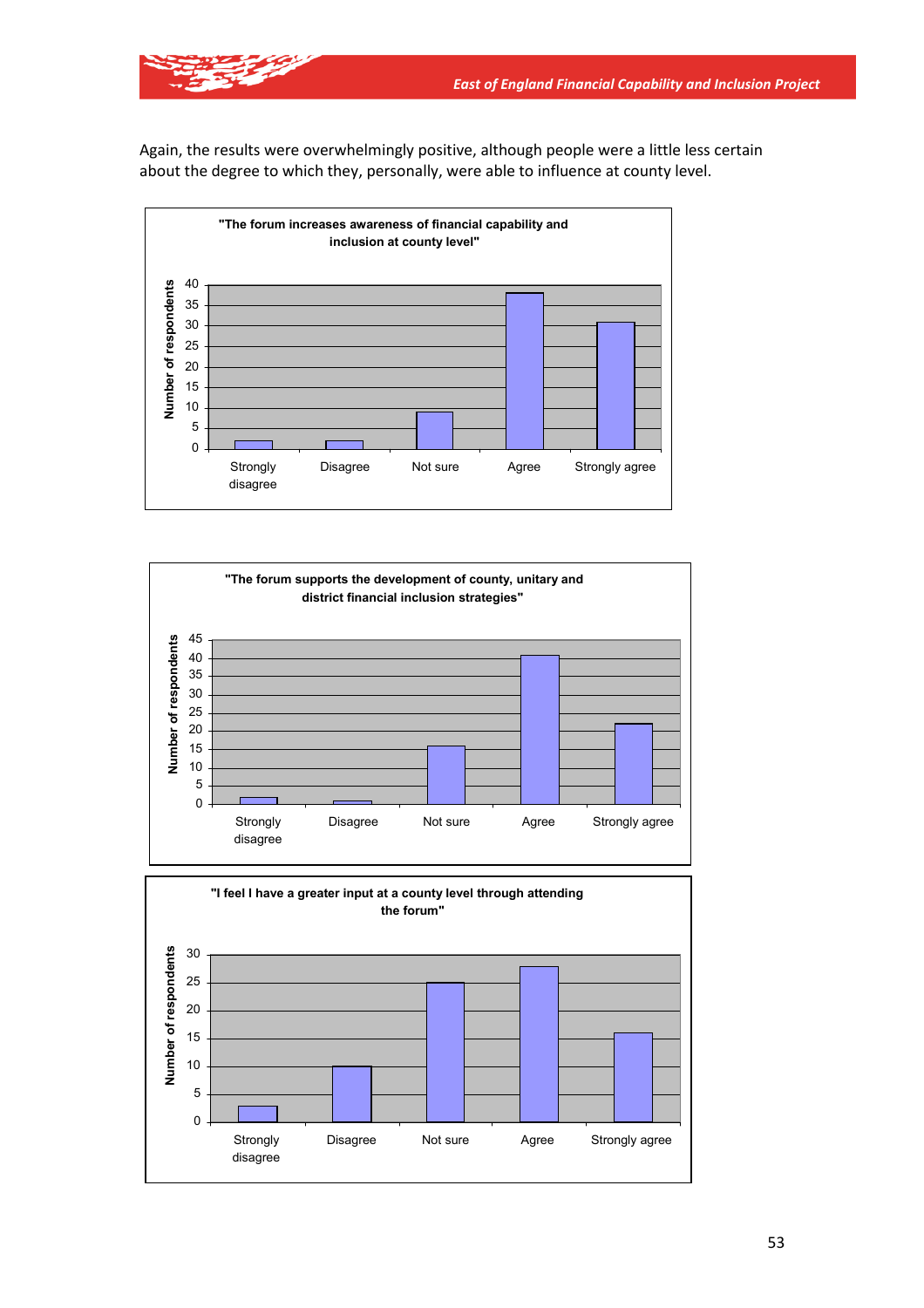Again, the results were overwhelmingly positive, although people were a little less certain about the degree to which they, personally, were able to influence at county level.

**"The forum increases awareness of financial capability and inclusion at county level"**

| Response | Number of respondents |
|---|---|
| Strongly disagree | 2 |
| Disagree | 2 |
| Not sure | 9 |
| Agree | 38 |
| Strongly agree | 31 |

**"The forum supports the development of county, unitary and district financial inclusion strategies"**

| Response | Number of respondents |
|---|---|
| Strongly disagree | 2 |
| Disagree | 1 |
| Not sure | 16 |
| Agree | 41 |
| Strongly agree | 22 |

**"I feel I have a greater input at a county level through attending the forum"**

| Response | Number of respondents |
|---|---|
| Strongly disagree | 3 |
| Disagree | 10 |
| Not sure | 25 |
| Agree | 28 |
| Strongly agree | 16 |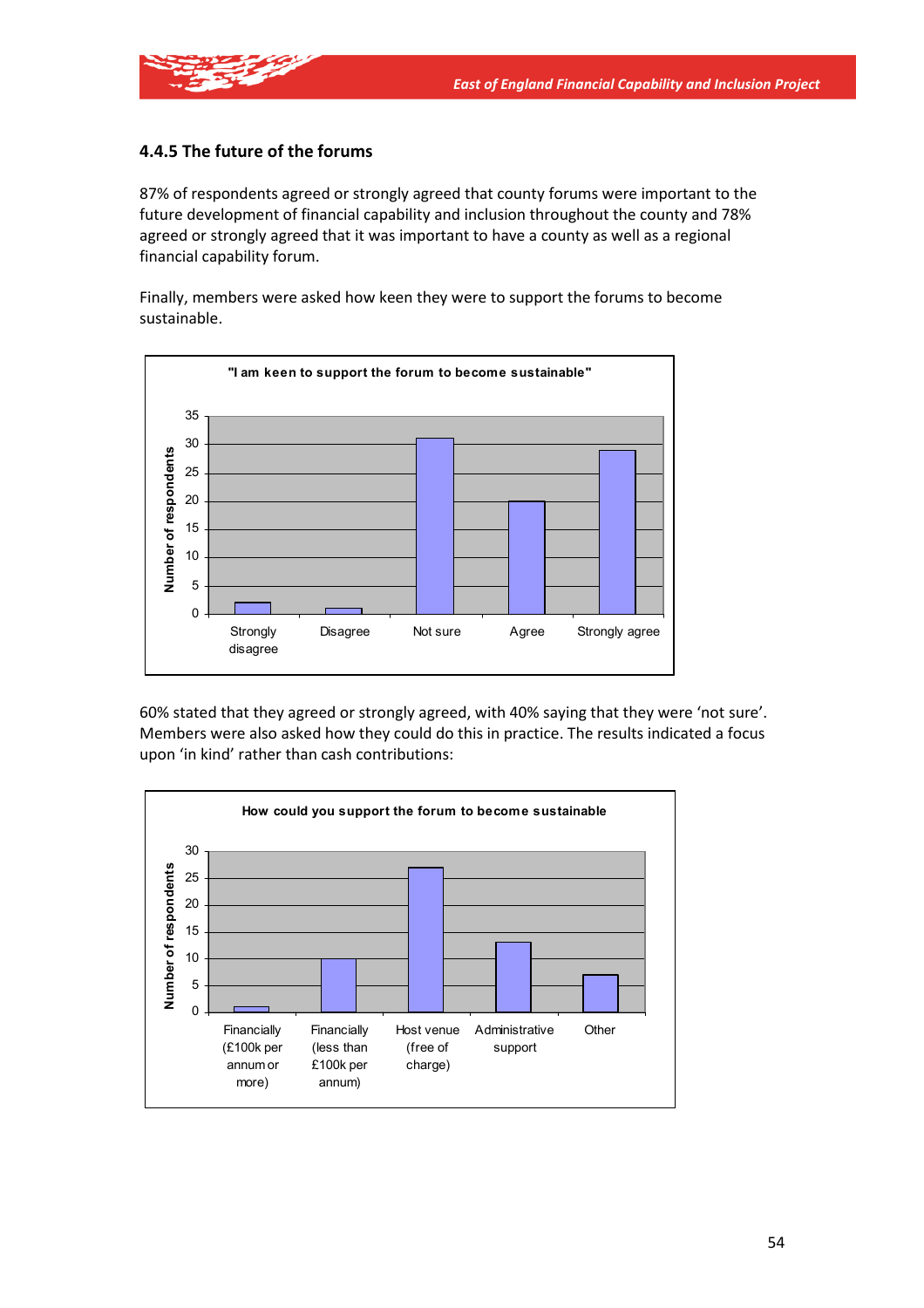### 4.4.5 The future of the forums

87% of respondents agreed or strongly agreed that county forums were important to the future development of financial capability and inclusion throughout the county and 78% agreed or strongly agreed that it was important to have a county as well as a regional financial capability forum.

Finally, members were asked how keen they were to support the forums to become sustainable.

60% stated that they agreed or strongly agreed, with 40% saying that they were 'not sure'. Members were also asked how they could do this in practice. The results indicated a focus upon 'in kind' rather than cash contributions: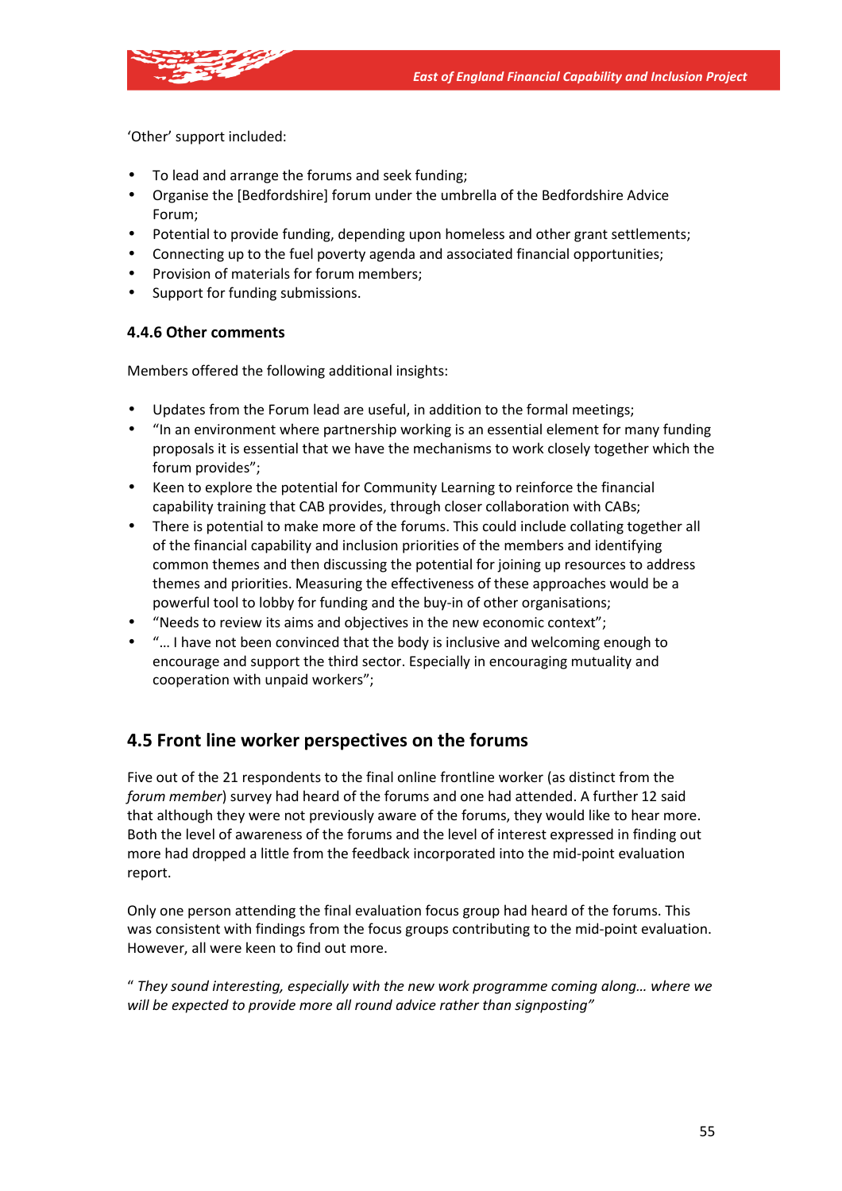'Other' support included:

- To lead and arrange the forums and seek funding;
- Organise the [Bedfordshire] forum under the umbrella of the Bedfordshire Advice Forum;
- Potential to provide funding, depending upon homeless and other grant settlements;
- Connecting up to the fuel poverty agenda and associated financial opportunities;
- Provision of materials for forum members;
- Support for funding submissions.

### 4.4.6 Other comments

Members offered the following additional insights:

- Updates from the Forum lead are useful, in addition to the formal meetings;
- "In an environment where partnership working is an essential element for many funding proposals it is essential that we have the mechanisms to work closely together which the forum provides";
- Keen to explore the potential for Community Learning to reinforce the financial capability training that CAB provides, through closer collaboration with CABs;
- There is potential to make more of the forums. This could include collating together all of the financial capability and inclusion priorities of the members and identifying common themes and then discussing the potential for joining up resources to address themes and priorities. Measuring the effectiveness of these approaches would be a powerful tool to lobby for funding and the buy-in of other organisations;
- "Needs to review its aims and objectives in the new economic context";
- "… I have not been convinced that the body is inclusive and welcoming enough to encourage and support the third sector. Especially in encouraging mutuality and cooperation with unpaid workers";

## 4.5 Front line worker perspectives on the forums

Five out of the 21 respondents to the final online frontline worker (as distinct from the *forum member*) survey had heard of the forums and one had attended. A further 12 said that although they were not previously aware of the forums, they would like to hear more. Both the level of awareness of the forums and the level of interest expressed in finding out more had dropped a little from the feedback incorporated into the mid-point evaluation report.

Only one person attending the final evaluation focus group had heard of the forums. This was consistent with findings from the focus groups contributing to the mid-point evaluation. However, all were keen to find out more.

*" They sound interesting, especially with the new work programme coming along… where we will be expected to provide more all round advice rather than signposting"*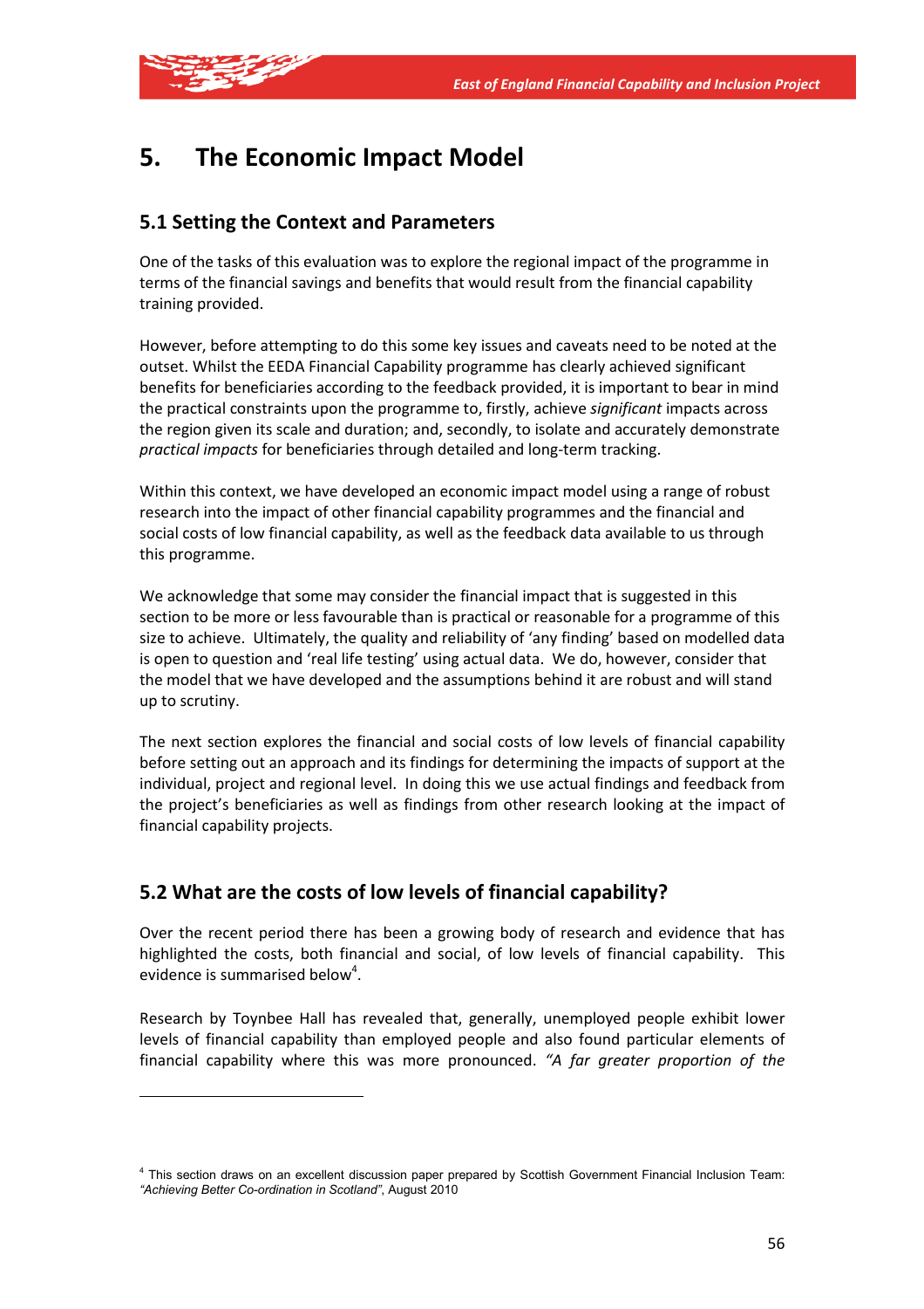# 5. The Economic Impact Model

## 5.1 Setting the Context and Parameters

One of the tasks of this evaluation was to explore the regional impact of the programme in terms of the financial savings and benefits that would result from the financial capability training provided.

However, before attempting to do this some key issues and caveats need to be noted at the outset. Whilst the EEDA Financial Capability programme has clearly achieved significant benefits for beneficiaries according to the feedback provided, it is important to bear in mind the practical constraints upon the programme to, firstly, achieve *significant* impacts across the region given its scale and duration; and, secondly, to isolate and accurately demonstrate *practical impacts* for beneficiaries through detailed and long-term tracking.

Within this context, we have developed an economic impact model using a range of robust research into the impact of other financial capability programmes and the financial and social costs of low financial capability, as well as the feedback data available to us through this programme.

We acknowledge that some may consider the financial impact that is suggested in this section to be more or less favourable than is practical or reasonable for a programme of this size to achieve. Ultimately, the quality and reliability of 'any finding' based on modelled data is open to question and 'real life testing' using actual data. We do, however, consider that the model that we have developed and the assumptions behind it are robust and will stand up to scrutiny.

The next section explores the financial and social costs of low levels of financial capability before setting out an approach and its findings for determining the impacts of support at the individual, project and regional level. In doing this we use actual findings and feedback from the project's beneficiaries as well as findings from other research looking at the impact of financial capability projects.

## 5.2 What are the costs of low levels of financial capability?

Over the recent period there has been a growing body of research and evidence that has highlighted the costs, both financial and social, of low levels of financial capability. This evidence is summarised below[4].

Research by Toynbee Hall has revealed that, generally, unemployed people exhibit lower levels of financial capability than employed people and also found particular elements of financial capability where this was more pronounced. *"A far greater proportion of the*

[4] This section draws on an excellent discussion paper prepared by Scottish Government Financial Inclusion Team: *"Achieving Better Co-ordination in Scotland"*, August 2010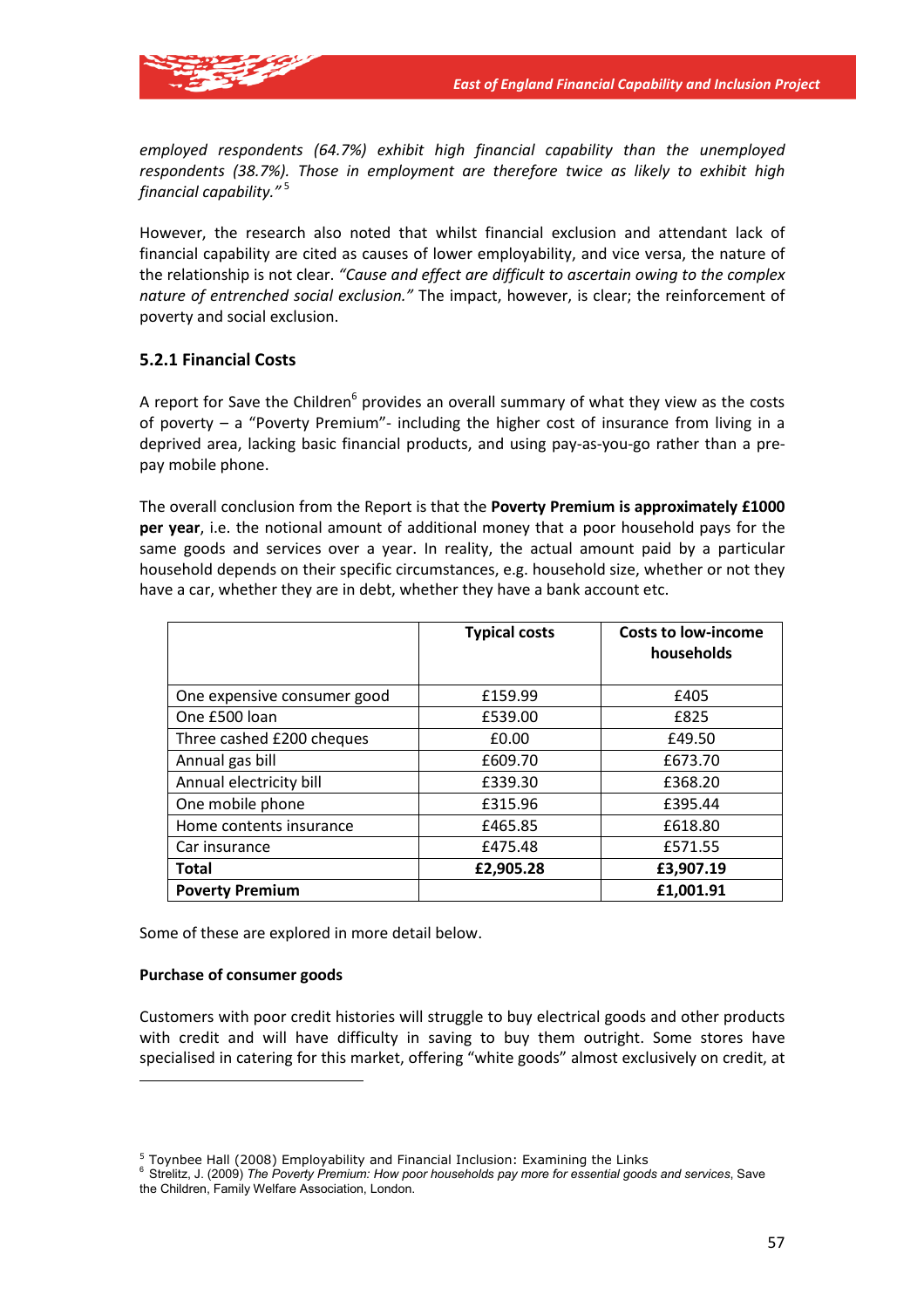*employed respondents (64.7%) exhibit high financial capability than the unemployed respondents (38.7%). Those in employment are therefore twice as likely to exhibit high financial capability."* [5]

However, the research also noted that whilst financial exclusion and attendant lack of financial capability are cited as causes of lower employability, and vice versa, the nature of the relationship is not clear. *"Cause and effect are difficult to ascertain owing to the complex nature of entrenched social exclusion."* The impact, however, is clear; the reinforcement of poverty and social exclusion.

### 5.2.1 Financial Costs

A report for Save the Children[6] provides an overall summary of what they view as the costs of poverty – a "Poverty Premium"- including the higher cost of insurance from living in a deprived area, lacking basic financial products, and using pay-as-you-go rather than a pre-pay mobile phone.

The overall conclusion from the Report is that the **Poverty Premium is approximately £1000 per year**, i.e. the notional amount of additional money that a poor household pays for the same goods and services over a year. In reality, the actual amount paid by a particular household depends on their specific circumstances, e.g. household size, whether or not they have a car, whether they are in debt, whether they have a bank account etc.

| | Typical costs | Costs to low-income households |
|---|---|---|
| One expensive consumer good | £159.99 | £405 |
| One £500 loan | £539.00 | £825 |
| Three cashed £200 cheques | £0.00 | £49.50 |
| Annual gas bill | £609.70 | £673.70 |
| Annual electricity bill | £339.30 | £368.20 |
| One mobile phone | £315.96 | £395.44 |
| Home contents insurance | £465.85 | £618.80 |
| Car insurance | £475.48 | £571.55 |
| **Total** | **£2,905.28** | **£3,907.19** |
| **Poverty Premium** | | **£1,001.91** |

Some of these are explored in more detail below.

**Purchase of consumer goods**

Customers with poor credit histories will struggle to buy electrical goods and other products with credit and will have difficulty in saving to buy them outright. Some stores have specialised in catering for this market, offering "white goods" almost exclusively on credit, at

---

[5] Toynbee Hall (2008) Employability and Financial Inclusion: Examining the Links

[6] Strelitz, J. (2009) *The Poverty Premium: How poor households pay more for essential goods and services*, Save the Children, Family Welfare Association, London.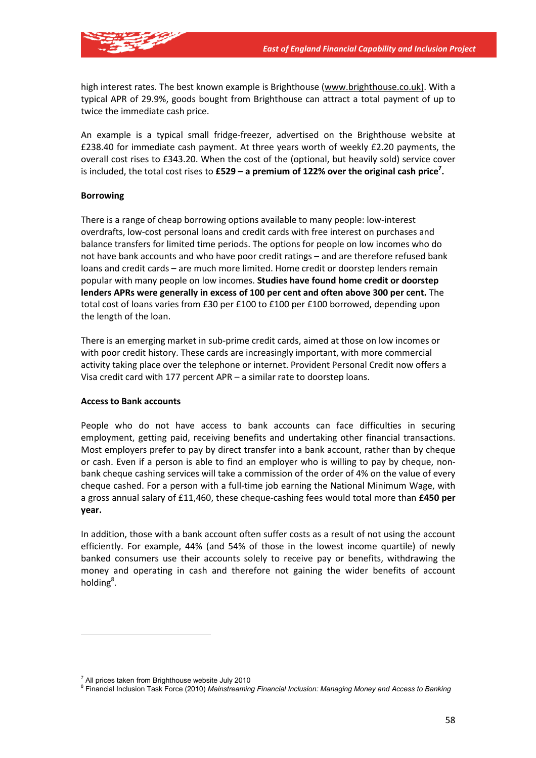high interest rates. The best known example is Brighthouse (www.brighthouse.co.uk). With a typical APR of 29.9%, goods bought from Brighthouse can attract a total payment of up to twice the immediate cash price.

An example is a typical small fridge-freezer, advertised on the Brighthouse website at £238.40 for immediate cash payment. At three years worth of weekly £2.20 payments, the overall cost rises to £343.20. When the cost of the (optional, but heavily sold) service cover is included, the total cost rises to **£529 – a premium of 122% over the original cash price**[7]**.**

**Borrowing**

There is a range of cheap borrowing options available to many people: low-interest overdrafts, low-cost personal loans and credit cards with free interest on purchases and balance transfers for limited time periods. The options for people on low incomes who do not have bank accounts and who have poor credit ratings – and are therefore refused bank loans and credit cards – are much more limited. Home credit or doorstep lenders remain popular with many people on low incomes. **Studies have found home credit or doorstep lenders APRs were generally in excess of 100 per cent and often above 300 per cent.** The total cost of loans varies from £30 per £100 to £100 per £100 borrowed, depending upon the length of the loan.

There is an emerging market in sub-prime credit cards, aimed at those on low incomes or with poor credit history. These cards are increasingly important, with more commercial activity taking place over the telephone or internet. Provident Personal Credit now offers a Visa credit card with 177 percent APR – a similar rate to doorstep loans.

**Access to Bank accounts**

People who do not have access to bank accounts can face difficulties in securing employment, getting paid, receiving benefits and undertaking other financial transactions. Most employers prefer to pay by direct transfer into a bank account, rather than by cheque or cash. Even if a person is able to find an employer who is willing to pay by cheque, non-bank cheque cashing services will take a commission of the order of 4% on the value of every cheque cashed. For a person with a full-time job earning the National Minimum Wage, with a gross annual salary of £11,460, these cheque-cashing fees would total more than **£450 per year.**

In addition, those with a bank account often suffer costs as a result of not using the account efficiently. For example, 44% (and 54% of those in the lowest income quartile) of newly banked consumers use their accounts solely to receive pay or benefits, withdrawing the money and operating in cash and therefore not gaining the wider benefits of account holding[8].

[7] All prices taken from Brighthouse website July 2010

[8] Financial Inclusion Task Force (2010) *Mainstreaming Financial Inclusion: Managing Money and Access to Banking*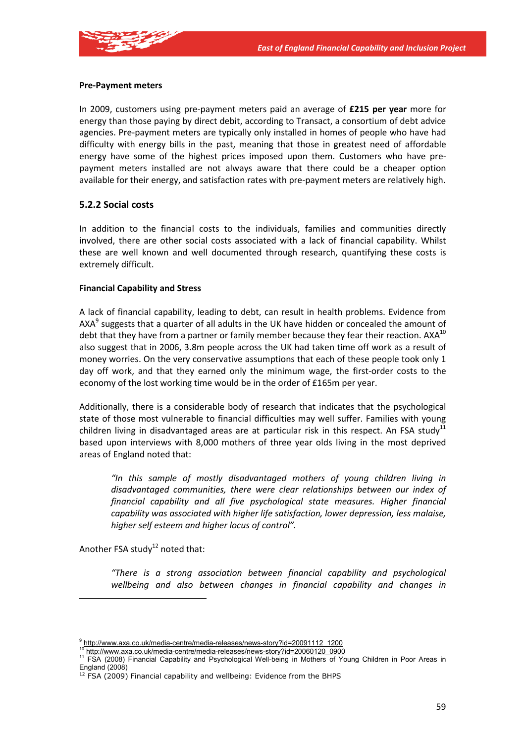**Pre-Payment meters**

In 2009, customers using pre-payment meters paid an average of **£215 per year** more for energy than those paying by direct debit, according to Transact, a consortium of debt advice agencies. Pre-payment meters are typically only installed in homes of people who have had difficulty with energy bills in the past, meaning that those in greatest need of affordable energy have some of the highest prices imposed upon them. Customers who have pre-payment meters installed are not always aware that there could be a cheaper option available for their energy, and satisfaction rates with pre-payment meters are relatively high.

### 5.2.2 Social costs

In addition to the financial costs to the individuals, families and communities directly involved, there are other social costs associated with a lack of financial capability. Whilst these are well known and well documented through research, quantifying these costs is extremely difficult.

**Financial Capability and Stress**

A lack of financial capability, leading to debt, can result in health problems. Evidence from AXA[9] suggests that a quarter of all adults in the UK have hidden or concealed the amount of debt that they have from a partner or family member because they fear their reaction. AXA[10] also suggest that in 2006, 3.8m people across the UK had taken time off work as a result of money worries. On the very conservative assumptions that each of these people took only 1 day off work, and that they earned only the minimum wage, the first-order costs to the economy of the lost working time would be in the order of £165m per year.

Additionally, there is a considerable body of research that indicates that the psychological state of those most vulnerable to financial difficulties may well suffer. Families with young children living in disadvantaged areas are at particular risk in this respect. An FSA study[11] based upon interviews with 8,000 mothers of three year olds living in the most deprived areas of England noted that:

> *"In this sample of mostly disadvantaged mothers of young children living in disadvantaged communities, there were clear relationships between our index of financial capability and all five psychological state measures. Higher financial capability was associated with higher life satisfaction, lower depression, less malaise, higher self esteem and higher locus of control".*

Another FSA study[12] noted that:

> *"There is a strong association between financial capability and psychological wellbeing and also between changes in financial capability and changes in*

---

[9] http://www.axa.co.uk/media-centre/media-releases/news-story?id=20091112_1200

[10] http://www.axa.co.uk/media-centre/media-releases/news-story?id=20060120_0900

[11] FSA (2008) Financial Capability and Psychological Well-being in Mothers of Young Children in Poor Areas in England (2008)

[12] FSA (2009) Financial capability and wellbeing: Evidence from the BHPS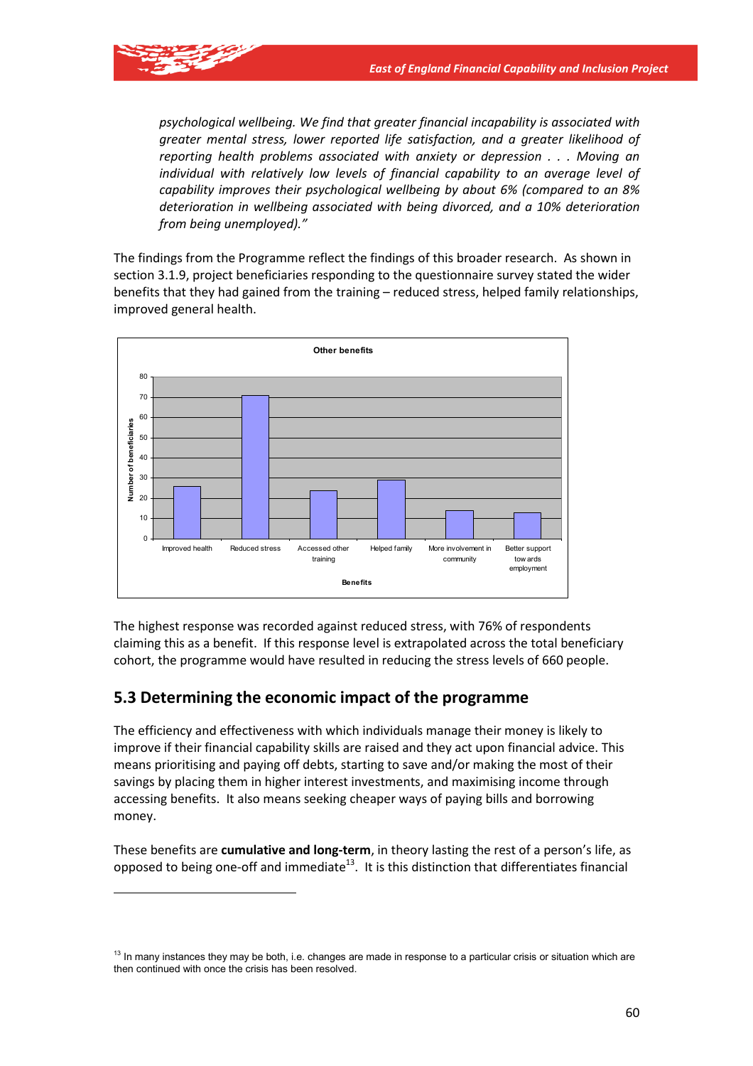*psychological wellbeing. We find that greater financial incapability is associated with greater mental stress, lower reported life satisfaction, and a greater likelihood of reporting health problems associated with anxiety or depression . . . Moving an individual with relatively low levels of financial capability to an average level of capability improves their psychological wellbeing by about 6% (compared to an 8% deterioration in wellbeing associated with being divorced, and a 10% deterioration from being unemployed)."*

The findings from the Programme reflect the findings of this broader research. As shown in section 3.1.9, project beneficiaries responding to the questionnaire survey stated the wider benefits that they had gained from the training – reduced stress, helped family relationships, improved general health.

The highest response was recorded against reduced stress, with 76% of respondents claiming this as a benefit. If this response level is extrapolated across the total beneficiary cohort, the programme would have resulted in reducing the stress levels of 660 people.

## 5.3 Determining the economic impact of the programme

The efficiency and effectiveness with which individuals manage their money is likely to improve if their financial capability skills are raised and they act upon financial advice. This means prioritising and paying off debts, starting to save and/or making the most of their savings by placing them in higher interest investments, and maximising income through accessing benefits. It also means seeking cheaper ways of paying bills and borrowing money.

These benefits are **cumulative and long-term**, in theory lasting the rest of a person's life, as opposed to being one-off and immediate[13]. It is this distinction that differentiates financial

[13] In many instances they may be both, i.e. changes are made in response to a particular crisis or situation which are then continued with once the crisis has been resolved.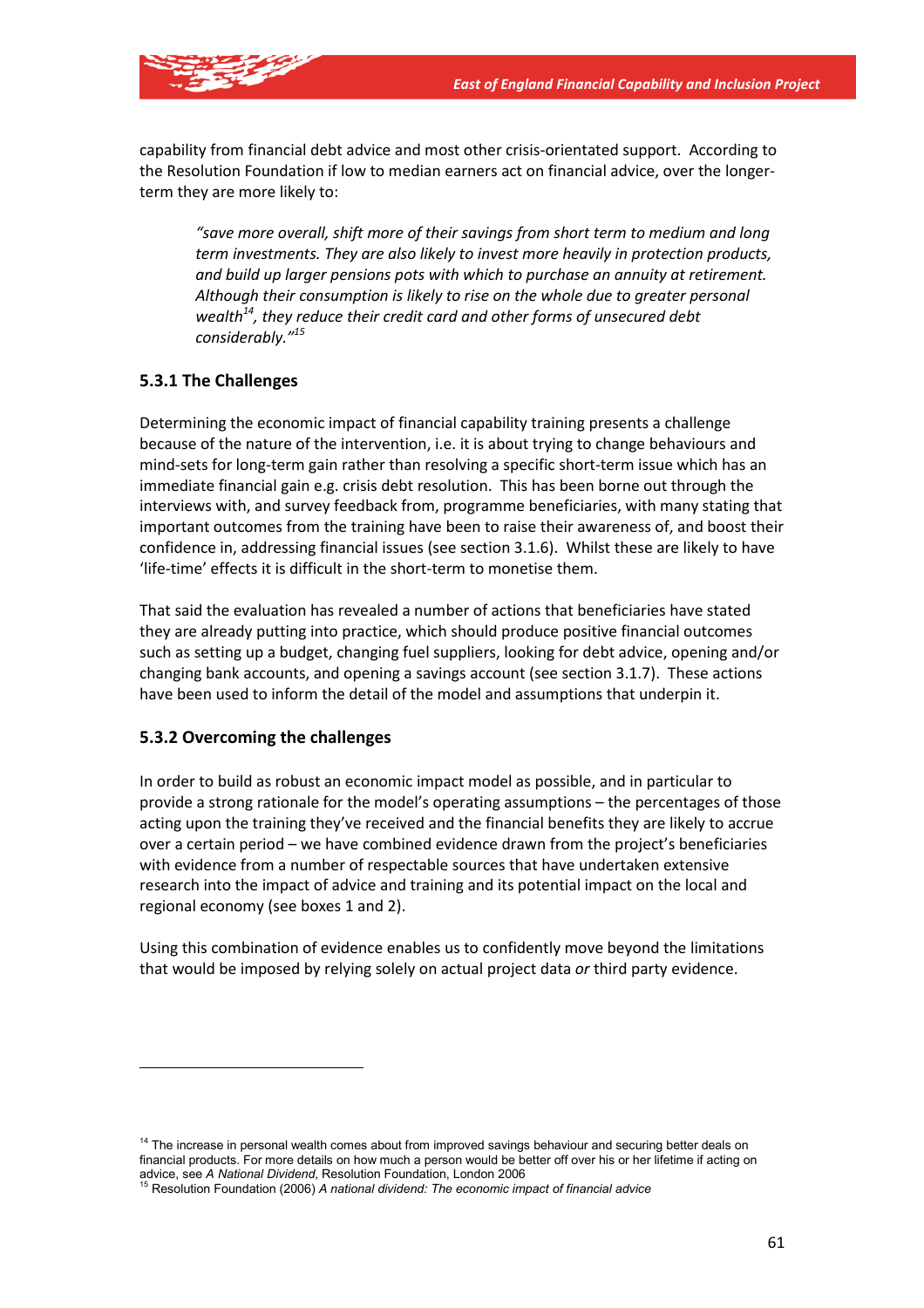capability from financial debt advice and most other crisis-orientated support. According to the Resolution Foundation if low to median earners act on financial advice, over the longer-term they are more likely to:

> *"save more overall, shift more of their savings from short term to medium and long term investments. They are also likely to invest more heavily in protection products, and build up larger pensions pots with which to purchase an annuity at retirement. Although their consumption is likely to rise on the whole due to greater personal wealth[14], they reduce their credit card and other forms of unsecured debt considerably."[15]*

### 5.3.1 The Challenges

Determining the economic impact of financial capability training presents a challenge because of the nature of the intervention, i.e. it is about trying to change behaviours and mind-sets for long-term gain rather than resolving a specific short-term issue which has an immediate financial gain e.g. crisis debt resolution. This has been borne out through the interviews with, and survey feedback from, programme beneficiaries, with many stating that important outcomes from the training have been to raise their awareness of, and boost their confidence in, addressing financial issues (see section 3.1.6). Whilst these are likely to have 'life-time' effects it is difficult in the short-term to monetise them.

That said the evaluation has revealed a number of actions that beneficiaries have stated they are already putting into practice, which should produce positive financial outcomes such as setting up a budget, changing fuel suppliers, looking for debt advice, opening and/or changing bank accounts, and opening a savings account (see section 3.1.7). These actions have been used to inform the detail of the model and assumptions that underpin it.

### 5.3.2 Overcoming the challenges

In order to build as robust an economic impact model as possible, and in particular to provide a strong rationale for the model's operating assumptions – the percentages of those acting upon the training they've received and the financial benefits they are likely to accrue over a certain period – we have combined evidence drawn from the project's beneficiaries with evidence from a number of respectable sources that have undertaken extensive research into the impact of advice and training and its potential impact on the local and regional economy (see boxes 1 and 2).

Using this combination of evidence enables us to confidently move beyond the limitations that would be imposed by relying solely on actual project data *or* third party evidence.

---

[14] The increase in personal wealth comes about from improved savings behaviour and securing better deals on financial products. For more details on how much a person would be better off over his or her lifetime if acting on advice, see *A National Dividend*, Resolution Foundation, London 2006

[15] Resolution Foundation (2006) *A national dividend: The economic impact of financial advice*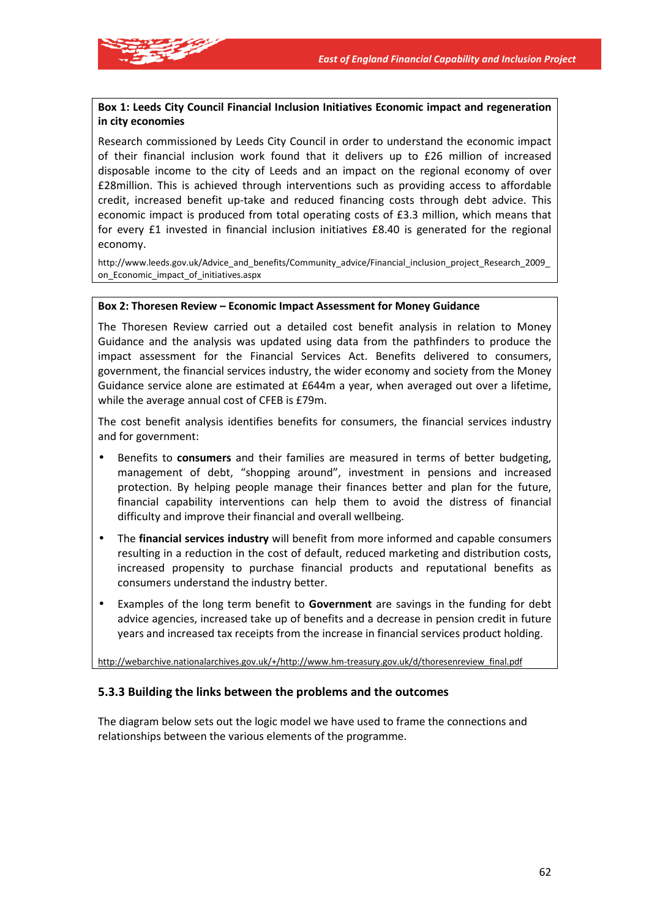**Box 1: Leeds City Council Financial Inclusion Initiatives Economic impact and regeneration in city economies**

Research commissioned by Leeds City Council in order to understand the economic impact of their financial inclusion work found that it delivers up to £26 million of increased disposable income to the city of Leeds and an impact on the regional economy of over £28million. This is achieved through interventions such as providing access to affordable credit, increased benefit up-take and reduced financing costs through debt advice. This economic impact is produced from total operating costs of £3.3 million, which means that for every £1 invested in financial inclusion initiatives £8.40 is generated for the regional economy.

http://www.leeds.gov.uk/Advice_and_benefits/Community_advice/Financial_inclusion_project_Research_2009_on_Economic_impact_of_initiatives.aspx

**Box 2: Thoresen Review – Economic Impact Assessment for Money Guidance**

The Thoresen Review carried out a detailed cost benefit analysis in relation to Money Guidance and the analysis was updated using data from the pathfinders to produce the impact assessment for the Financial Services Act. Benefits delivered to consumers, government, the financial services industry, the wider economy and society from the Money Guidance service alone are estimated at £644m a year, when averaged out over a lifetime, while the average annual cost of CFEB is £79m.

The cost benefit analysis identifies benefits for consumers, the financial services industry and for government:

- Benefits to **consumers** and their families are measured in terms of better budgeting, management of debt, "shopping around", investment in pensions and increased protection. By helping people manage their finances better and plan for the future, financial capability interventions can help them to avoid the distress of financial difficulty and improve their financial and overall wellbeing.
- The **financial services industry** will benefit from more informed and capable consumers resulting in a reduction in the cost of default, reduced marketing and distribution costs, increased propensity to purchase financial products and reputational benefits as consumers understand the industry better.
- Examples of the long term benefit to **Government** are savings in the funding for debt advice agencies, increased take up of benefits and a decrease in pension credit in future years and increased tax receipts from the increase in financial services product holding.

http://webarchive.nationalarchives.gov.uk/+/http://www.hm-treasury.gov.uk/d/thoresenreview_final.pdf

### 5.3.3 Building the links between the problems and the outcomes

The diagram below sets out the logic model we have used to frame the connections and relationships between the various elements of the programme.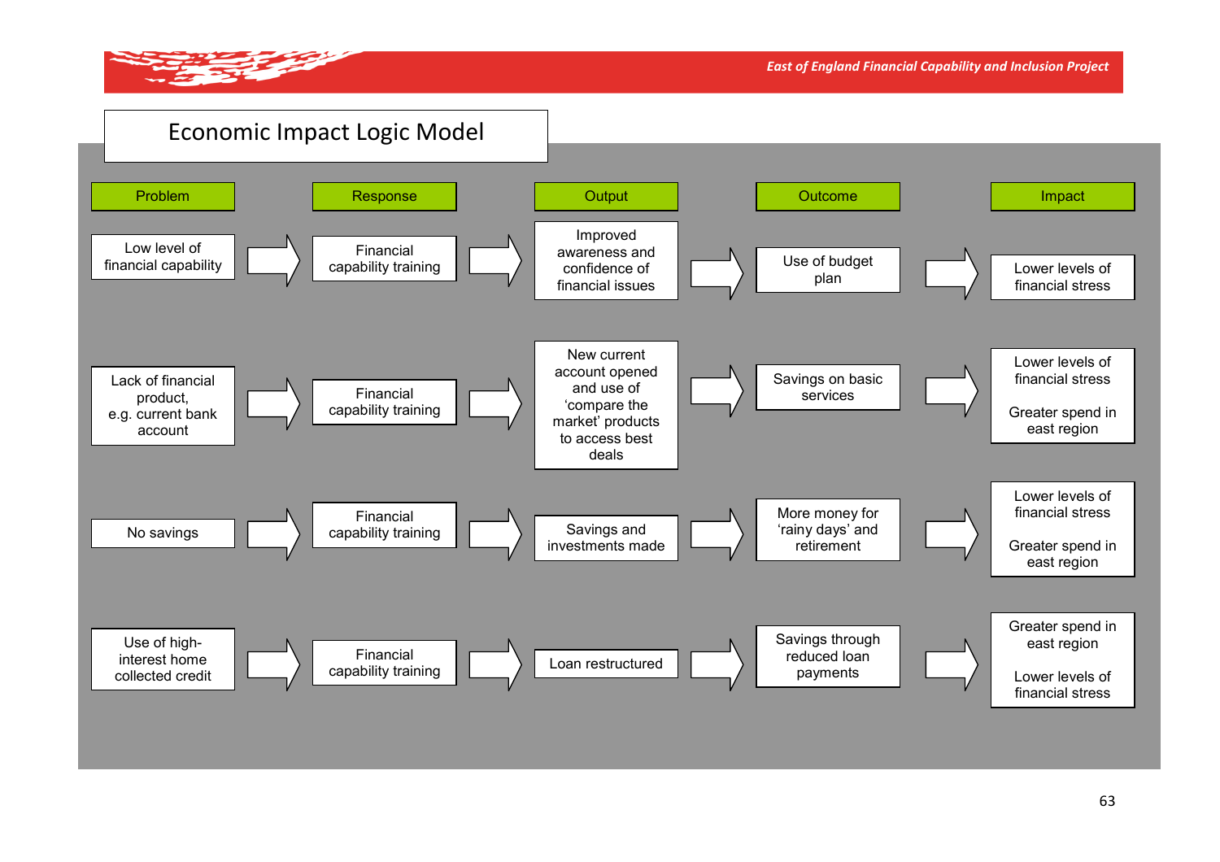# Economic Impact Logic Model

| Problem | Response | Output | Outcome | Impact |
|---|---|---|---|---|
| Low level of financial capability | Financial capability training | Improved awareness and confidence of financial issues | Use of budget plan | Lower levels of financial stress |
| Lack of financial product, e.g. current bank account | Financial capability training | New current account opened and use of 'compare the market' products to access best deals | Savings on basic services | Lower levels of financial stress<br><br>Greater spend in east region |
| No savings | Financial capability training | Savings and investments made | More money for 'rainy days' and retirement | Lower levels of financial stress<br><br>Greater spend in east region |
| Use of high-interest home collected credit | Financial capability training | Loan restructured | Savings through reduced loan payments | Greater spend in east region<br><br>Lower levels of financial stress |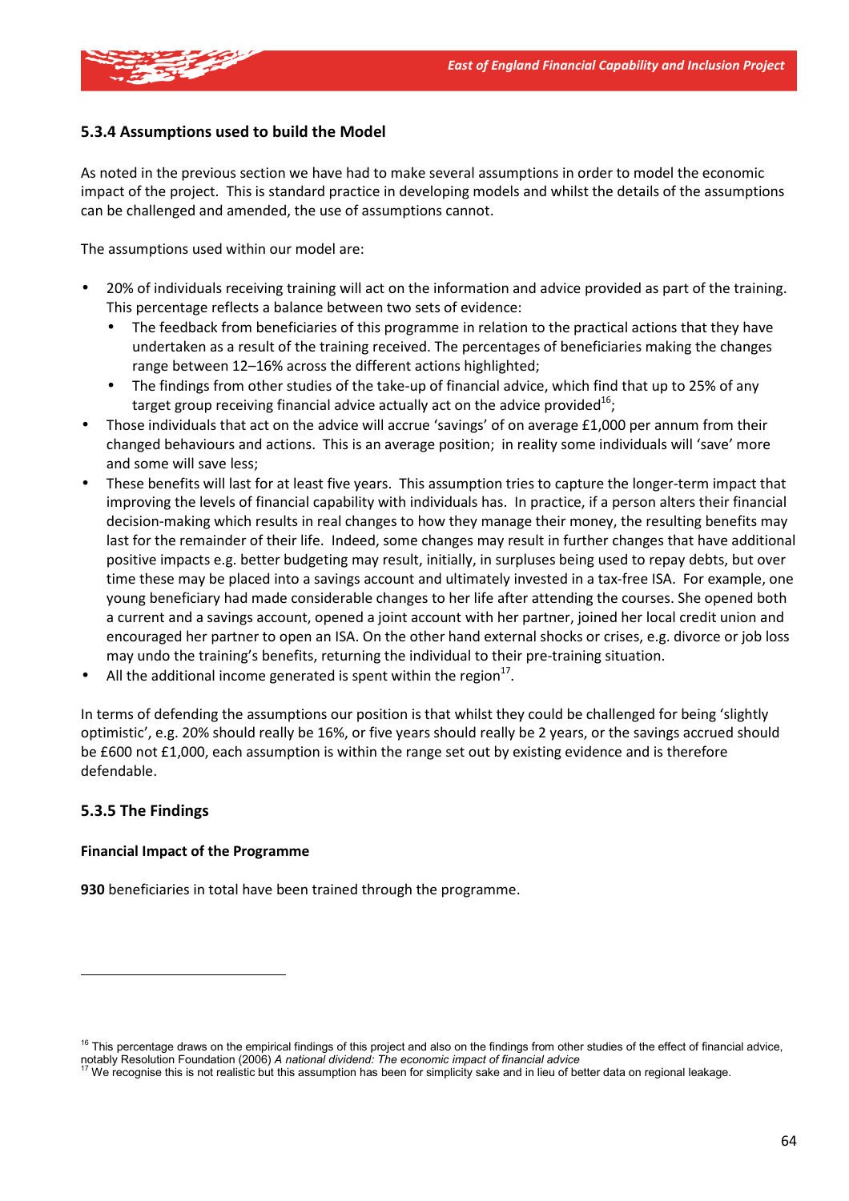### 5.3.4 Assumptions used to build the Model

As noted in the previous section we have had to make several assumptions in order to model the economic impact of the project. This is standard practice in developing models and whilst the details of the assumptions can be challenged and amended, the use of assumptions cannot.

The assumptions used within our model are:

- 20% of individuals receiving training will act on the information and advice provided as part of the training. This percentage reflects a balance between two sets of evidence:
  - The feedback from beneficiaries of this programme in relation to the practical actions that they have undertaken as a result of the training received. The percentages of beneficiaries making the changes range between 12–16% across the different actions highlighted;
  - The findings from other studies of the take-up of financial advice, which find that up to 25% of any target group receiving financial advice actually act on the advice provided[16];
- Those individuals that act on the advice will accrue 'savings' of on average £1,000 per annum from their changed behaviours and actions. This is an average position; in reality some individuals will 'save' more and some will save less;
- These benefits will last for at least five years. This assumption tries to capture the longer-term impact that improving the levels of financial capability with individuals has. In practice, if a person alters their financial decision-making which results in real changes to how they manage their money, the resulting benefits may last for the remainder of their life. Indeed, some changes may result in further changes that have additional positive impacts e.g. better budgeting may result, initially, in surpluses being used to repay debts, but over time these may be placed into a savings account and ultimately invested in a tax-free ISA. For example, one young beneficiary had made considerable changes to her life after attending the courses. She opened both a current and a savings account, opened a joint account with her partner, joined her local credit union and encouraged her partner to open an ISA. On the other hand external shocks or crises, e.g. divorce or job loss may undo the training's benefits, returning the individual to their pre-training situation.
- All the additional income generated is spent within the region[17].

In terms of defending the assumptions our position is that whilst they could be challenged for being 'slightly optimistic', e.g. 20% should really be 16%, or five years should really be 2 years, or the savings accrued should be £600 not £1,000, each assumption is within the range set out by existing evidence and is therefore defendable.

### 5.3.5 The Findings

**Financial Impact of the Programme**

**930** beneficiaries in total have been trained through the programme.

---

[16] This percentage draws on the empirical findings of this project and also on the findings from other studies of the effect of financial advice, notably Resolution Foundation (2006) *A national dividend: The economic impact of financial advice*

[17] We recognise this is not realistic but this assumption has been for simplicity sake and in lieu of better data on regional leakage.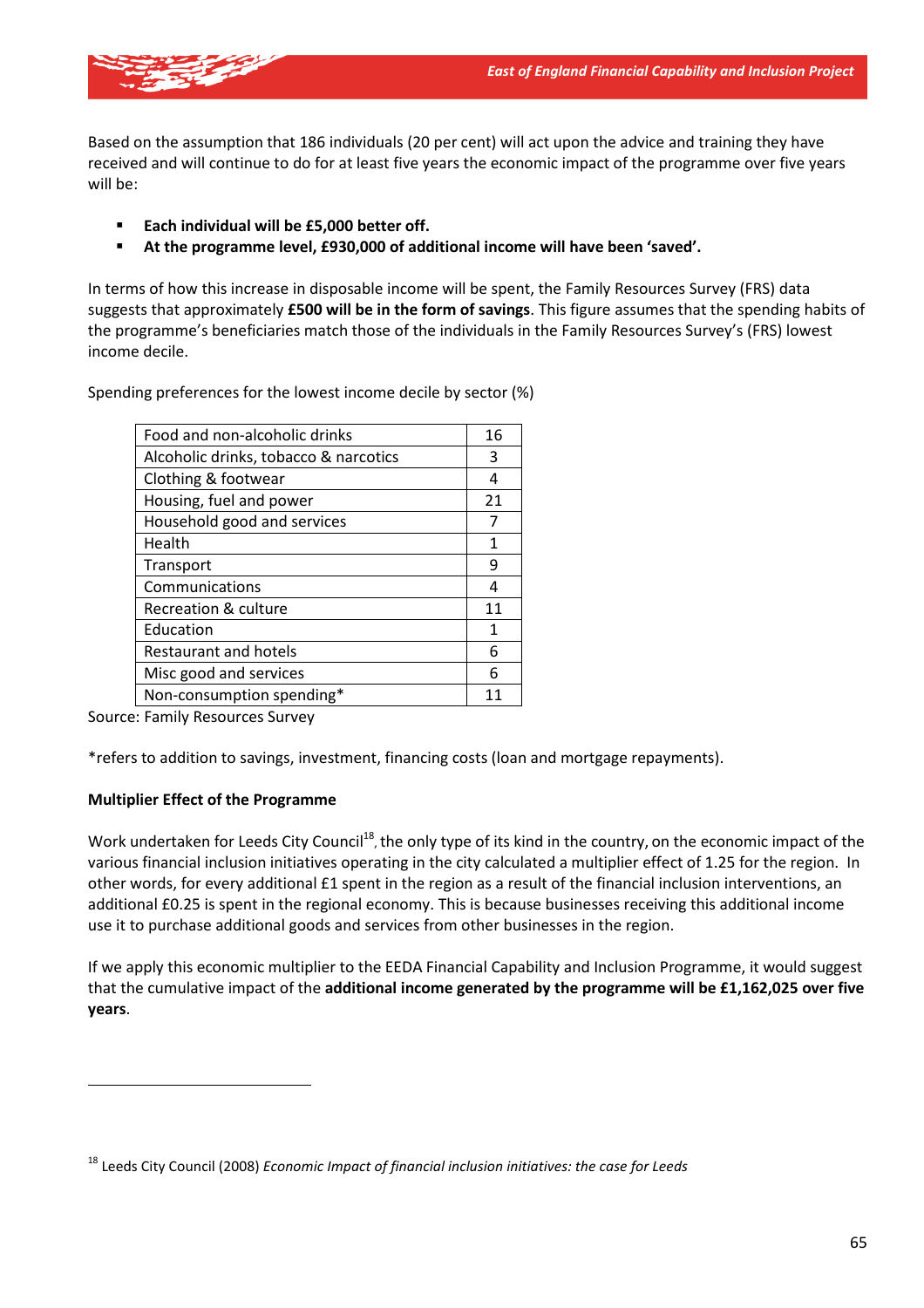Based on the assumption that 186 individuals (20 per cent) will act upon the advice and training they have received and will continue to do for at least five years the economic impact of the programme over five years will be:

- **Each individual will be £5,000 better off.**
- **At the programme level, £930,000 of additional income will have been 'saved'.**

In terms of how this increase in disposable income will be spent, the Family Resources Survey (FRS) data suggests that approximately **£500 will be in the form of savings**. This figure assumes that the spending habits of the programme's beneficiaries match those of the individuals in the Family Resources Survey's (FRS) lowest income decile.

Spending preferences for the lowest income decile by sector (%)

| Sector | % |
|---|---|
| Food and non-alcoholic drinks | 16 |
| Alcoholic drinks, tobacco & narcotics | 3 |
| Clothing & footwear | 4 |
| Housing, fuel and power | 21 |
| Household good and services | 7 |
| Health | 1 |
| Transport | 9 |
| Communications | 4 |
| Recreation & culture | 11 |
| Education | 1 |
| Restaurant and hotels | 6 |
| Misc good and services | 6 |
| Non-consumption spending* | 11 |

Source: Family Resources Survey

*refers to addition to savings, investment, financing costs (loan and mortgage repayments).

**Multiplier Effect of the Programme**

Work undertaken for Leeds City Council[18], the only type of its kind in the country, on the economic impact of the various financial inclusion initiatives operating in the city calculated a multiplier effect of 1.25 for the region. In other words, for every additional £1 spent in the region as a result of the financial inclusion interventions, an additional £0.25 is spent in the regional economy. This is because businesses receiving this additional income use it to purchase additional goods and services from other businesses in the region.

If we apply this economic multiplier to the EEDA Financial Capability and Inclusion Programme, it would suggest that the cumulative impact of the **additional income generated by the programme will be £1,162,025 over five years**.

[18] Leeds City Council (2008) *Economic Impact of financial inclusion initiatives: the case for Leeds*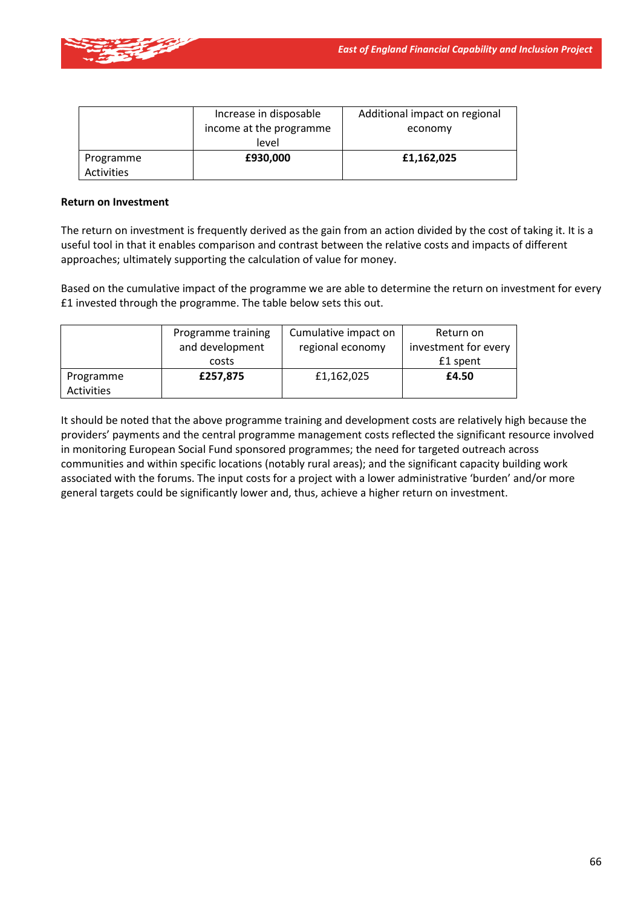| | Increase in disposable income at the programme level | Additional impact on regional economy |
|---|---|---|
| Programme Activities | **£930,000** | **£1,162,025** |

**Return on Investment**

The return on investment is frequently derived as the gain from an action divided by the cost of taking it. It is a useful tool in that it enables comparison and contrast between the relative costs and impacts of different approaches; ultimately supporting the calculation of value for money.

Based on the cumulative impact of the programme we are able to determine the return on investment for every £1 invested through the programme. The table below sets this out.

| | Programme training and development costs | Cumulative impact on regional economy | Return on investment for every £1 spent |
|---|---|---|---|
| Programme Activities | **£257,875** | £1,162,025 | **£4.50** |

It should be noted that the above programme training and development costs are relatively high because the providers' payments and the central programme management costs reflected the significant resource involved in monitoring European Social Fund sponsored programmes; the need for targeted outreach across communities and within specific locations (notably rural areas); and the significant capacity building work associated with the forums. The input costs for a project with a lower administrative 'burden' and/or more general targets could be significantly lower and, thus, achieve a higher return on investment.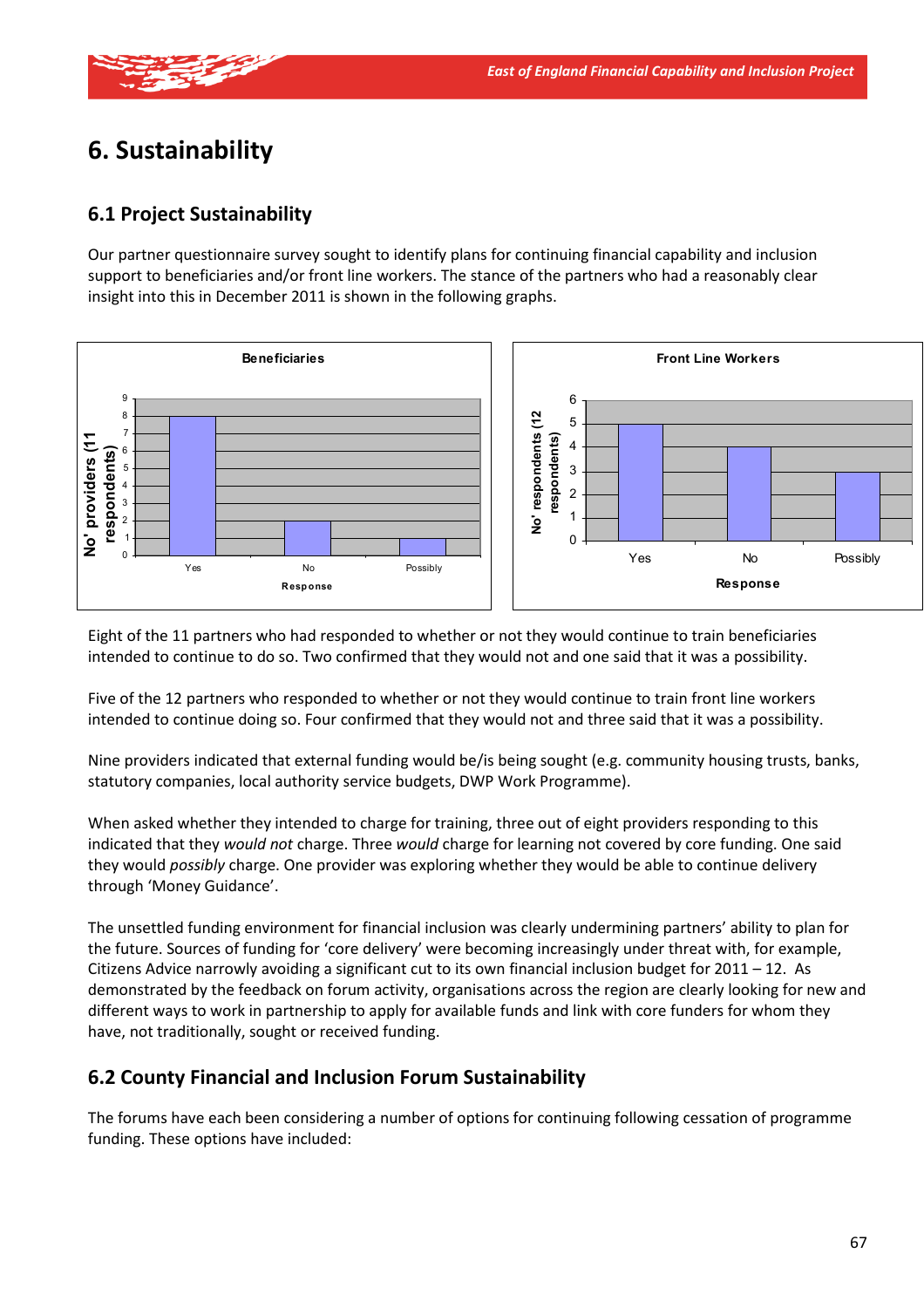# 6. Sustainability

## 6.1 Project Sustainability

Our partner questionnaire survey sought to identify plans for continuing financial capability and inclusion support to beneficiaries and/or front line workers. The stance of the partners who had a reasonably clear insight into this in December 2011 is shown in the following graphs.

**Beneficiaries**

| Response | No' providers (11 respondents) |
|---|---|
| Yes | 8 |
| No | 2 |
| Possibly | 1 |

**Front Line Workers**

| Response | No' respondents (12 respondents) |
|---|---|
| Yes | 5 |
| No | 4 |
| Possibly | 3 |

Eight of the 11 partners who had responded to whether or not they would continue to train beneficiaries intended to continue to do so. Two confirmed that they would not and one said that it was a possibility.

Five of the 12 partners who responded to whether or not they would continue to train front line workers intended to continue doing so. Four confirmed that they would not and three said that it was a possibility.

Nine providers indicated that external funding would be/is being sought (e.g. community housing trusts, banks, statutory companies, local authority service budgets, DWP Work Programme).

When asked whether they intended to charge for training, three out of eight providers responding to this indicated that they *would not* charge. Three *would* charge for learning not covered by core funding. One said they would *possibly* charge. One provider was exploring whether they would be able to continue delivery through 'Money Guidance'.

The unsettled funding environment for financial inclusion was clearly undermining partners' ability to plan for the future. Sources of funding for 'core delivery' were becoming increasingly under threat with, for example, Citizens Advice narrowly avoiding a significant cut to its own financial inclusion budget for 2011 – 12. As demonstrated by the feedback on forum activity, organisations across the region are clearly looking for new and different ways to work in partnership to apply for available funds and link with core funders for whom they have, not traditionally, sought or received funding.

## 6.2 County Financial and Inclusion Forum Sustainability

The forums have each been considering a number of options for continuing following cessation of programme funding. These options have included: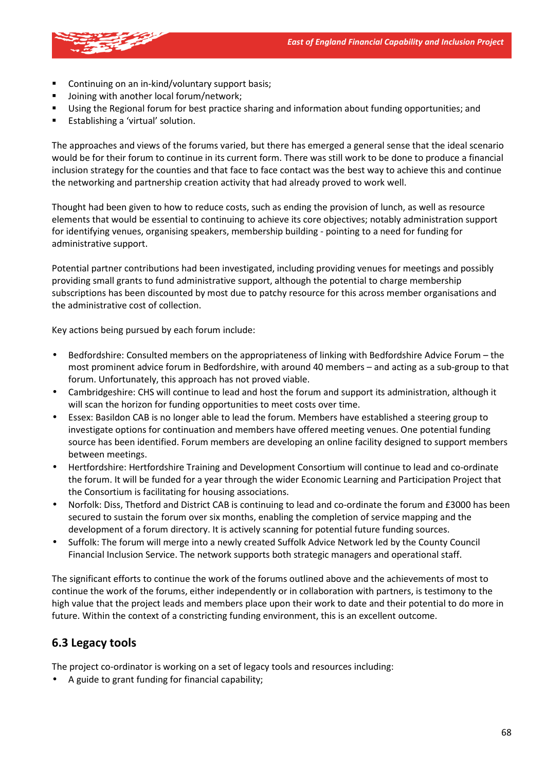- Continuing on an in-kind/voluntary support basis;
- Joining with another local forum/network;
- Using the Regional forum for best practice sharing and information about funding opportunities; and
- Establishing a 'virtual' solution.

The approaches and views of the forums varied, but there has emerged a general sense that the ideal scenario would be for their forum to continue in its current form. There was still work to be done to produce a financial inclusion strategy for the counties and that face to face contact was the best way to achieve this and continue the networking and partnership creation activity that had already proved to work well.

Thought had been given to how to reduce costs, such as ending the provision of lunch, as well as resource elements that would be essential to continuing to achieve its core objectives; notably administration support for identifying venues, organising speakers, membership building - pointing to a need for funding for administrative support.

Potential partner contributions had been investigated, including providing venues for meetings and possibly providing small grants to fund administrative support, although the potential to charge membership subscriptions has been discounted by most due to patchy resource for this across member organisations and the administrative cost of collection.

Key actions being pursued by each forum include:

- Bedfordshire: Consulted members on the appropriateness of linking with Bedfordshire Advice Forum – the most prominent advice forum in Bedfordshire, with around 40 members – and acting as a sub-group to that forum. Unfortunately, this approach has not proved viable.
- Cambridgeshire: CHS will continue to lead and host the forum and support its administration, although it will scan the horizon for funding opportunities to meet costs over time.
- Essex: Basildon CAB is no longer able to lead the forum. Members have established a steering group to investigate options for continuation and members have offered meeting venues. One potential funding source has been identified. Forum members are developing an online facility designed to support members between meetings.
- Hertfordshire: Hertfordshire Training and Development Consortium will continue to lead and co-ordinate the forum. It will be funded for a year through the wider Economic Learning and Participation Project that the Consortium is facilitating for housing associations.
- Norfolk: Diss, Thetford and District CAB is continuing to lead and co-ordinate the forum and £3000 has been secured to sustain the forum over six months, enabling the completion of service mapping and the development of a forum directory. It is actively scanning for potential future funding sources.
- Suffolk: The forum will merge into a newly created Suffolk Advice Network led by the County Council Financial Inclusion Service. The network supports both strategic managers and operational staff.

The significant efforts to continue the work of the forums outlined above and the achievements of most to continue the work of the forums, either independently or in collaboration with partners, is testimony to the high value that the project leads and members place upon their work to date and their potential to do more in future. Within the context of a constricting funding environment, this is an excellent outcome.

## 6.3 Legacy tools

The project co-ordinator is working on a set of legacy tools and resources including:

- A guide to grant funding for financial capability;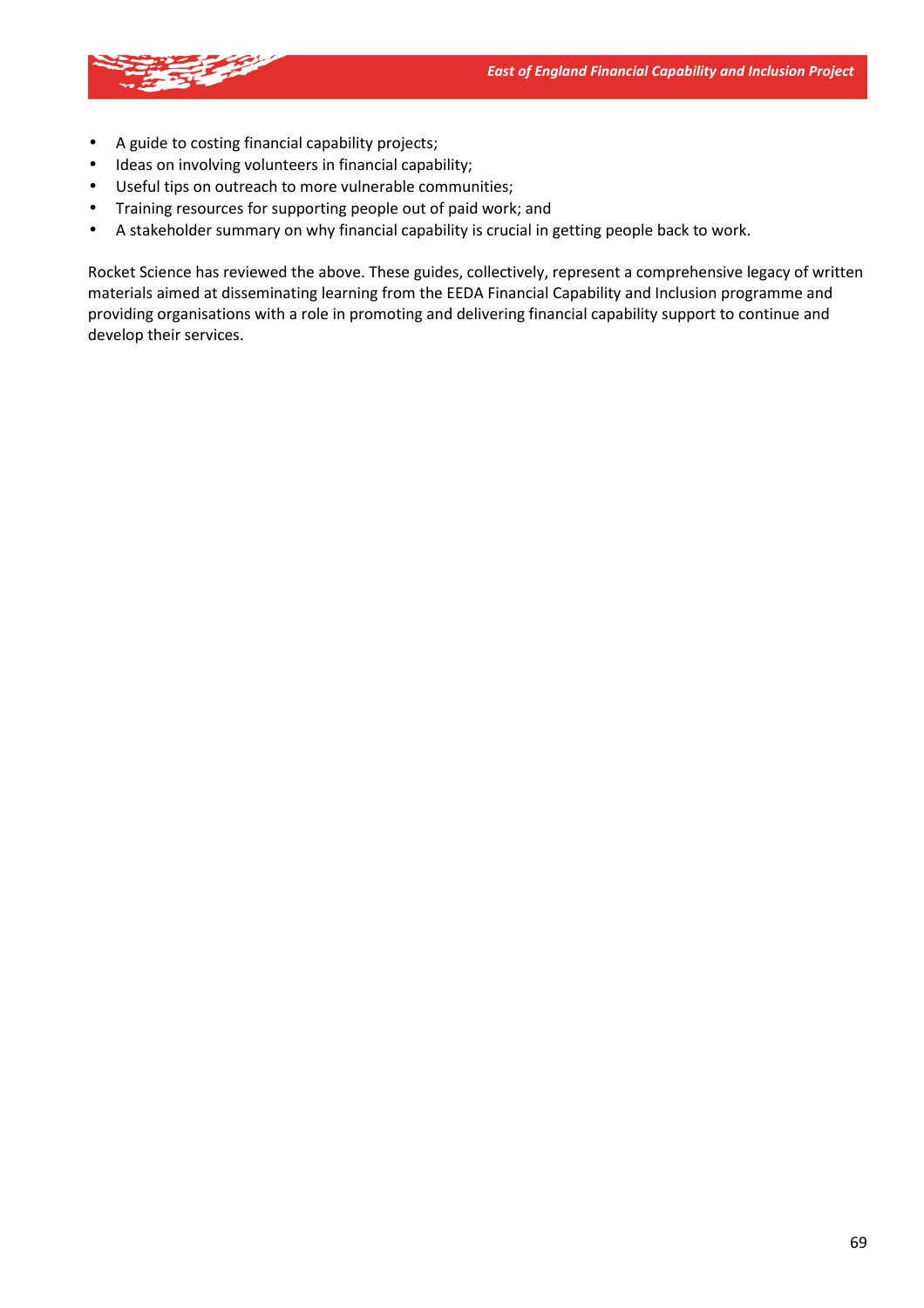- A guide to costing financial capability projects;
- Ideas on involving volunteers in financial capability;
- Useful tips on outreach to more vulnerable communities;
- Training resources for supporting people out of paid work; and
- A stakeholder summary on why financial capability is crucial in getting people back to work.

Rocket Science has reviewed the above. These guides, collectively, represent a comprehensive legacy of written materials aimed at disseminating learning from the EEDA Financial Capability and Inclusion programme and providing organisations with a role in promoting and delivering financial capability support to continue and develop their services.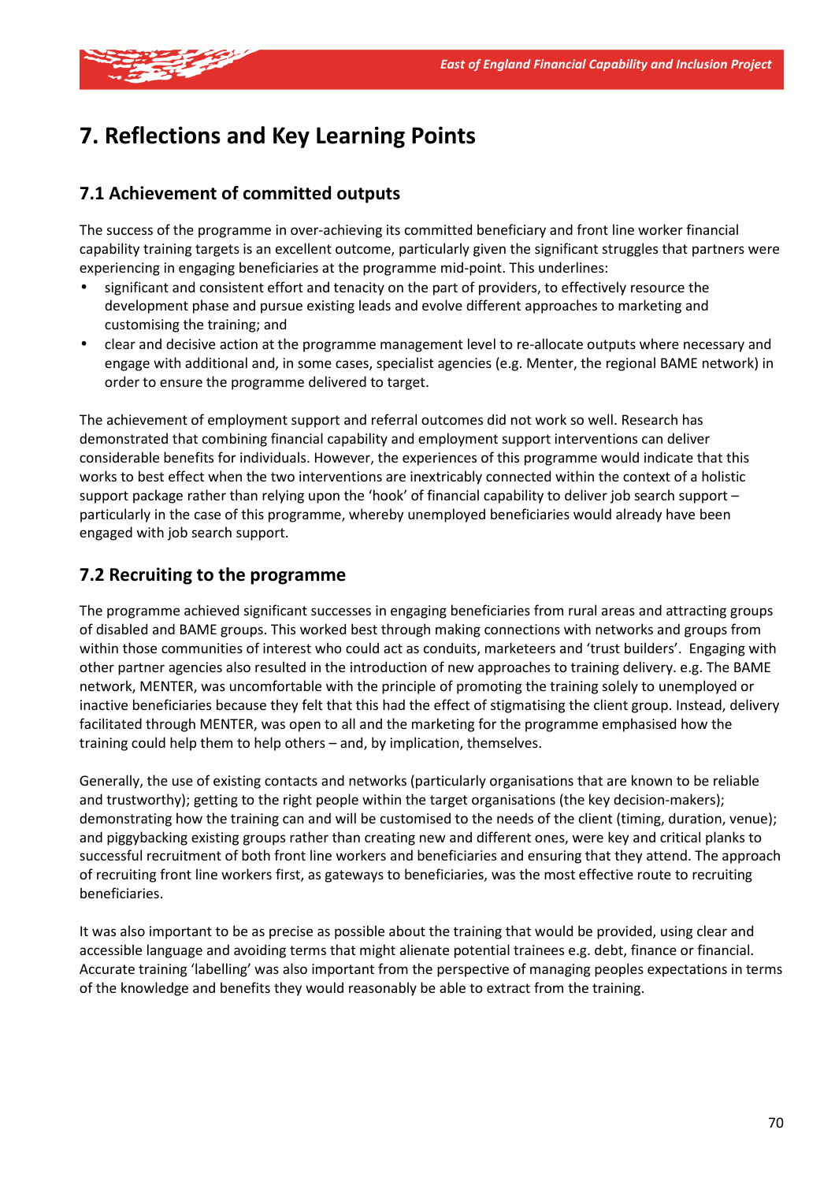# 7. Reflections and Key Learning Points

## 7.1 Achievement of committed outputs

The success of the programme in over-achieving its committed beneficiary and front line worker financial capability training targets is an excellent outcome, particularly given the significant struggles that partners were experiencing in engaging beneficiaries at the programme mid-point. This underlines:

- significant and consistent effort and tenacity on the part of providers, to effectively resource the development phase and pursue existing leads and evolve different approaches to marketing and customising the training; and
- clear and decisive action at the programme management level to re-allocate outputs where necessary and engage with additional and, in some cases, specialist agencies (e.g. Menter, the regional BAME network) in order to ensure the programme delivered to target.

The achievement of employment support and referral outcomes did not work so well. Research has demonstrated that combining financial capability and employment support interventions can deliver considerable benefits for individuals. However, the experiences of this programme would indicate that this works to best effect when the two interventions are inextricably connected within the context of a holistic support package rather than relying upon the 'hook' of financial capability to deliver job search support – particularly in the case of this programme, whereby unemployed beneficiaries would already have been engaged with job search support.

## 7.2 Recruiting to the programme

The programme achieved significant successes in engaging beneficiaries from rural areas and attracting groups of disabled and BAME groups. This worked best through making connections with networks and groups from within those communities of interest who could act as conduits, marketeers and 'trust builders'. Engaging with other partner agencies also resulted in the introduction of new approaches to training delivery. e.g. The BAME network, MENTER, was uncomfortable with the principle of promoting the training solely to unemployed or inactive beneficiaries because they felt that this had the effect of stigmatising the client group. Instead, delivery facilitated through MENTER, was open to all and the marketing for the programme emphasised how the training could help them to help others – and, by implication, themselves.

Generally, the use of existing contacts and networks (particularly organisations that are known to be reliable and trustworthy); getting to the right people within the target organisations (the key decision-makers); demonstrating how the training can and will be customised to the needs of the client (timing, duration, venue); and piggybacking existing groups rather than creating new and different ones, were key and critical planks to successful recruitment of both front line workers and beneficiaries and ensuring that they attend. The approach of recruiting front line workers first, as gateways to beneficiaries, was the most effective route to recruiting beneficiaries.

It was also important to be as precise as possible about the training that would be provided, using clear and accessible language and avoiding terms that might alienate potential trainees e.g. debt, finance or financial. Accurate training 'labelling' was also important from the perspective of managing peoples expectations in terms of the knowledge and benefits they would reasonably be able to extract from the training.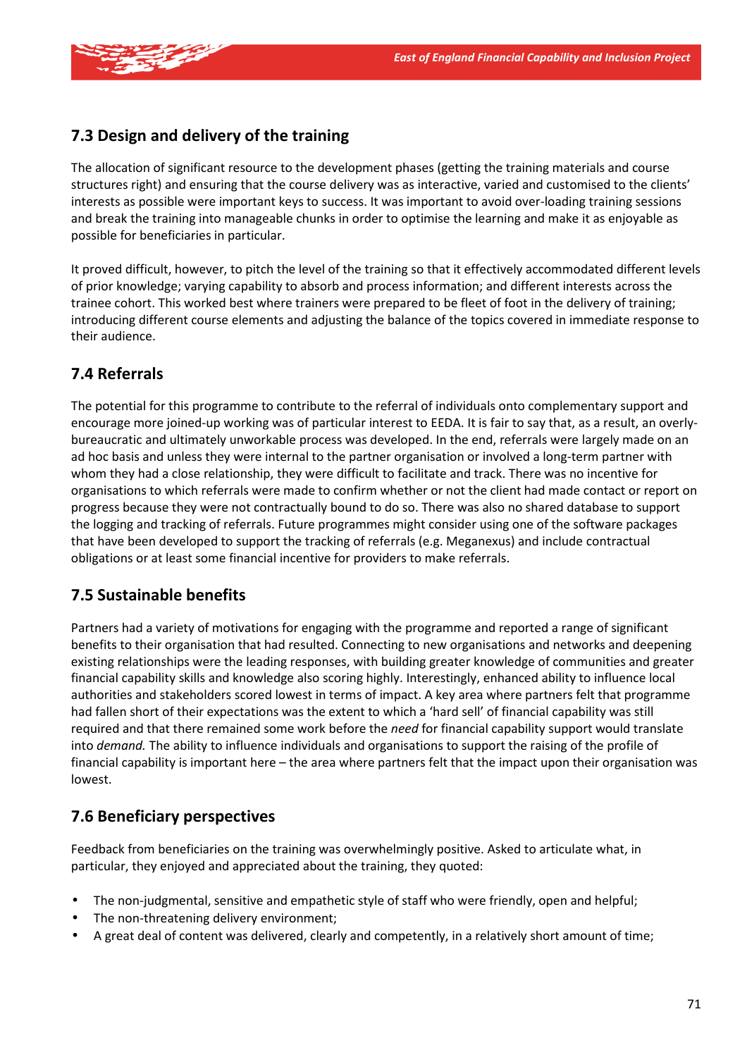## 7.3 Design and delivery of the training

The allocation of significant resource to the development phases (getting the training materials and course structures right) and ensuring that the course delivery was as interactive, varied and customised to the clients' interests as possible were important keys to success. It was important to avoid over-loading training sessions and break the training into manageable chunks in order to optimise the learning and make it as enjoyable as possible for beneficiaries in particular.

It proved difficult, however, to pitch the level of the training so that it effectively accommodated different levels of prior knowledge; varying capability to absorb and process information; and different interests across the trainee cohort. This worked best where trainers were prepared to be fleet of foot in the delivery of training; introducing different course elements and adjusting the balance of the topics covered in immediate response to their audience.

## 7.4 Referrals

The potential for this programme to contribute to the referral of individuals onto complementary support and encourage more joined-up working was of particular interest to EEDA. It is fair to say that, as a result, an overly-bureaucratic and ultimately unworkable process was developed. In the end, referrals were largely made on an ad hoc basis and unless they were internal to the partner organisation or involved a long-term partner with whom they had a close relationship, they were difficult to facilitate and track. There was no incentive for organisations to which referrals were made to confirm whether or not the client had made contact or report on progress because they were not contractually bound to do so. There was also no shared database to support the logging and tracking of referrals. Future programmes might consider using one of the software packages that have been developed to support the tracking of referrals (e.g. Meganexus) and include contractual obligations or at least some financial incentive for providers to make referrals.

## 7.5 Sustainable benefits

Partners had a variety of motivations for engaging with the programme and reported a range of significant benefits to their organisation that had resulted. Connecting to new organisations and networks and deepening existing relationships were the leading responses, with building greater knowledge of communities and greater financial capability skills and knowledge also scoring highly. Interestingly, enhanced ability to influence local authorities and stakeholders scored lowest in terms of impact. A key area where partners felt that programme had fallen short of their expectations was the extent to which a 'hard sell' of financial capability was still required and that there remained some work before the *need* for financial capability support would translate into *demand.* The ability to influence individuals and organisations to support the raising of the profile of financial capability is important here – the area where partners felt that the impact upon their organisation was lowest.

## 7.6 Beneficiary perspectives

Feedback from beneficiaries on the training was overwhelmingly positive. Asked to articulate what, in particular, they enjoyed and appreciated about the training, they quoted:

- The non-judgmental, sensitive and empathetic style of staff who were friendly, open and helpful;
- The non-threatening delivery environment;
- A great deal of content was delivered, clearly and competently, in a relatively short amount of time;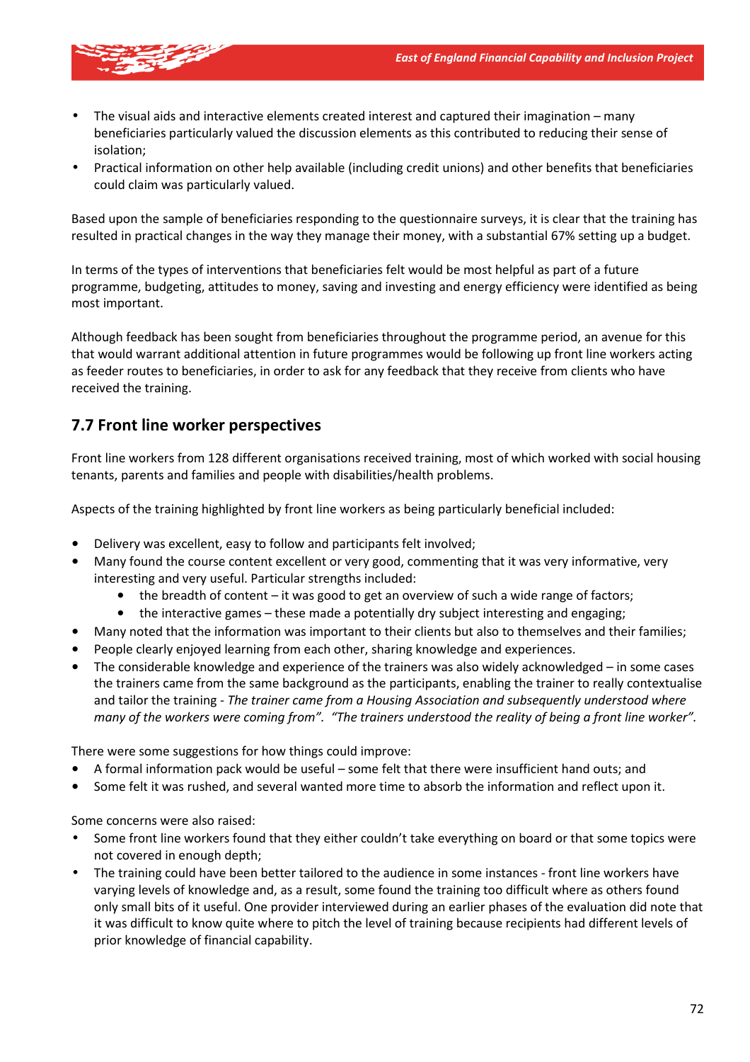- The visual aids and interactive elements created interest and captured their imagination – many beneficiaries particularly valued the discussion elements as this contributed to reducing their sense of isolation;
- Practical information on other help available (including credit unions) and other benefits that beneficiaries could claim was particularly valued.

Based upon the sample of beneficiaries responding to the questionnaire surveys, it is clear that the training has resulted in practical changes in the way they manage their money, with a substantial 67% setting up a budget.

In terms of the types of interventions that beneficiaries felt would be most helpful as part of a future programme, budgeting, attitudes to money, saving and investing and energy efficiency were identified as being most important.

Although feedback has been sought from beneficiaries throughout the programme period, an avenue for this that would warrant additional attention in future programmes would be following up front line workers acting as feeder routes to beneficiaries, in order to ask for any feedback that they receive from clients who have received the training.

## 7.7 Front line worker perspectives

Front line workers from 128 different organisations received training, most of which worked with social housing tenants, parents and families and people with disabilities/health problems.

Aspects of the training highlighted by front line workers as being particularly beneficial included:

- Delivery was excellent, easy to follow and participants felt involved;
- Many found the course content excellent or very good, commenting that it was very informative, very interesting and very useful. Particular strengths included:
    - the breadth of content – it was good to get an overview of such a wide range of factors;
    - the interactive games – these made a potentially dry subject interesting and engaging;
- Many noted that the information was important to their clients but also to themselves and their families;
- People clearly enjoyed learning from each other, sharing knowledge and experiences.
- The considerable knowledge and experience of the trainers was also widely acknowledged – in some cases the trainers came from the same background as the participants, enabling the trainer to really contextualise and tailor the training - *The trainer came from a Housing Association and subsequently understood where many of the workers were coming from". "The trainers understood the reality of being a front line worker"*.

There were some suggestions for how things could improve:

- A formal information pack would be useful – some felt that there were insufficient hand outs; and
- Some felt it was rushed, and several wanted more time to absorb the information and reflect upon it.

Some concerns were also raised:

- Some front line workers found that they either couldn't take everything on board or that some topics were not covered in enough depth;
- The training could have been better tailored to the audience in some instances - front line workers have varying levels of knowledge and, as a result, some found the training too difficult where as others found only small bits of it useful. One provider interviewed during an earlier phases of the evaluation did note that it was difficult to know quite where to pitch the level of training because recipients had different levels of prior knowledge of financial capability.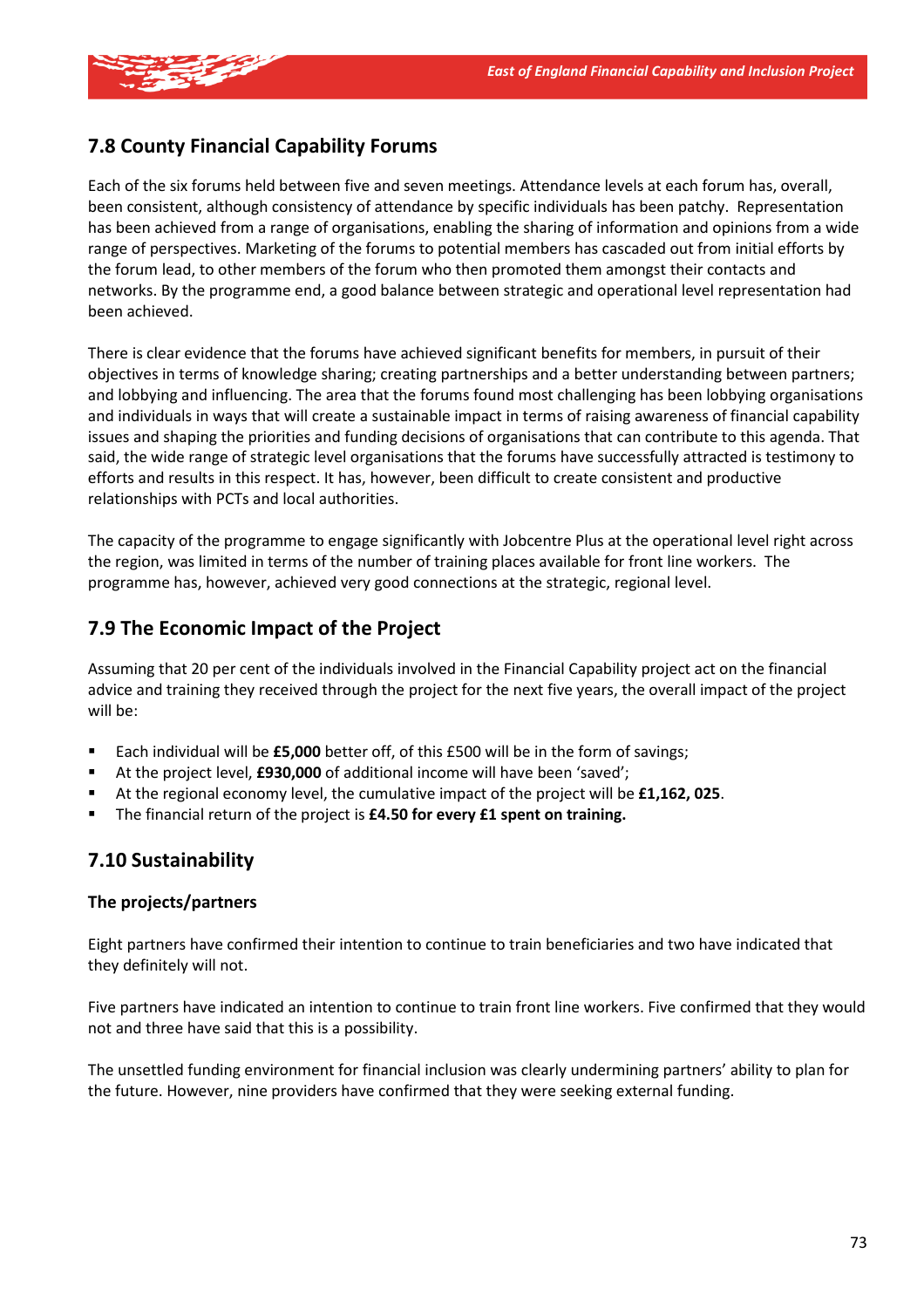## 7.8 County Financial Capability Forums

Each of the six forums held between five and seven meetings. Attendance levels at each forum has, overall, been consistent, although consistency of attendance by specific individuals has been patchy. Representation has been achieved from a range of organisations, enabling the sharing of information and opinions from a wide range of perspectives. Marketing of the forums to potential members has cascaded out from initial efforts by the forum lead, to other members of the forum who then promoted them amongst their contacts and networks. By the programme end, a good balance between strategic and operational level representation had been achieved.

There is clear evidence that the forums have achieved significant benefits for members, in pursuit of their objectives in terms of knowledge sharing; creating partnerships and a better understanding between partners; and lobbying and influencing. The area that the forums found most challenging has been lobbying organisations and individuals in ways that will create a sustainable impact in terms of raising awareness of financial capability issues and shaping the priorities and funding decisions of organisations that can contribute to this agenda. That said, the wide range of strategic level organisations that the forums have successfully attracted is testimony to efforts and results in this respect. It has, however, been difficult to create consistent and productive relationships with PCTs and local authorities.

The capacity of the programme to engage significantly with Jobcentre Plus at the operational level right across the region, was limited in terms of the number of training places available for front line workers. The programme has, however, achieved very good connections at the strategic, regional level.

## 7.9 The Economic Impact of the Project

Assuming that 20 per cent of the individuals involved in the Financial Capability project act on the financial advice and training they received through the project for the next five years, the overall impact of the project will be:

- Each individual will be **£5,000** better off, of this £500 will be in the form of savings;
- At the project level, **£930,000** of additional income will have been 'saved';
- At the regional economy level, the cumulative impact of the project will be **£1,162, 025**.
- The financial return of the project is **£4.50 for every £1 spent on training.**

## 7.10 Sustainability

### The projects/partners

Eight partners have confirmed their intention to continue to train beneficiaries and two have indicated that they definitely will not.

Five partners have indicated an intention to continue to train front line workers. Five confirmed that they would not and three have said that this is a possibility.

The unsettled funding environment for financial inclusion was clearly undermining partners' ability to plan for the future. However, nine providers have confirmed that they were seeking external funding.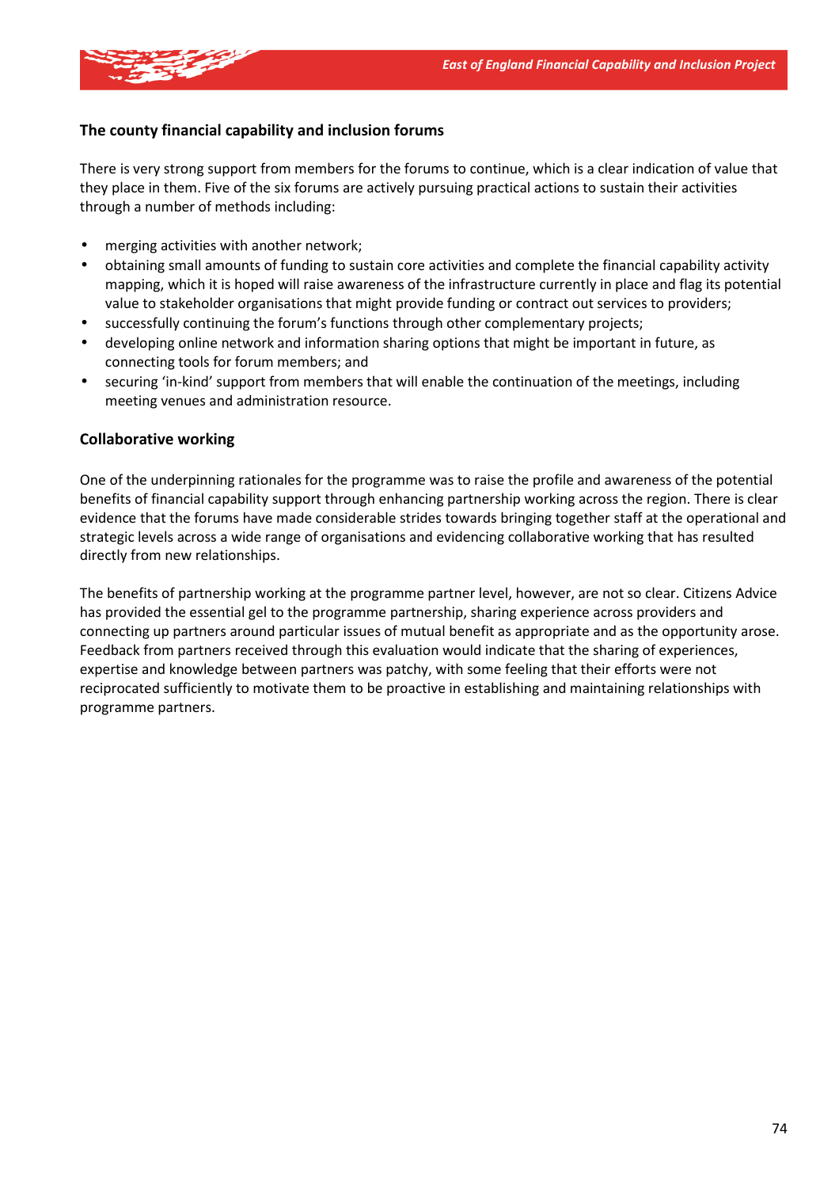### The county financial capability and inclusion forums

There is very strong support from members for the forums to continue, which is a clear indication of value that they place in them. Five of the six forums are actively pursuing practical actions to sustain their activities through a number of methods including:

- merging activities with another network;
- obtaining small amounts of funding to sustain core activities and complete the financial capability activity mapping, which it is hoped will raise awareness of the infrastructure currently in place and flag its potential value to stakeholder organisations that might provide funding or contract out services to providers;
- successfully continuing the forum's functions through other complementary projects;
- developing online network and information sharing options that might be important in future, as connecting tools for forum members; and
- securing 'in-kind' support from members that will enable the continuation of the meetings, including meeting venues and administration resource.

### Collaborative working

One of the underpinning rationales for the programme was to raise the profile and awareness of the potential benefits of financial capability support through enhancing partnership working across the region. There is clear evidence that the forums have made considerable strides towards bringing together staff at the operational and strategic levels across a wide range of organisations and evidencing collaborative working that has resulted directly from new relationships.

The benefits of partnership working at the programme partner level, however, are not so clear. Citizens Advice has provided the essential gel to the programme partnership, sharing experience across providers and connecting up partners around particular issues of mutual benefit as appropriate and as the opportunity arose. Feedback from partners received through this evaluation would indicate that the sharing of experiences, expertise and knowledge between partners was patchy, with some feeling that their efforts were not reciprocated sufficiently to motivate them to be proactive in establishing and maintaining relationships with programme partners.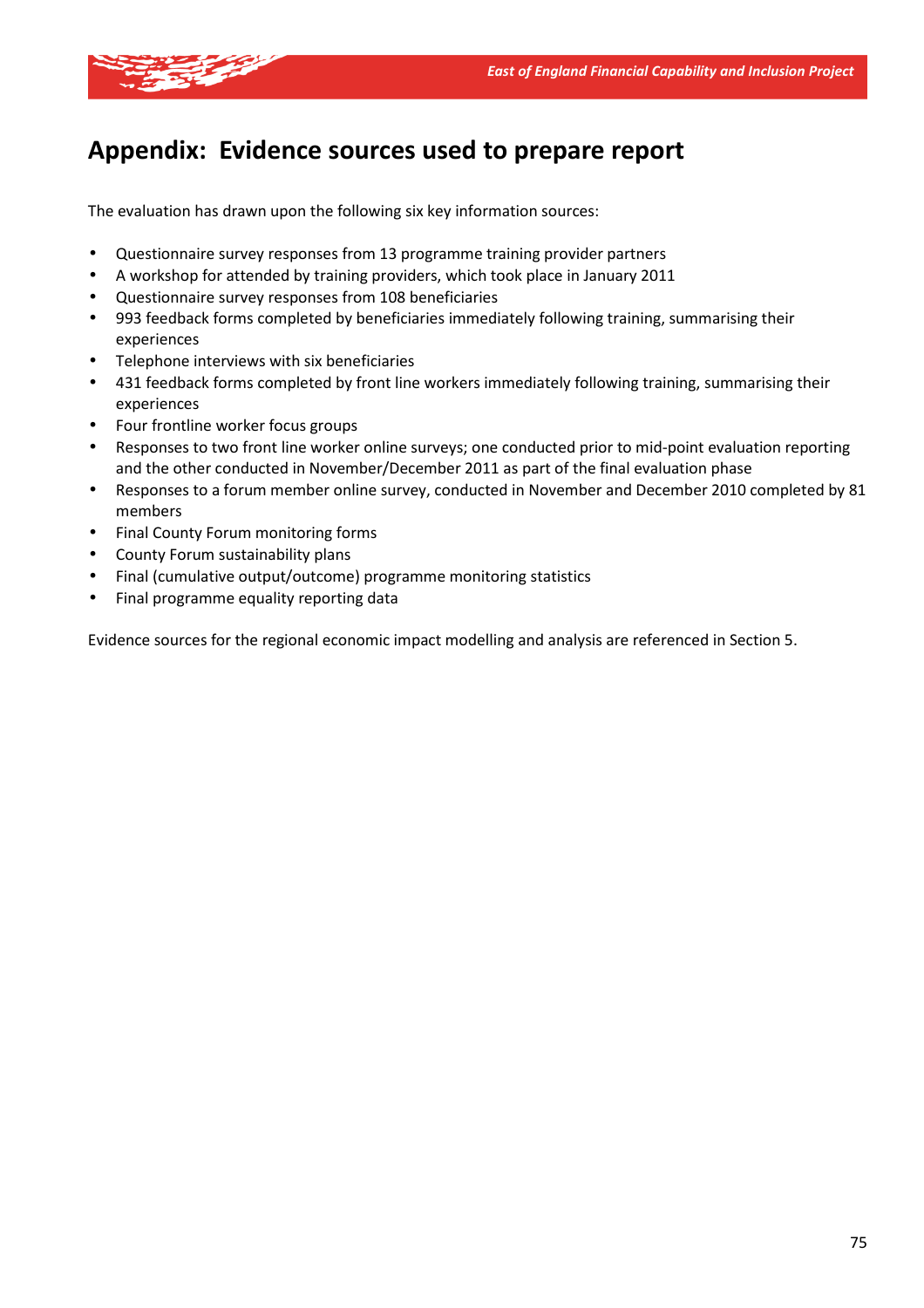# Appendix: Evidence sources used to prepare report

The evaluation has drawn upon the following six key information sources:

- Questionnaire survey responses from 13 programme training provider partners
- A workshop for attended by training providers, which took place in January 2011
- Questionnaire survey responses from 108 beneficiaries
- 993 feedback forms completed by beneficiaries immediately following training, summarising their experiences
- Telephone interviews with six beneficiaries
- 431 feedback forms completed by front line workers immediately following training, summarising their experiences
- Four frontline worker focus groups
- Responses to two front line worker online surveys; one conducted prior to mid-point evaluation reporting and the other conducted in November/December 2011 as part of the final evaluation phase
- Responses to a forum member online survey, conducted in November and December 2010 completed by 81 members
- Final County Forum monitoring forms
- County Forum sustainability plans
- Final (cumulative output/outcome) programme monitoring statistics
- Final programme equality reporting data

Evidence sources for the regional economic impact modelling and analysis are referenced in Section 5.